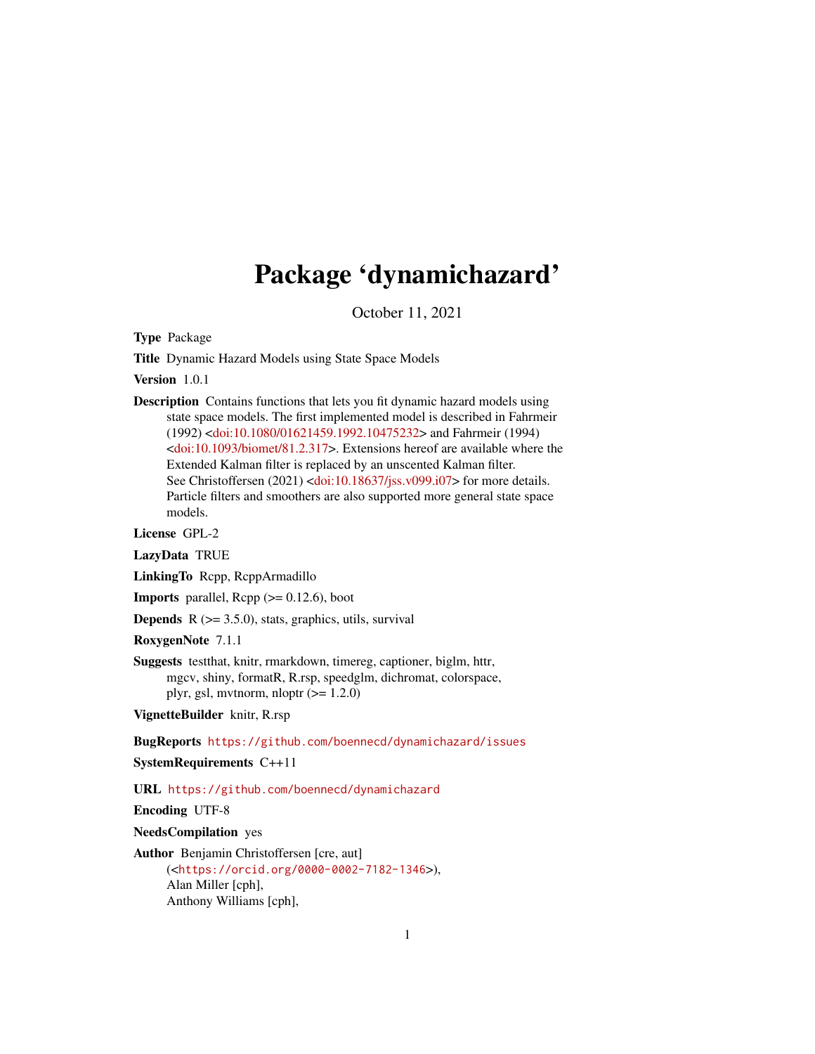# Package 'dynamichazard'

October 11, 2021

**Type** Package

**Title** Dynamic Hazard Models using State Space Models

**Version** 1.0.1

**Description** Contains functions that lets you fit dynamic hazard models using state space models. The first implemented model is described in Fahrmeir (1992) <doi:10.1080/01621459.1992.10475232> and Fahrmeir (1994) <doi:10.1093/biomet/81.2.317>. Extensions hereof are available where the Extended Kalman filter is replaced by an unscented Kalman filter. See Christoffersen (2021) <doi:10.18637/jss.v099.i07> for more details. Particle filters and smoothers are also supported more general state space models.

**License** GPL-2

**LazyData** TRUE

**LinkingTo** Rcpp, RcppArmadillo

**Imports** parallel, Rcpp (>= 0.12.6), boot

**Depends** R (>= 3.5.0), stats, graphics, utils, survival

**RoxygenNote** 7.1.1

**Suggests** testthat, knitr, rmarkdown, timereg, captioner, biglm, httr, mgcv, shiny, formatR, R.rsp, speedglm, dichromat, colorspace, plyr, gsl, mvtnorm, nloptr (>= 1.2.0)

**VignetteBuilder** knitr, R.rsp

**BugReports** https://github.com/boennecd/dynamichazard/issues

**SystemRequirements** C++11

**URL** https://github.com/boennecd/dynamichazard

**Encoding** UTF-8

**NeedsCompilation** yes

**Author** Benjamin Christoffersen [cre, aut] (<https://orcid.org/0000-0002-7182-1346>), Alan Miller [cph], Anthony Williams [cph],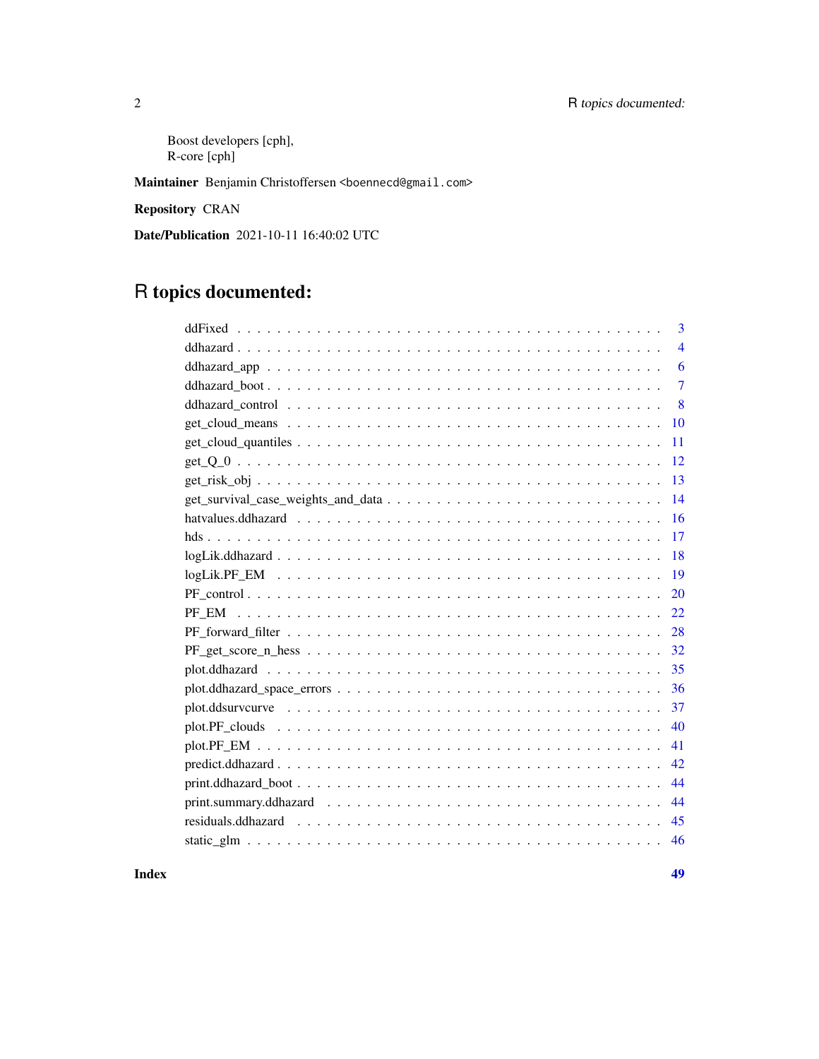Boost developers [cph],
R-core [cph]

**Maintainer** Benjamin Christoffersen <boennecd@gmail.com>

**Repository** CRAN

**Date/Publication** 2021-10-11 16:40:02 UTC

# R topics documented:

ddFixed . . . . . . . . . . . . . . . . . . . . . . . . . . . . . . . . . . . . . . . . . . 3
ddhazard . . . . . . . . . . . . . . . . . . . . . . . . . . . . . . . . . . . . . . . . . . 4
ddhazard_app . . . . . . . . . . . . . . . . . . . . . . . . . . . . . . . . . . . . . . . 6
ddhazard_boot . . . . . . . . . . . . . . . . . . . . . . . . . . . . . . . . . . . . . . 7
ddhazard_control . . . . . . . . . . . . . . . . . . . . . . . . . . . . . . . . . . . . . 8
get_cloud_means . . . . . . . . . . . . . . . . . . . . . . . . . . . . . . . . . . . . . 10
get_cloud_quantiles . . . . . . . . . . . . . . . . . . . . . . . . . . . . . . . . . . . 11
get_Q_0 . . . . . . . . . . . . . . . . . . . . . . . . . . . . . . . . . . . . . . . . . . 12
get_risk_obj . . . . . . . . . . . . . . . . . . . . . . . . . . . . . . . . . . . . . . . 13
get_survival_case_weights_and_data . . . . . . . . . . . . . . . . . . . . . . . . . . 14
hatvalues.ddhazard . . . . . . . . . . . . . . . . . . . . . . . . . . . . . . . . . . . 16
hds . . . . . . . . . . . . . . . . . . . . . . . . . . . . . . . . . . . . . . . . . . . . 17
logLik.ddhazard . . . . . . . . . . . . . . . . . . . . . . . . . . . . . . . . . . . . . 18
logLik.PF_EM . . . . . . . . . . . . . . . . . . . . . . . . . . . . . . . . . . . . . . 19
PF_control . . . . . . . . . . . . . . . . . . . . . . . . . . . . . . . . . . . . . . . . 20
PF_EM . . . . . . . . . . . . . . . . . . . . . . . . . . . . . . . . . . . . . . . . . . 22
PF_forward_filter . . . . . . . . . . . . . . . . . . . . . . . . . . . . . . . . . . . . 28
PF_get_score_n_hess . . . . . . . . . . . . . . . . . . . . . . . . . . . . . . . . . . 32
plot.ddhazard . . . . . . . . . . . . . . . . . . . . . . . . . . . . . . . . . . . . . . 35
plot.ddhazard_space_errors . . . . . . . . . . . . . . . . . . . . . . . . . . . . . . . 36
plot.ddsurvcurve . . . . . . . . . . . . . . . . . . . . . . . . . . . . . . . . . . . . . 37
plot.PF_clouds . . . . . . . . . . . . . . . . . . . . . . . . . . . . . . . . . . . . . . 40
plot.PF_EM . . . . . . . . . . . . . . . . . . . . . . . . . . . . . . . . . . . . . . . . 41
predict.ddhazard . . . . . . . . . . . . . . . . . . . . . . . . . . . . . . . . . . . . . 42
print.ddhazard_boot . . . . . . . . . . . . . . . . . . . . . . . . . . . . . . . . . . . 44
print.summary.ddhazard . . . . . . . . . . . . . . . . . . . . . . . . . . . . . . . . . 44
residuals.ddhazard . . . . . . . . . . . . . . . . . . . . . . . . . . . . . . . . . . . . 45
static_glm . . . . . . . . . . . . . . . . . . . . . . . . . . . . . . . . . . . . . . . . 46

**Index** **49**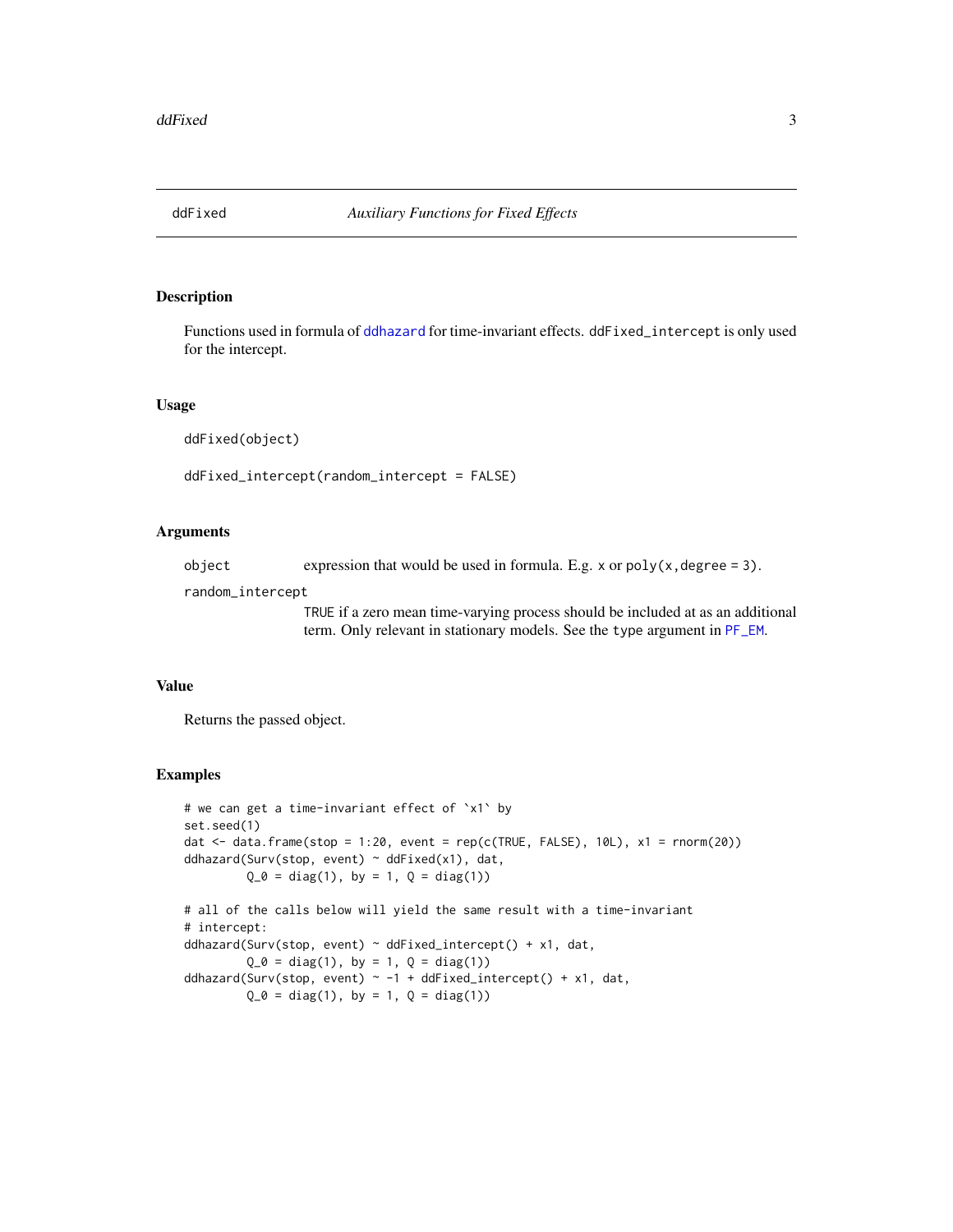## ddFixed — *Auxiliary Functions for Fixed Effects*

### Description

Functions used in formula of ddhazard for time-invariant effects. ddFixed_intercept is only used for the intercept.

### Usage

```
ddFixed(object)

ddFixed_intercept(random_intercept = FALSE)
```

### Arguments

| | |
|---|---|
| object | expression that would be used in formula. E.g. x or poly(x,degree = 3). |
| random_intercept | TRUE if a zero mean time-varying process should be included at as an additional term. Only relevant in stationary models. See the type argument in PF_EM. |

### Value

Returns the passed object.

### Examples

```
# we can get a time-invariant effect of `x1` by
set.seed(1)
dat <- data.frame(stop = 1:20, event = rep(c(TRUE, FALSE), 10L), x1 = rnorm(20))
ddhazard(Surv(stop, event) ~ ddFixed(x1), dat,
         Q_0 = diag(1), by = 1, Q = diag(1))

# all of the calls below will yield the same result with a time-invariant
# intercept:
ddhazard(Surv(stop, event) ~ ddFixed_intercept() + x1, dat,
         Q_0 = diag(1), by = 1, Q = diag(1))
ddhazard(Surv(stop, event) ~ -1 + ddFixed_intercept() + x1, dat,
         Q_0 = diag(1), by = 1, Q = diag(1))
```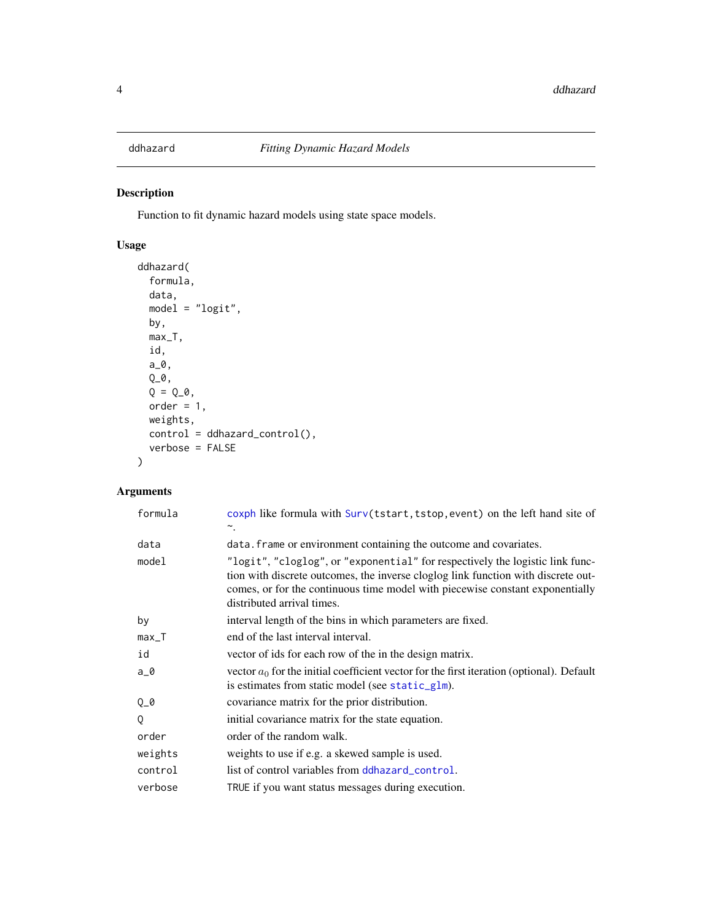## ddhazard — *Fitting Dynamic Hazard Models*

### Description

Function to fit dynamic hazard models using state space models.

### Usage

```
ddhazard(
  formula,
  data,
  model = "logit",
  by,
  max_T,
  id,
  a_0,
  Q_0,
  Q = Q_0,
  order = 1,
  weights,
  control = ddhazard_control(),
  verbose = FALSE
)
```

### Arguments

| | |
|---|---|
| `formula` | `coxph` like formula with `Surv(tstart,tstop,event)` on the left hand site of ~. |
| `data` | `data.frame` or environment containing the outcome and covariates. |
| `model` | `"logit"`, `"cloglog"`, or `"exponential"` for respectively the logistic link function with discrete outcomes, the inverse cloglog link function with discrete outcomes, or for the continuous time model with piecewise constant exponentially distributed arrival times. |
| `by` | interval length of the bins in which parameters are fixed. |
| `max_T` | end of the last interval interval. |
| `id` | vector of ids for each row of the in the design matrix. |
| `a_0` | vector $a_0$ for the initial coefficient vector for the first iteration (optional). Default is estimates from static model (see `static_glm`). |
| `Q_0` | covariance matrix for the prior distribution. |
| `Q` | initial covariance matrix for the state equation. |
| `order` | order of the random walk. |
| `weights` | weights to use if e.g. a skewed sample is used. |
| `control` | list of control variables from `ddhazard_control`. |
| `verbose` | `TRUE` if you want status messages during execution. |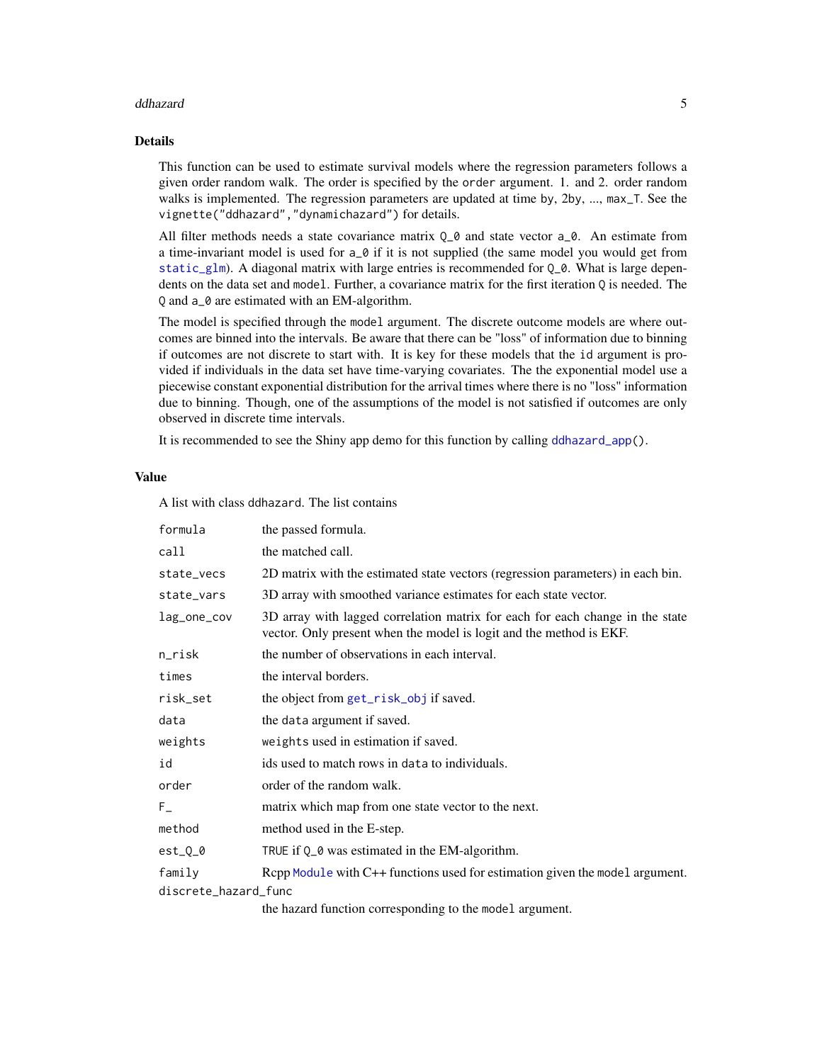## Details

This function can be used to estimate survival models where the regression parameters follows a given order random walk. The order is specified by the `order` argument. 1. and 2. order random walks is implemented. The regression parameters are updated at time `by`, `2by`, ..., `max_T`. See the `vignette("ddhazard","dynamichazard")` for details.

All filter methods needs a state covariance matrix `Q_0` and state vector `a_0`. An estimate from a time-invariant model is used for `a_0` if it is not supplied (the same model you would get from `static_glm`). A diagonal matrix with large entries is recommended for `Q_0`. What is large dependents on the data set and `model`. Further, a covariance matrix for the first iteration `Q` is needed. The `Q` and `a_0` are estimated with an EM-algorithm.

The model is specified through the `model` argument. The discrete outcome models are where outcomes are binned into the intervals. Be aware that there can be "loss" of information due to binning if outcomes are not discrete to start with. It is key for these models that the `id` argument is provided if individuals in the data set have time-varying covariates. The the exponential model use a piecewise constant exponential distribution for the arrival times where there is no "loss" information due to binning. Though, one of the assumptions of the model is not satisfied if outcomes are only observed in discrete time intervals.

It is recommended to see the Shiny app demo for this function by calling `ddhazard_app()`.

## Value

A list with class `ddhazard`. The list contains

| | |
|---|---|
| `formula` | the passed formula. |
| `call` | the matched call. |
| `state_vecs` | 2D matrix with the estimated state vectors (regression parameters) in each bin. |
| `state_vars` | 3D array with smoothed variance estimates for each state vector. |
| `lag_one_cov` | 3D array with lagged correlation matrix for each for each change in the state vector. Only present when the model is logit and the method is EKF. |
| `n_risk` | the number of observations in each interval. |
| `times` | the interval borders. |
| `risk_set` | the object from `get_risk_obj` if saved. |
| `data` | the `data` argument if saved. |
| `weights` | `weights` used in estimation if saved. |
| `id` | ids used to match rows in `data` to individuals. |
| `order` | order of the random walk. |
| `F_` | matrix which map from one state vector to the next. |
| `method` | method used in the E-step. |
| `est_Q_0` | `TRUE` if `Q_0` was estimated in the EM-algorithm. |
| `family` | Rcpp `Module` with C++ functions used for estimation given the `model` argument. |
| `discrete_hazard_func` | the hazard function corresponding to the `model` argument. |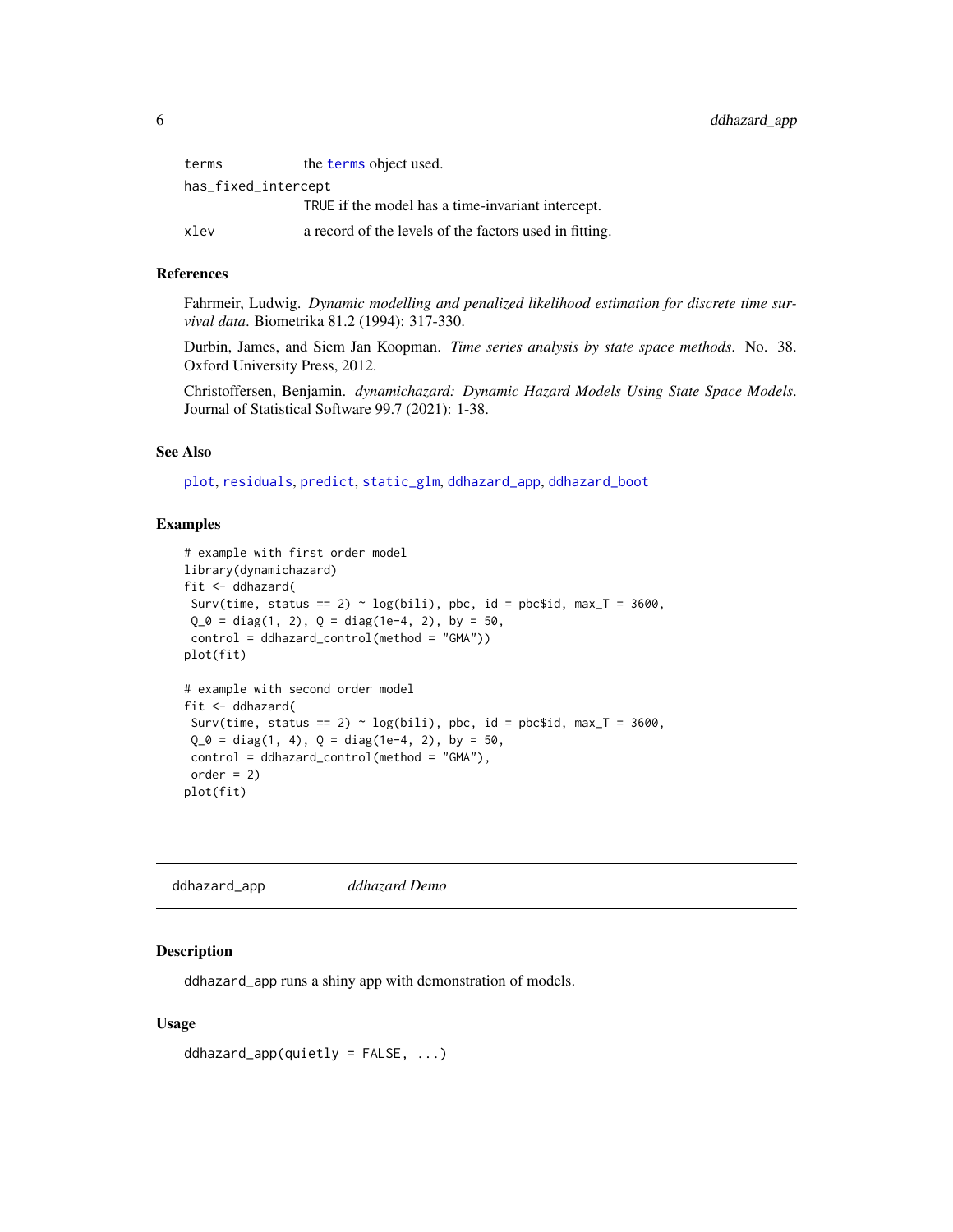| | |
|---|---|
| terms | the terms object used. |
| has_fixed_intercept | TRUE if the model has a time-invariant intercept. |
| xlev | a record of the levels of the factors used in fitting. |

### References

Fahrmeir, Ludwig. *Dynamic modelling and penalized likelihood estimation for discrete time survival data*. Biometrika 81.2 (1994): 317-330.

Durbin, James, and Siem Jan Koopman. *Time series analysis by state space methods*. No. 38. Oxford University Press, 2012.

Christoffersen, Benjamin. *dynamichazard: Dynamic Hazard Models Using State Space Models*. Journal of Statistical Software 99.7 (2021): 1-38.

### See Also

plot, residuals, predict, static_glm, ddhazard_app, ddhazard_boot

### Examples

```
# example with first order model
library(dynamichazard)
fit <- ddhazard(
 Surv(time, status == 2) ~ log(bili), pbc, id = pbc$id, max_T = 3600,
 Q_0 = diag(1, 2), Q = diag(1e-4, 2), by = 50,
 control = ddhazard_control(method = "GMA"))
plot(fit)

# example with second order model
fit <- ddhazard(
 Surv(time, status == 2) ~ log(bili), pbc, id = pbc$id, max_T = 3600,
 Q_0 = diag(1, 4), Q = diag(1e-4, 2), by = 50,
 control = ddhazard_control(method = "GMA"),
 order = 2)
plot(fit)
```

---

## ddhazard_app    *ddhazard Demo*

---

### Description

ddhazard_app runs a shiny app with demonstration of models.

### Usage

```
ddhazard_app(quietly = FALSE, ...)
```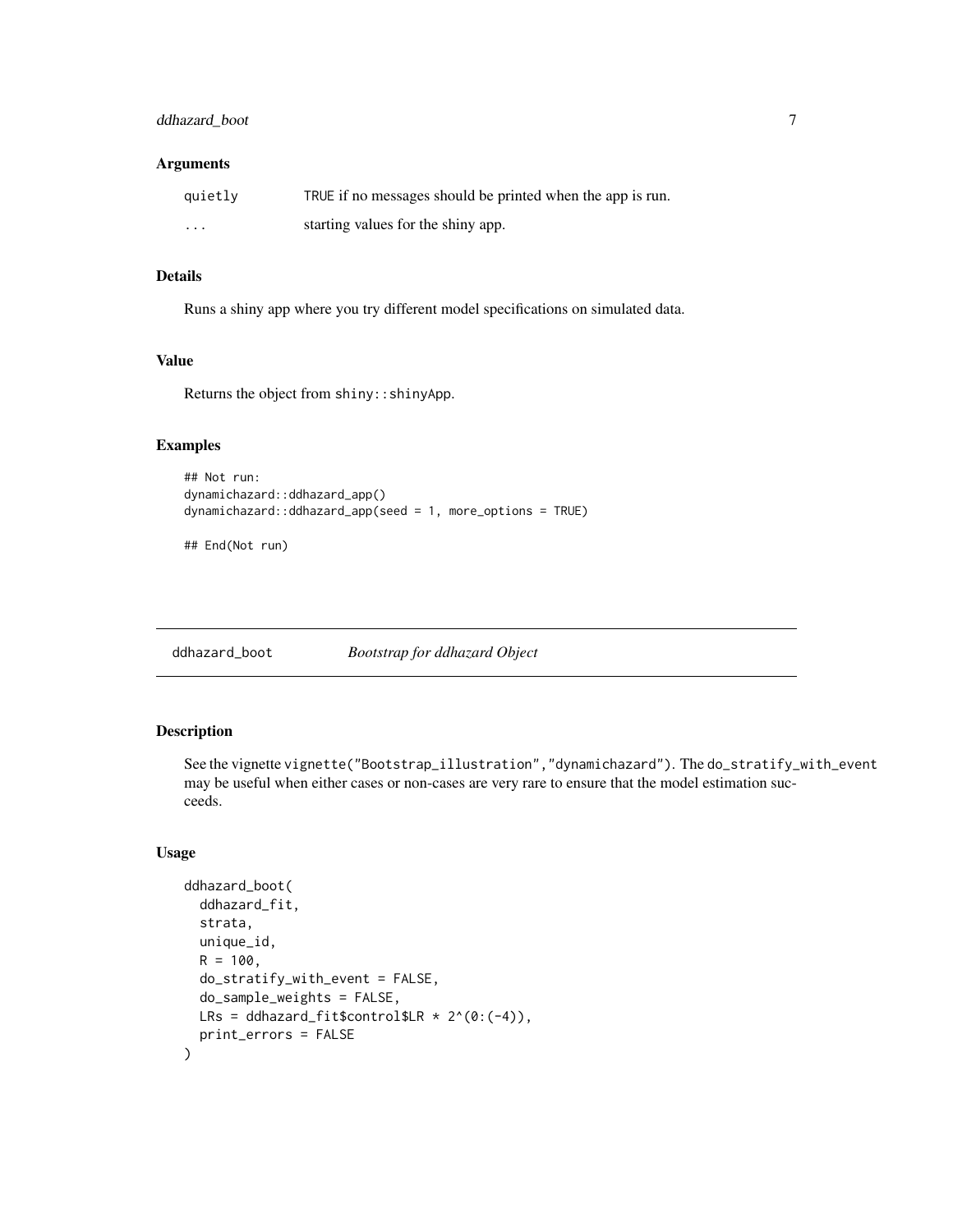### Arguments

| | |
|---|---|
| `quietly` | `TRUE` if no messages should be printed when the app is run. |
| `...` | starting values for the shiny app. |

### Details

Runs a shiny app where you try different model specifications on simulated data.

### Value

Returns the object from `shiny::shinyApp`.

### Examples

```
## Not run:
dynamichazard::ddhazard_app()
dynamichazard::ddhazard_app(seed = 1, more_options = TRUE)

## End(Not run)
```

---

## ddhazard_boot — *Bootstrap for ddhazard Object*

### Description

See the vignette `vignette("Bootstrap_illustration","dynamichazard")`. The `do_stratify_with_event` may be useful when either cases or non-cases are very rare to ensure that the model estimation succeeds.

### Usage

```
ddhazard_boot(
  ddhazard_fit,
  strata,
  unique_id,
  R = 100,
  do_stratify_with_event = FALSE,
  do_sample_weights = FALSE,
  LRs = ddhazard_fit$control$LR * 2^(0:(-4)),
  print_errors = FALSE
)
```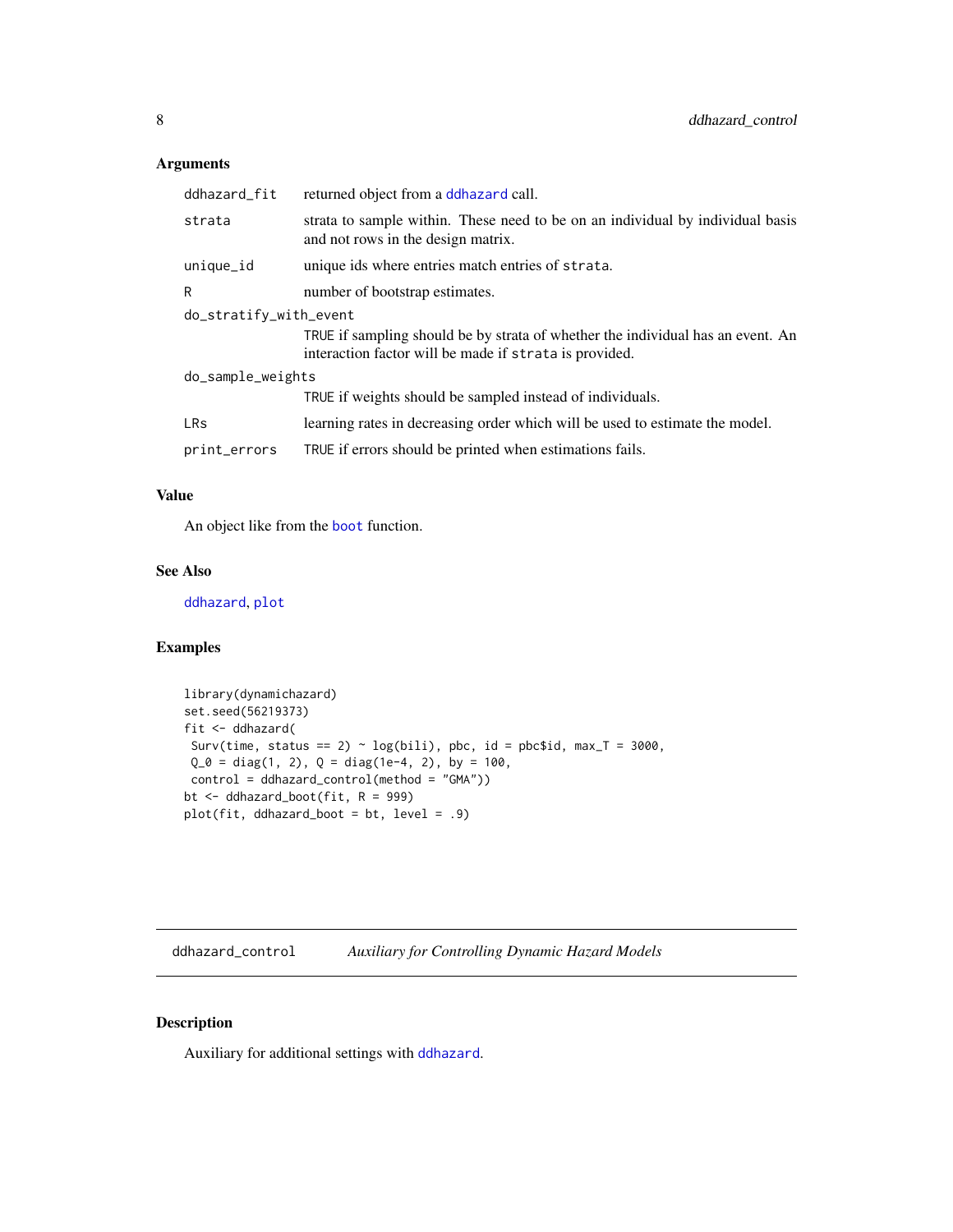### Arguments

| | |
|---|---|
| `ddhazard_fit` | returned object from a `ddhazard` call. |
| `strata` | strata to sample within. These need to be on an individual by individual basis and not rows in the design matrix. |
| `unique_id` | unique ids where entries match entries of `strata`. |
| `R` | number of bootstrap estimates. |
| `do_stratify_with_event` | `TRUE` if sampling should be by strata of whether the individual has an event. An interaction factor will be made if `strata` is provided. |
| `do_sample_weights` | `TRUE` if weights should be sampled instead of individuals. |
| `LRs` | learning rates in decreasing order which will be used to estimate the model. |
| `print_errors` | `TRUE` if errors should be printed when estimations fails. |

### Value

An object like from the `boot` function.

### See Also

`ddhazard`, `plot`

### Examples

```
library(dynamichazard)
set.seed(56219373)
fit <- ddhazard(
 Surv(time, status == 2) ~ log(bili), pbc, id = pbc$id, max_T = 3000,
 Q_0 = diag(1, 2), Q = diag(1e-4, 2), by = 100,
 control = ddhazard_control(method = "GMA"))
bt <- ddhazard_boot(fit, R = 999)
plot(fit, ddhazard_boot = bt, level = .9)
```

---

## ddhazard_control &nbsp;&nbsp;&nbsp; *Auxiliary for Controlling Dynamic Hazard Models*

### Description

Auxiliary for additional settings with `ddhazard`.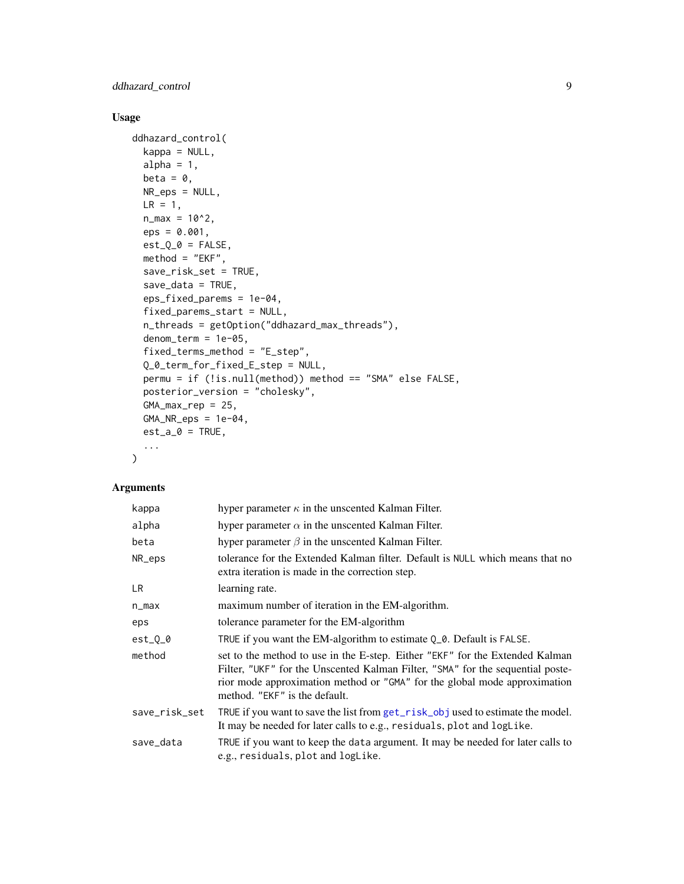## Usage

```
ddhazard_control(
  kappa = NULL,
  alpha = 1,
  beta = 0,
  NR_eps = NULL,
  LR = 1,
  n_max = 10^2,
  eps = 0.001,
  est_Q_0 = FALSE,
  method = "EKF",
  save_risk_set = TRUE,
  save_data = TRUE,
  eps_fixed_parems = 1e-04,
  fixed_parems_start = NULL,
  n_threads = getOption("ddhazard_max_threads"),
  denom_term = 1e-05,
  fixed_terms_method = "E_step",
  Q_0_term_for_fixed_E_step = NULL,
  permu = if (!is.null(method)) method == "SMA" else FALSE,
  posterior_version = "cholesky",
  GMA_max_rep = 25,
  GMA_NR_eps = 1e-04,
  est_a_0 = TRUE,
  ...
)
```

## Arguments

| | |
|---|---|
| kappa | hyper parameter $\kappa$ in the unscented Kalman Filter. |
| alpha | hyper parameter $\alpha$ in the unscented Kalman Filter. |
| beta | hyper parameter $\beta$ in the unscented Kalman Filter. |
| NR_eps | tolerance for the Extended Kalman filter. Default is NULL which means that no extra iteration is made in the correction step. |
| LR | learning rate. |
| n_max | maximum number of iteration in the EM-algorithm. |
| eps | tolerance parameter for the EM-algorithm |
| est_Q_0 | TRUE if you want the EM-algorithm to estimate Q_0. Default is FALSE. |
| method | set to the method to use in the E-step. Either "EKF" for the Extended Kalman Filter, "UKF" for the Unscented Kalman Filter, "SMA" for the sequential posterior mode approximation method or "GMA" for the global mode approximation method. "EKF" is the default. |
| save_risk_set | TRUE if you want to save the list from get_risk_obj used to estimate the model. It may be needed for later calls to e.g., residuals, plot and logLike. |
| save_data | TRUE if you want to keep the data argument. It may be needed for later calls to e.g., residuals, plot and logLike. |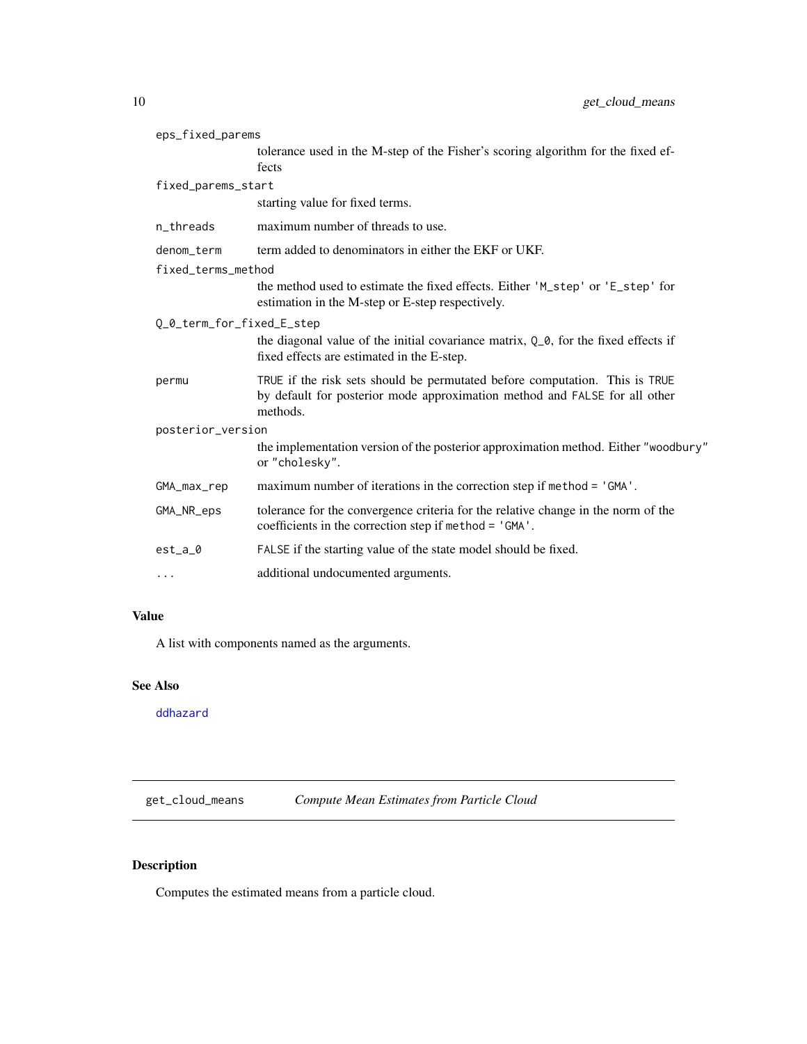| | |
|---|---|
| `eps_fixed_parems` | tolerance used in the M-step of the Fisher's scoring algorithm for the fixed effects |
| `fixed_parems_start` | starting value for fixed terms. |
| `n_threads` | maximum number of threads to use. |
| `denom_term` | term added to denominators in either the EKF or UKF. |
| `fixed_terms_method` | the method used to estimate the fixed effects. Either `'M_step'` or `'E_step'` for estimation in the M-step or E-step respectively. |
| `Q_0_term_for_fixed_E_step` | the diagonal value of the initial covariance matrix, `Q_0`, for the fixed effects if fixed effects are estimated in the E-step. |
| `permu` | `TRUE` if the risk sets should be permutated before computation. This is `TRUE` by default for posterior mode approximation method and `FALSE` for all other methods. |
| `posterior_version` | the implementation version of the posterior approximation method. Either `"woodbury"` or `"cholesky"`. |
| `GMA_max_rep` | maximum number of iterations in the correction step if `method = 'GMA'`. |
| `GMA_NR_eps` | tolerance for the convergence criteria for the relative change in the norm of the coefficients in the correction step if `method = 'GMA'`. |
| `est_a_0` | `FALSE` if the starting value of the state model should be fixed. |
| `...` | additional undocumented arguments. |

## Value

A list with components named as the arguments.

## See Also

`ddhazard`

---

# get_cloud_means — *Compute Mean Estimates from Particle Cloud*

---

## Description

Computes the estimated means from a particle cloud.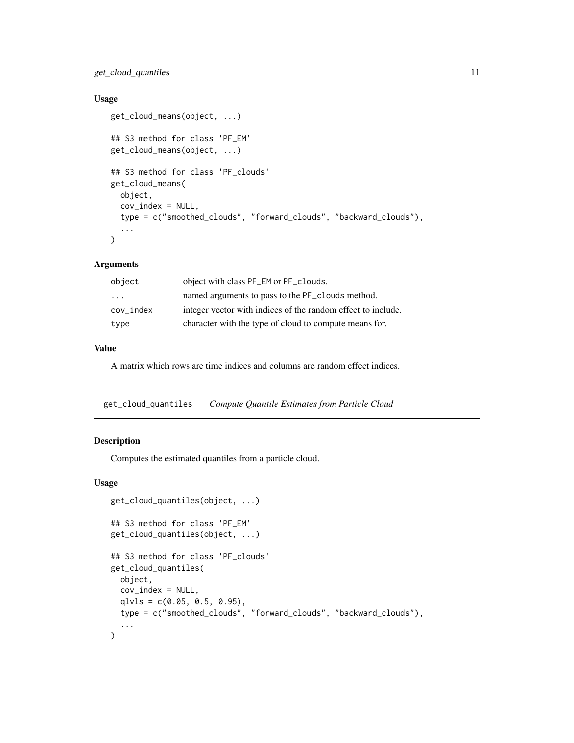### Usage

```
get_cloud_means(object, ...)

## S3 method for class 'PF_EM'
get_cloud_means(object, ...)

## S3 method for class 'PF_clouds'
get_cloud_means(
  object,
  cov_index = NULL,
  type = c("smoothed_clouds", "forward_clouds", "backward_clouds"),
  ...
)
```

### Arguments

| | |
|---|---|
| `object` | object with class `PF_EM` or `PF_clouds`. |
| `...` | named arguments to pass to the `PF_clouds` method. |
| `cov_index` | integer vector with indices of the random effect to include. |
| `type` | character with the type of cloud to compute means for. |

### Value

A matrix which rows are time indices and columns are random effect indices.

---

## get_cloud_quantiles *Compute Quantile Estimates from Particle Cloud*

### Description

Computes the estimated quantiles from a particle cloud.

### Usage

```
get_cloud_quantiles(object, ...)

## S3 method for class 'PF_EM'
get_cloud_quantiles(object, ...)

## S3 method for class 'PF_clouds'
get_cloud_quantiles(
  object,
  cov_index = NULL,
  qlvls = c(0.05, 0.5, 0.95),
  type = c("smoothed_clouds", "forward_clouds", "backward_clouds"),
  ...
)
```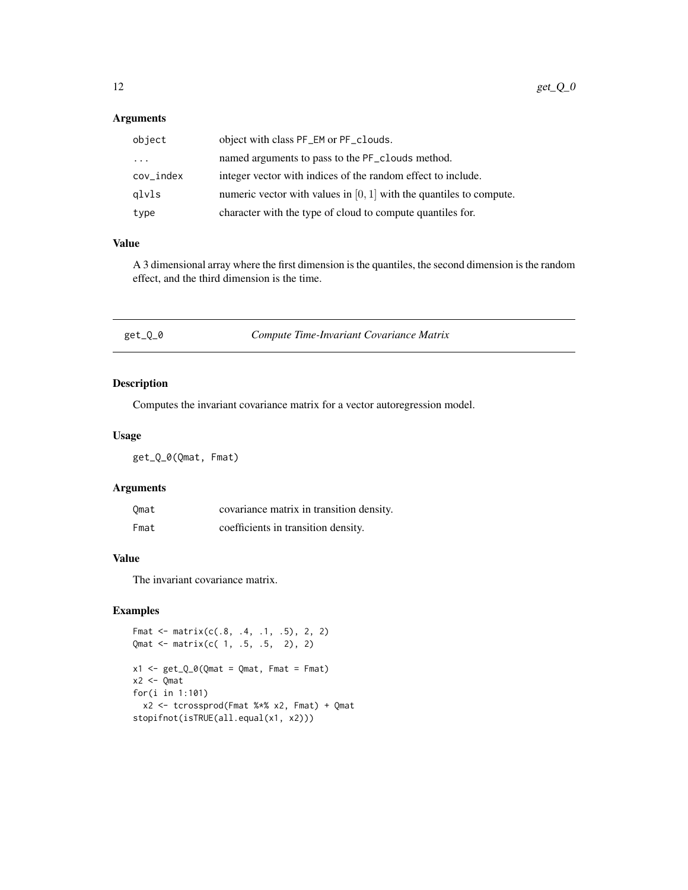### Arguments

| | |
|---|---|
| object | object with class PF_EM or PF_clouds. |
| ... | named arguments to pass to the PF_clouds method. |
| cov_index | integer vector with indices of the random effect to include. |
| qlvls | numeric vector with values in $[0, 1]$ with the quantiles to compute. |
| type | character with the type of cloud to compute quantiles for. |

### Value

A 3 dimensional array where the first dimension is the quantiles, the second dimension is the random effect, and the third dimension is the time.

---

## get_Q_0 — *Compute Time-Invariant Covariance Matrix*

### Description

Computes the invariant covariance matrix for a vector autoregression model.

### Usage

```
get_Q_0(Qmat, Fmat)
```

### Arguments

| | |
|---|---|
| Qmat | covariance matrix in transition density. |
| Fmat | coefficients in transition density. |

### Value

The invariant covariance matrix.

### Examples

```
Fmat <- matrix(c(.8, .4, .1, .5), 2, 2)
Qmat <- matrix(c( 1, .5, .5,  2), 2)

x1 <- get_Q_0(Qmat = Qmat, Fmat = Fmat)
x2 <- Qmat
for(i in 1:101)
  x2 <- tcrossprod(Fmat %*% x2, Fmat) + Qmat
stopifnot(isTRUE(all.equal(x1, x2)))
```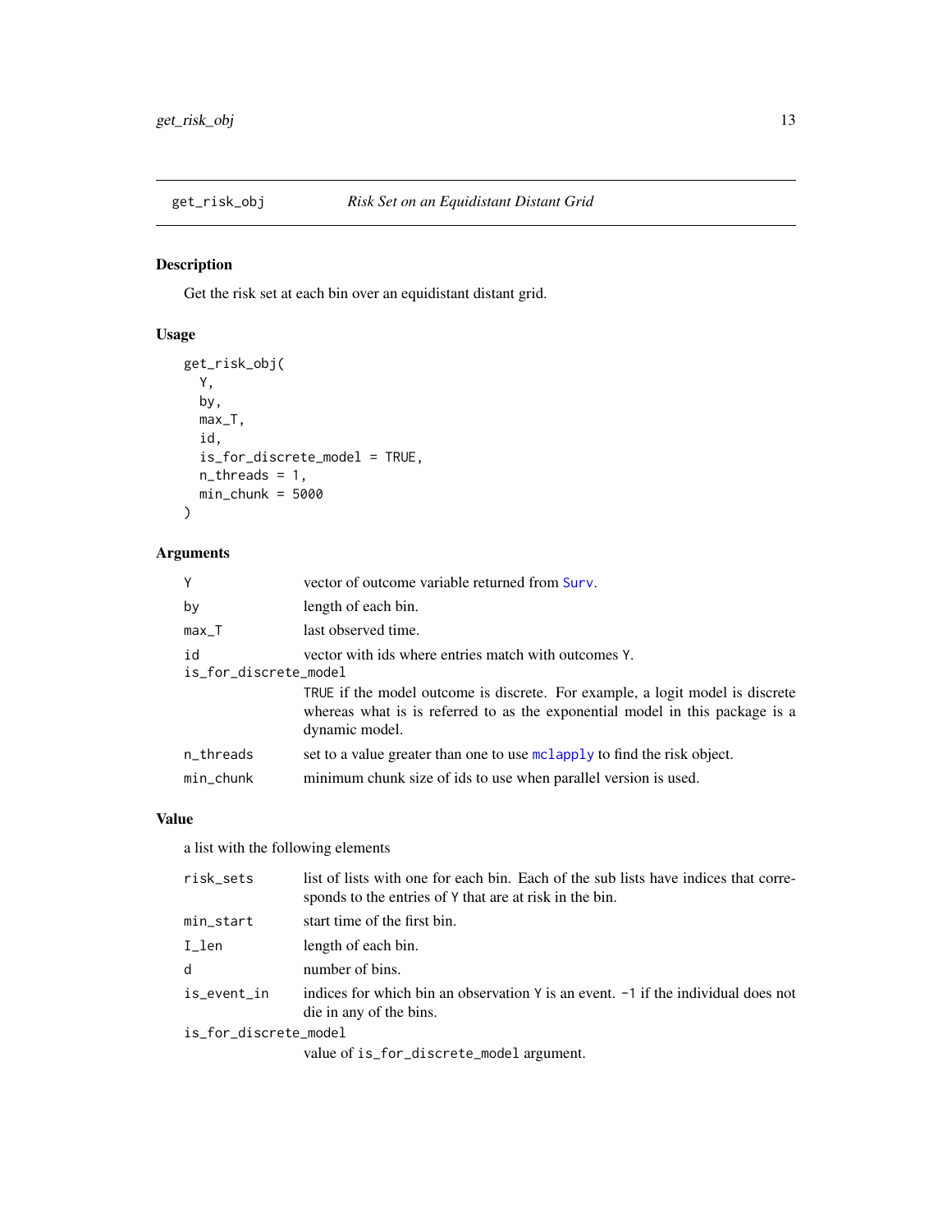## get_risk_obj — *Risk Set on an Equidistant Distant Grid*

### Description

Get the risk set at each bin over an equidistant distant grid.

### Usage

```
get_risk_obj(
  Y,
  by,
  max_T,
  id,
  is_for_discrete_model = TRUE,
  n_threads = 1,
  min_chunk = 5000
)
```

### Arguments

| Argument | Description |
|---|---|
| `Y` | vector of outcome variable returned from `Surv`. |
| `by` | length of each bin. |
| `max_T` | last observed time. |
| `id` | vector with ids where entries match with outcomes `Y`. |
| `is_for_discrete_model` | `TRUE` if the model outcome is discrete. For example, a logit model is discrete whereas what is is referred to as the exponential model in this package is a dynamic model. |
| `n_threads` | set to a value greater than one to use `mclapply` to find the risk object. |
| `min_chunk` | minimum chunk size of ids to use when parallel version is used. |

### Value

a list with the following elements

| Element | Description |
|---|---|
| `risk_sets` | list of lists with one for each bin. Each of the sub lists have indices that corresponds to the entries of `Y` that are at risk in the bin. |
| `min_start` | start time of the first bin. |
| `I_len` | length of each bin. |
| `d` | number of bins. |
| `is_event_in` | indices for which bin an observation `Y` is an event. `-1` if the individual does not die in any of the bins. |
| `is_for_discrete_model` | value of `is_for_discrete_model` argument. |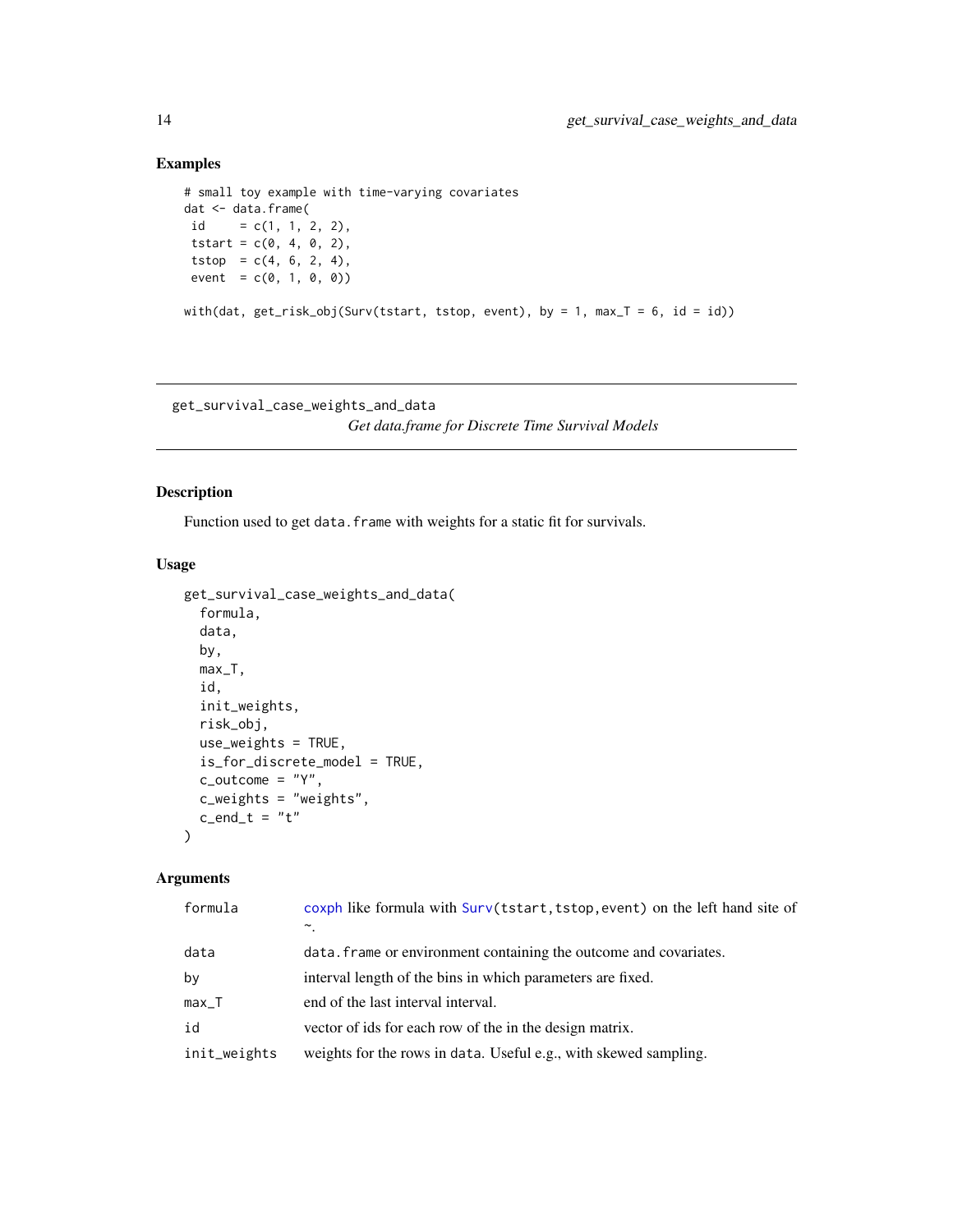## Examples

```
# small toy example with time-varying covariates
dat <- data.frame(
 id     = c(1, 1, 2, 2),
 tstart = c(0, 4, 0, 2),
 tstop  = c(4, 6, 2, 4),
 event  = c(0, 1, 0, 0))

with(dat, get_risk_obj(Surv(tstart, tstop, event), by = 1, max_T = 6, id = id))
```

---

# get_survival_case_weights_and_data

*Get data.frame for Discrete Time Survival Models*

## Description

Function used to get `data.frame` with weights for a static fit for survivals.

## Usage

```
get_survival_case_weights_and_data(
  formula,
  data,
  by,
  max_T,
  id,
  init_weights,
  risk_obj,
  use_weights = TRUE,
  is_for_discrete_model = TRUE,
  c_outcome = "Y",
  c_weights = "weights",
  c_end_t = "t"
)
```

## Arguments

| | |
|---|---|
| `formula` | `coxph` like formula with `Surv(tstart,tstop,event)` on the left hand site of `~`. |
| `data` | `data.frame` or environment containing the outcome and covariates. |
| `by` | interval length of the bins in which parameters are fixed. |
| `max_T` | end of the last interval interval. |
| `id` | vector of ids for each row of the in the design matrix. |
| `init_weights` | weights for the rows in `data`. Useful e.g., with skewed sampling. |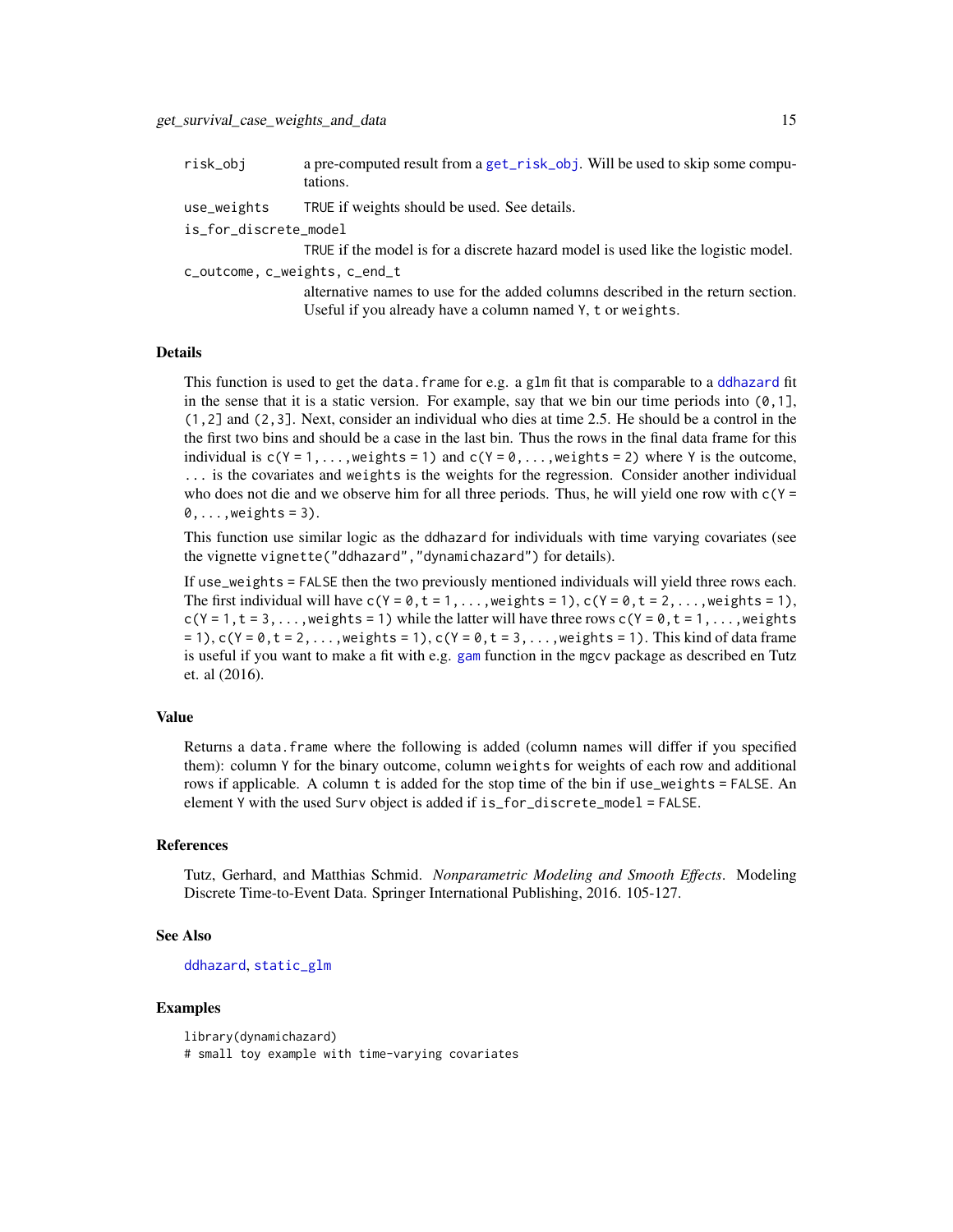| | |
|---|---|
| risk_obj | a pre-computed result from a get_risk_obj. Will be used to skip some computations. |
| use_weights | TRUE if weights should be used. See details. |
| is_for_discrete_model | TRUE if the model is for a discrete hazard model is used like the logistic model. |
| c_outcome, c_weights, c_end_t | alternative names to use for the added columns described in the return section. Useful if you already have a column named Y, t or weights. |

## Details

This function is used to get the `data.frame` for e.g. a `glm` fit that is comparable to a ddhazard fit in the sense that it is a static version. For example, say that we bin our time periods into `(0,1]`, `(1,2]` and `(2,3]`. Next, consider an individual who dies at time 2.5. He should be a control in the the first two bins and should be a case in the last bin. Thus the rows in the final data frame for this individual is `c(Y = 1, ..., weights = 1)` and `c(Y = 0, ..., weights = 2)` where `Y` is the outcome, `...` is the covariates and `weights` is the weights for the regression. Consider another individual who does not die and we observe him for all three periods. Thus, he will yield one row with `c(Y = 0, ..., weights = 3)`.

This function use similar logic as the `ddhazard` for individuals with time varying covariates (see the vignette `vignette("ddhazard","dynamichazard")` for details).

If `use_weights = FALSE` then the two previously mentioned individuals will yield three rows each. The first individual will have `c(Y = 0, t = 1, ..., weights = 1)`, `c(Y = 0, t = 2, ..., weights = 1)`, `c(Y = 1, t = 3, ..., weights = 1)` while the latter will have three rows `c(Y = 0, t = 1, ..., weights = 1)`, `c(Y = 0, t = 2, ..., weights = 1)`, `c(Y = 0, t = 3, ..., weights = 1)`. This kind of data frame is useful if you want to make a fit with e.g. gam function in the mgcv package as described en Tutz et. al (2016).

## Value

Returns a `data.frame` where the following is added (column names will differ if you specified them): column `Y` for the binary outcome, column `weights` for weights of each row and additional rows if applicable. A column `t` is added for the stop time of the bin if `use_weights = FALSE`. An element `Y` with the used `Surv` object is added if `is_for_discrete_model = FALSE`.

## References

Tutz, Gerhard, and Matthias Schmid. *Nonparametric Modeling and Smooth Effects*. Modeling Discrete Time-to-Event Data. Springer International Publishing, 2016. 105-127.

## See Also

ddhazard, static_glm

## Examples

```
library(dynamichazard)
# small toy example with time-varying covariates
```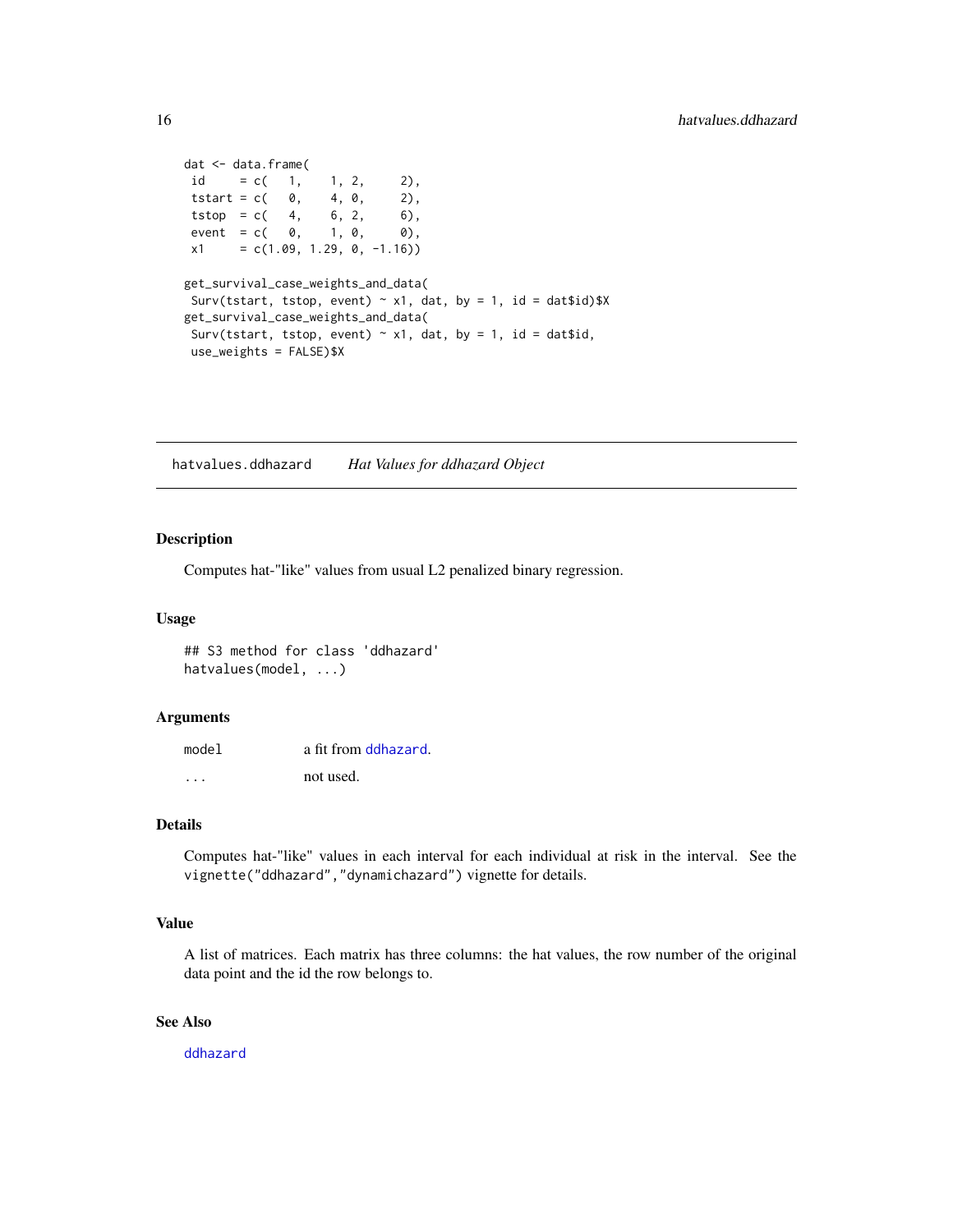```
dat <- data.frame(
 id     = c(   1,    1, 2,     2),
 tstart = c(   0,    4, 0,     2),
 tstop  = c(   4,    6, 2,     6),
 event  = c(   0,    1, 0,     0),
 x1     = c(1.09, 1.29, 0, -1.16))

get_survival_case_weights_and_data(
 Surv(tstart, tstop, event) ~ x1, dat, by = 1, id = dat$id)$X
get_survival_case_weights_and_data(
 Surv(tstart, tstop, event) ~ x1, dat, by = 1, id = dat$id,
 use_weights = FALSE)$X
```

---

## hatvalues.ddhazard — *Hat Values for ddhazard Object*

### Description

Computes hat-"like" values from usual L2 penalized binary regression.

### Usage

```
## S3 method for class 'ddhazard'
hatvalues(model, ...)
```

### Arguments

| | |
|---|---|
| model | a fit from `ddhazard`. |
| ... | not used. |

### Details

Computes hat-"like" values in each interval for each individual at risk in the interval. See the `vignette("ddhazard","dynamichazard")` vignette for details.

### Value

A list of matrices. Each matrix has three columns: the hat values, the row number of the original data point and the id the row belongs to.

### See Also

`ddhazard`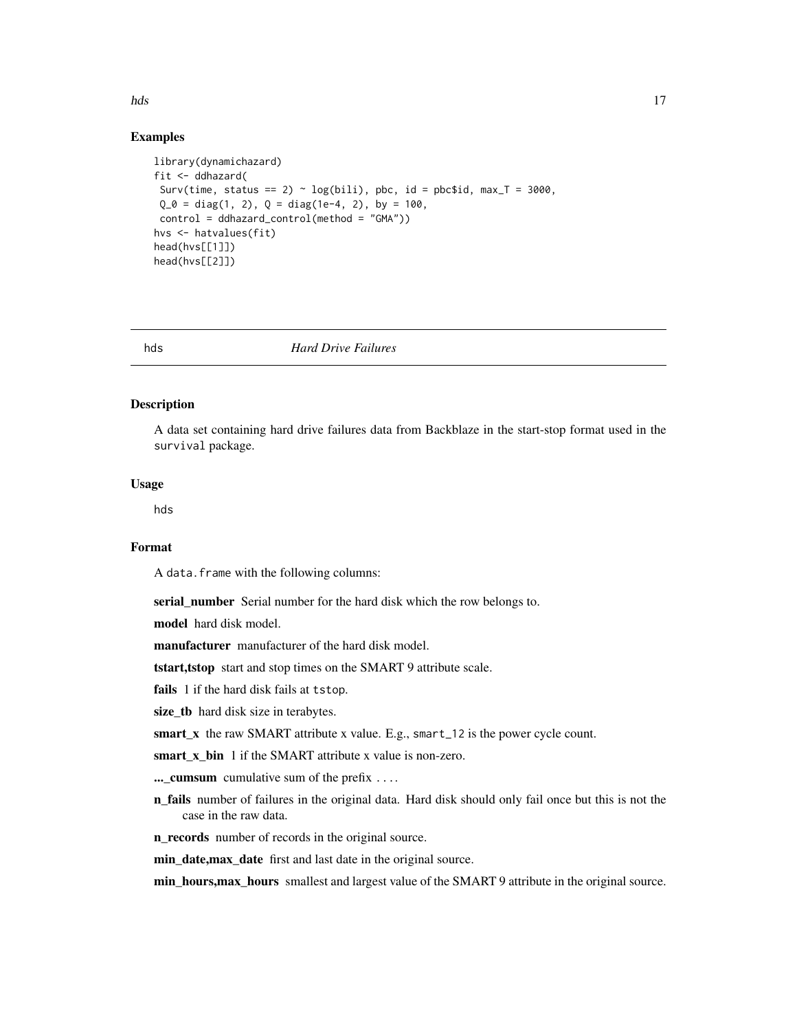## Examples

```
library(dynamichazard)
fit <- ddhazard(
 Surv(time, status == 2) ~ log(bili), pbc, id = pbc$id, max_T = 3000,
 Q_0 = diag(1, 2), Q = diag(1e-4, 2), by = 100,
 control = ddhazard_control(method = "GMA"))
hvs <- hatvalues(fit)
head(hvs[[1]])
head(hvs[[2]])
```

# hds *Hard Drive Failures*

## Description

A data set containing hard drive failures data from Backblaze in the start-stop format used in the `survival` package.

## Usage

```
hds
```

## Format

A `data.frame` with the following columns:

**serial_number** Serial number for the hard disk which the row belongs to.

**model** hard disk model.

**manufacturer** manufacturer of the hard disk model.

**tstart,tstop** start and stop times on the SMART 9 attribute scale.

**fails** 1 if the hard disk fails at `tstop`.

**size_tb** hard disk size in terabytes.

**smart_x** the raw SMART attribute x value. E.g., `smart_12` is the power cycle count.

**smart_x_bin** 1 if the SMART attribute x value is non-zero.

**..._cumsum** cumulative sum of the prefix ....

**n_fails** number of failures in the original data. Hard disk should only fail once but this is not the case in the raw data.

**n_records** number of records in the original source.

**min_date,max_date** first and last date in the original source.

**min_hours,max_hours** smallest and largest value of the SMART 9 attribute in the original source.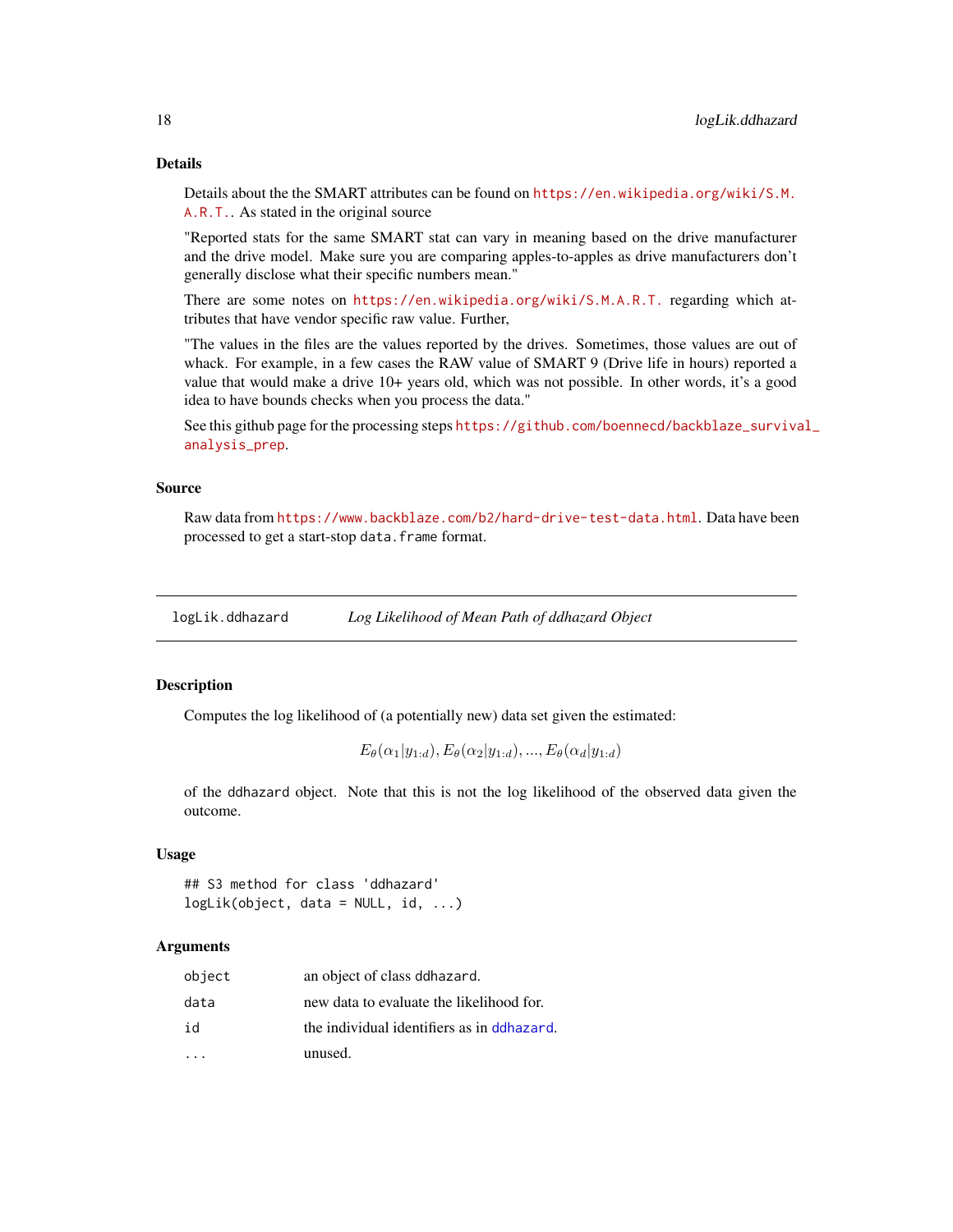### Details

Details about the the SMART attributes can be found on https://en.wikipedia.org/wiki/S.M.A.R.T.. As stated in the original source

"Reported stats for the same SMART stat can vary in meaning based on the drive manufacturer and the drive model. Make sure you are comparing apples-to-apples as drive manufacturers don't generally disclose what their specific numbers mean."

There are some notes on https://en.wikipedia.org/wiki/S.M.A.R.T. regarding which attributes that have vendor specific raw value. Further,

"The values in the files are the values reported by the drives. Sometimes, those values are out of whack. For example, in a few cases the RAW value of SMART 9 (Drive life in hours) reported a value that would make a drive 10+ years old, which was not possible. In other words, it's a good idea to have bounds checks when you process the data."

See this github page for the processing steps https://github.com/boennecd/backblaze_survival_analysis_prep.

### Source

Raw data from https://www.backblaze.com/b2/hard-drive-test-data.html. Data have been processed to get a start-stop `data.frame` format.

---

## logLik.ddhazard — *Log Likelihood of Mean Path of ddhazard Object*

### Description

Computes the log likelihood of (a potentially new) data set given the estimated:

$$E_\theta(\alpha_1|y_{1:d}), E_\theta(\alpha_2|y_{1:d}), ..., E_\theta(\alpha_d|y_{1:d})$$

of the `ddhazard` object. Note that this is not the log likelihood of the observed data given the outcome.

### Usage

```
## S3 method for class 'ddhazard'
logLik(object, data = NULL, id, ...)
```

### Arguments

| | |
|---|---|
| `object` | an object of class `ddhazard`. |
| `data` | new data to evaluate the likelihood for. |
| `id` | the individual identifiers as in `ddhazard`. |
| `...` | unused. |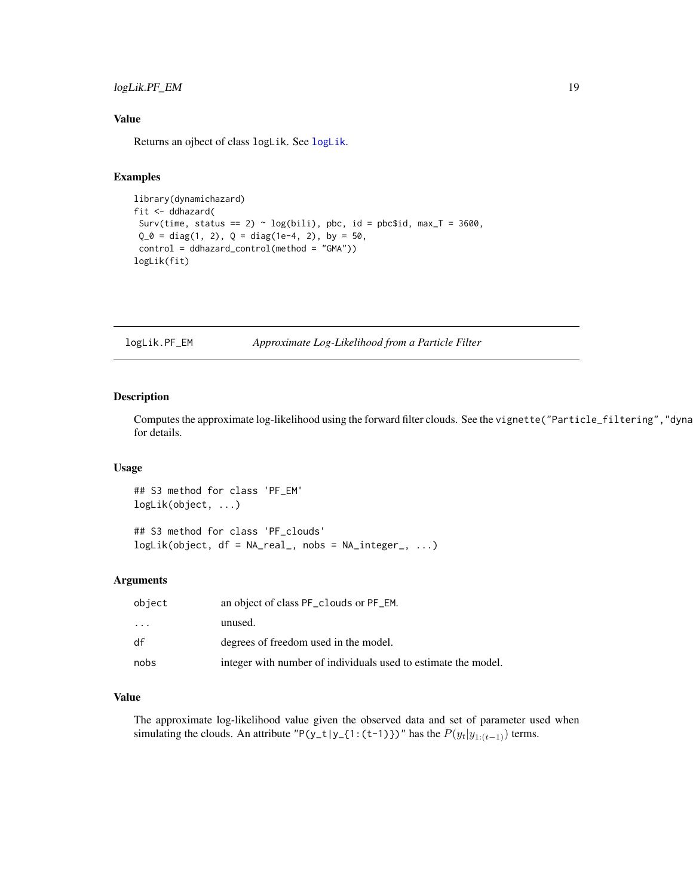### Value

Returns an ojbect of class logLik. See logLik.

### Examples

```
library(dynamichazard)
fit <- ddhazard(
 Surv(time, status == 2) ~ log(bili), pbc, id = pbc$id, max_T = 3600,
 Q_0 = diag(1, 2), Q = diag(1e-4, 2), by = 50,
 control = ddhazard_control(method = "GMA"))
logLik(fit)
```

---

## logLik.PF_EM — *Approximate Log-Likelihood from a Particle Filter*

### Description

Computes the approximate log-likelihood using the forward filter clouds. See the vignette("Particle_filtering","dyna for details.

### Usage

```
## S3 method for class 'PF_EM'
logLik(object, ...)

## S3 method for class 'PF_clouds'
logLik(object, df = NA_real_, nobs = NA_integer_, ...)
```

### Arguments

| | |
|---|---|
| object | an object of class PF_clouds or PF_EM. |
| ... | unused. |
| df | degrees of freedom used in the model. |
| nobs | integer with number of individuals used to estimate the model. |

### Value

The approximate log-likelihood value given the observed data and set of parameter used when simulating the clouds. An attribute "P(y_t|y_{1:(t-1)})" has the $P(y_t|y_{1:(t-1)})$ terms.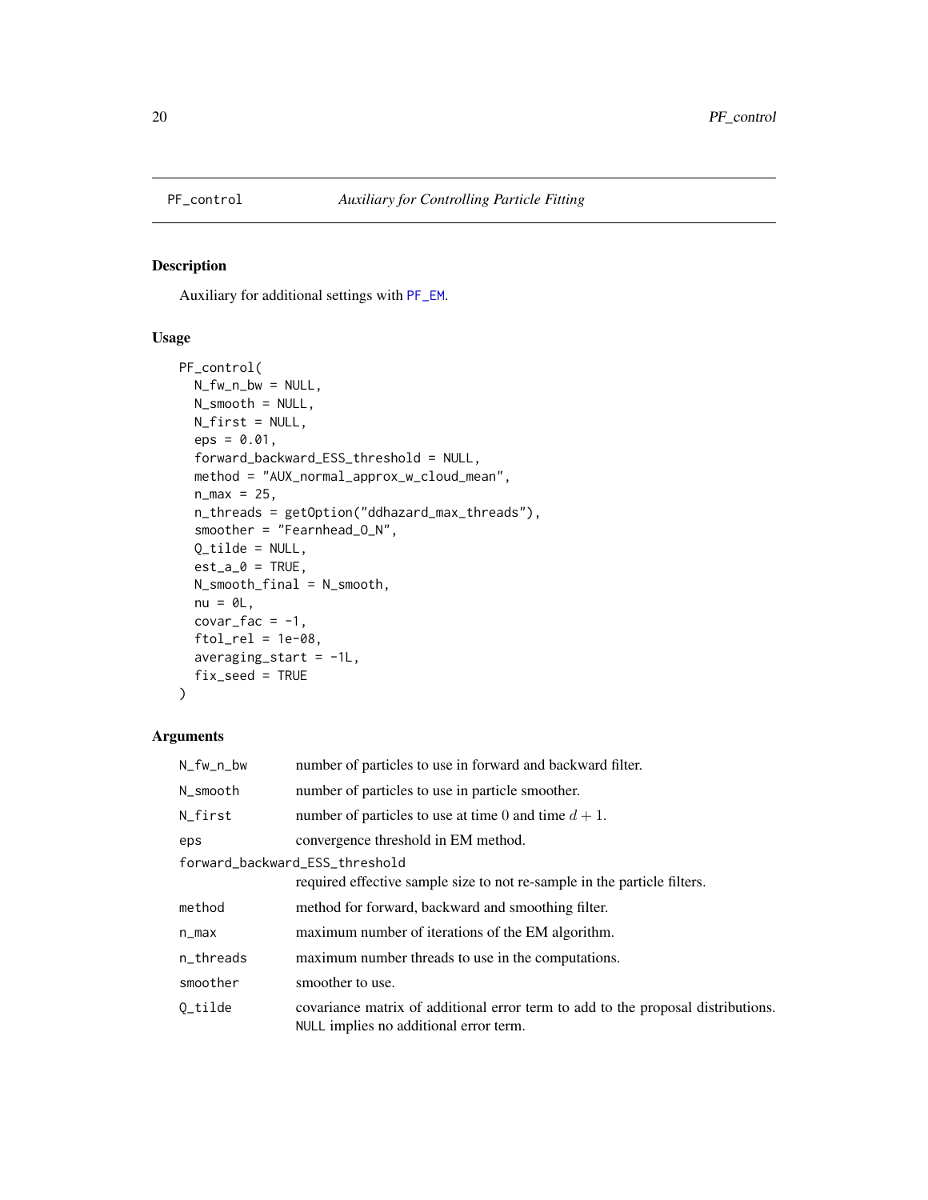PF_control *Auxiliary for Controlling Particle Fitting*

## Description

Auxiliary for additional settings with PF_EM.

## Usage

```
PF_control(
  N_fw_n_bw = NULL,
  N_smooth = NULL,
  N_first = NULL,
  eps = 0.01,
  forward_backward_ESS_threshold = NULL,
  method = "AUX_normal_approx_w_cloud_mean",
  n_max = 25,
  n_threads = getOption("ddhazard_max_threads"),
  smoother = "Fearnhead_O_N",
  Q_tilde = NULL,
  est_a_0 = TRUE,
  N_smooth_final = N_smooth,
  nu = 0L,
  covar_fac = -1,
  ftol_rel = 1e-08,
  averaging_start = -1L,
  fix_seed = TRUE
)
```

## Arguments

| | |
|---|---|
| N_fw_n_bw | number of particles to use in forward and backward filter. |
| N_smooth | number of particles to use in particle smoother. |
| N_first | number of particles to use at time $0$ and time $d + 1$. |
| eps | convergence threshold in EM method. |
| forward_backward_ESS_threshold | required effective sample size to not re-sample in the particle filters. |
| method | method for forward, backward and smoothing filter. |
| n_max | maximum number of iterations of the EM algorithm. |
| n_threads | maximum number threads to use in the computations. |
| smoother | smoother to use. |
| Q_tilde | covariance matrix of additional error term to add to the proposal distributions. NULL implies no additional error term. |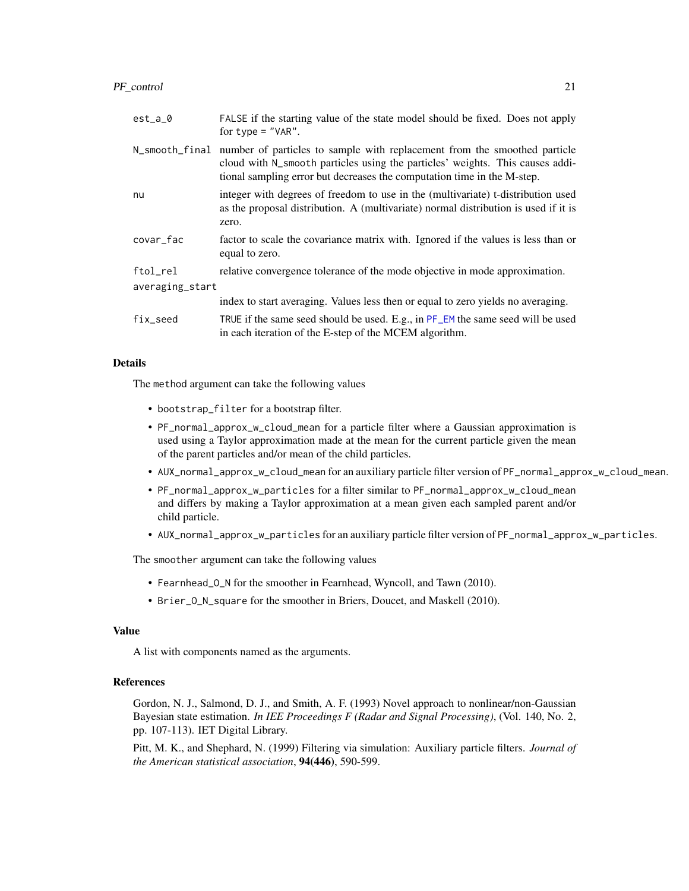| | |
|---|---|
| est_a_0 | FALSE if the starting value of the state model should be fixed. Does not apply for type = "VAR". |
| N_smooth_final | number of particles to sample with replacement from the smoothed particle cloud with N_smooth particles using the particles' weights. This causes additional sampling error but decreases the computation time in the M-step. |
| nu | integer with degrees of freedom to use in the (multivariate) t-distribution used as the proposal distribution. A (multivariate) normal distribution is used if it is zero. |
| covar_fac | factor to scale the covariance matrix with. Ignored if the values is less than or equal to zero. |
| ftol_rel | relative convergence tolerance of the mode objective in mode approximation. |
| averaging_start | index to start averaging. Values less then or equal to zero yields no averaging. |
| fix_seed | TRUE if the same seed should be used. E.g., in PF_EM the same seed will be used in each iteration of the E-step of the MCEM algorithm. |

### Details

The method argument can take the following values

- bootstrap_filter for a bootstrap filter.
- PF_normal_approx_w_cloud_mean for a particle filter where a Gaussian approximation is used using a Taylor approximation made at the mean for the current particle given the mean of the parent particles and/or mean of the child particles.
- AUX_normal_approx_w_cloud_mean for an auxiliary particle filter version of PF_normal_approx_w_cloud_mean.
- PF_normal_approx_w_particles for a filter similar to PF_normal_approx_w_cloud_mean and differs by making a Taylor approximation at a mean given each sampled parent and/or child particle.
- AUX_normal_approx_w_particles for an auxiliary particle filter version of PF_normal_approx_w_particles.

The smoother argument can take the following values

- Fearnhead_O_N for the smoother in Fearnhead, Wyncoll, and Tawn (2010).
- Brier_O_N_square for the smoother in Briers, Doucet, and Maskell (2010).

### Value

A list with components named as the arguments.

### References

Gordon, N. J., Salmond, D. J., and Smith, A. F. (1993) Novel approach to nonlinear/non-Gaussian Bayesian state estimation. *In IEE Proceedings F (Radar and Signal Processing)*, (Vol. 140, No. 2, pp. 107-113). IET Digital Library.

Pitt, M. K., and Shephard, N. (1999) Filtering via simulation: Auxiliary particle filters. *Journal of the American statistical association*, **94(446)**, 590-599.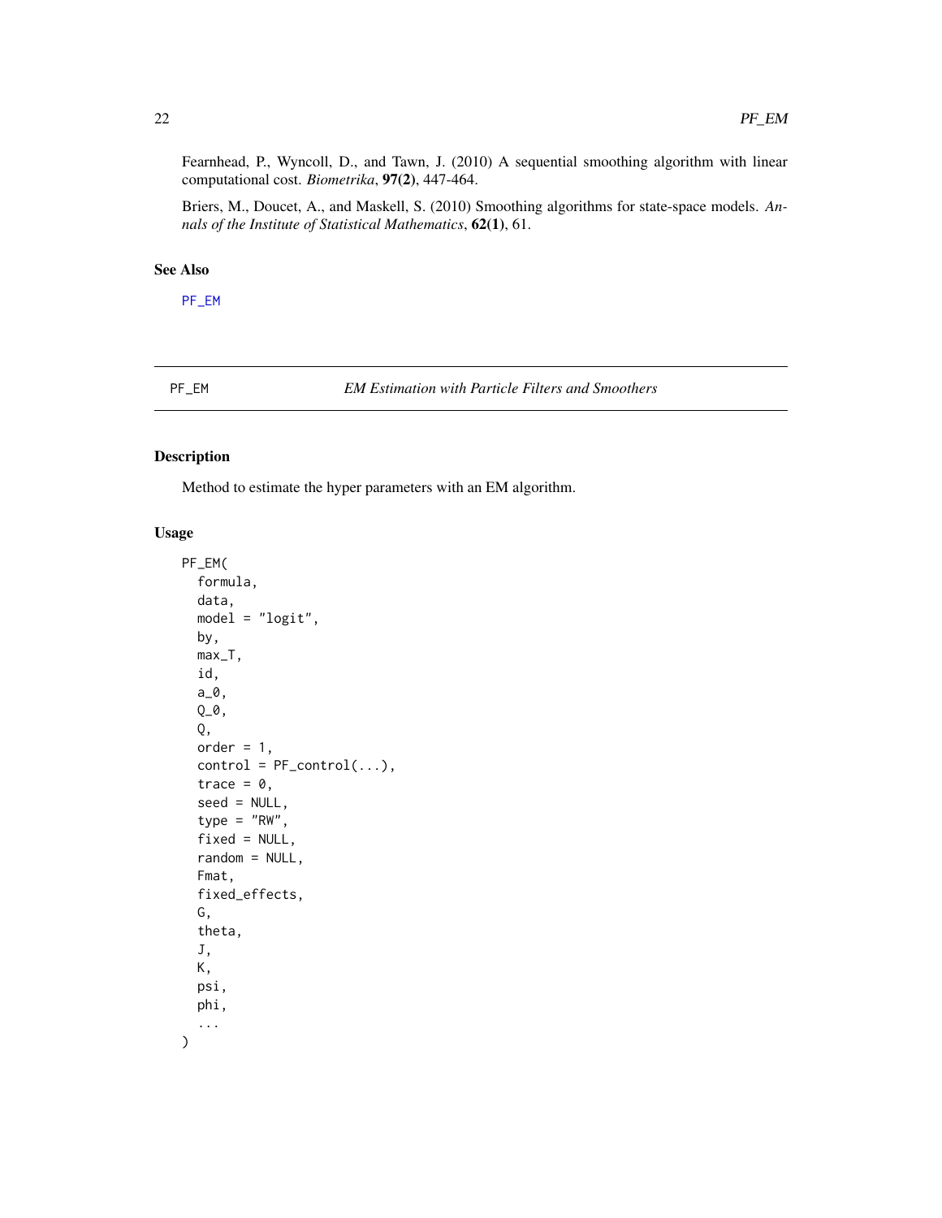Fearnhead, P., Wyncoll, D., and Tawn, J. (2010) A sequential smoothing algorithm with linear computational cost. *Biometrika*, **97(2)**, 447-464.

Briers, M., Doucet, A., and Maskell, S. (2010) Smoothing algorithms for state-space models. *Annals of the Institute of Statistical Mathematics*, **62(1)**, 61.

### See Also

PF_EM

---

## PF_EM — *EM Estimation with Particle Filters and Smoothers*

### Description

Method to estimate the hyper parameters with an EM algorithm.

### Usage

```
PF_EM(
  formula,
  data,
  model = "logit",
  by,
  max_T,
  id,
  a_0,
  Q_0,
  Q,
  order = 1,
  control = PF_control(...),
  trace = 0,
  seed = NULL,
  type = "RW",
  fixed = NULL,
  random = NULL,
  Fmat,
  fixed_effects,
  G,
  theta,
  J,
  K,
  psi,
  phi,
  ...
)
```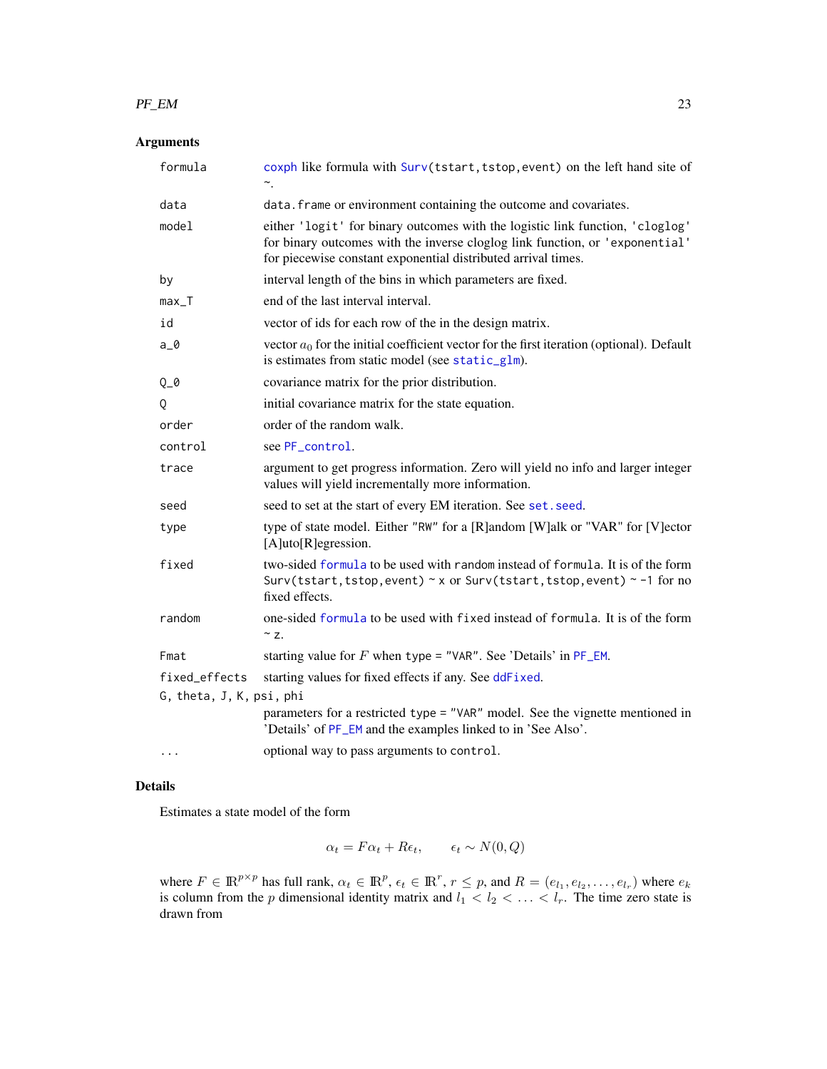## Arguments

| | |
|---|---|
| `formula` | `coxph` like formula with `Surv(tstart,tstop,event)` on the left hand site of `~`. |
| `data` | `data.frame` or environment containing the outcome and covariates. |
| `model` | either `'logit'` for binary outcomes with the logistic link function, `'cloglog'` for binary outcomes with the inverse cloglog link function, or `'exponential'` for piecewise constant exponential distributed arrival times. |
| `by` | interval length of the bins in which parameters are fixed. |
| `max_T` | end of the last interval interval. |
| `id` | vector of ids for each row of the in the design matrix. |
| `a_0` | vector $a_0$ for the initial coefficient vector for the first iteration (optional). Default is estimates from static model (see `static_glm`). |
| `Q_0` | covariance matrix for the prior distribution. |
| `Q` | initial covariance matrix for the state equation. |
| `order` | order of the random walk. |
| `control` | see `PF_control`. |
| `trace` | argument to get progress information. Zero will yield no info and larger integer values will yield incrementally more information. |
| `seed` | seed to set at the start of every EM iteration. See `set.seed`. |
| `type` | type of state model. Either `"RW"` for a [R]andom [W]alk or "VAR" for [V]ector [A]uto[R]egression. |
| `fixed` | two-sided `formula` to be used with `random` instead of `formula`. It is of the form `Surv(tstart,tstop,event) ~ x` or `Surv(tstart,tstop,event) ~ -1` for no fixed effects. |
| `random` | one-sided `formula` to be used with `fixed` instead of `formula`. It is of the form `~ z`. |
| `Fmat` | starting value for $F$ when `type = "VAR"`. See 'Details' in `PF_EM`. |
| `fixed_effects` | starting values for fixed effects if any. See `ddFixed`. |
| `G, theta, J, K, psi, phi` | parameters for a restricted `type = "VAR"` model. See the vignette mentioned in 'Details' of `PF_EM` and the examples linked to in 'See Also'. |
| `...` | optional way to pass arguments to `control`. |

## Details

Estimates a state model of the form

$$\alpha_t = F\alpha_t + R\epsilon_t, \qquad \epsilon_t \sim N(0, Q)$$

where $F \in \mathbb{R}^{p\times p}$ has full rank, $\alpha_t \in \mathbb{R}^p$, $\epsilon_t \in \mathbb{R}^r$, $r \leq p$, and $R = (e_{l_1}, e_{l_2}, \dots, e_{l_r})$ where $e_k$ is column from the $p$ dimensional identity matrix and $l_1 < l_2 < \dots < l_r$. The time zero state is drawn from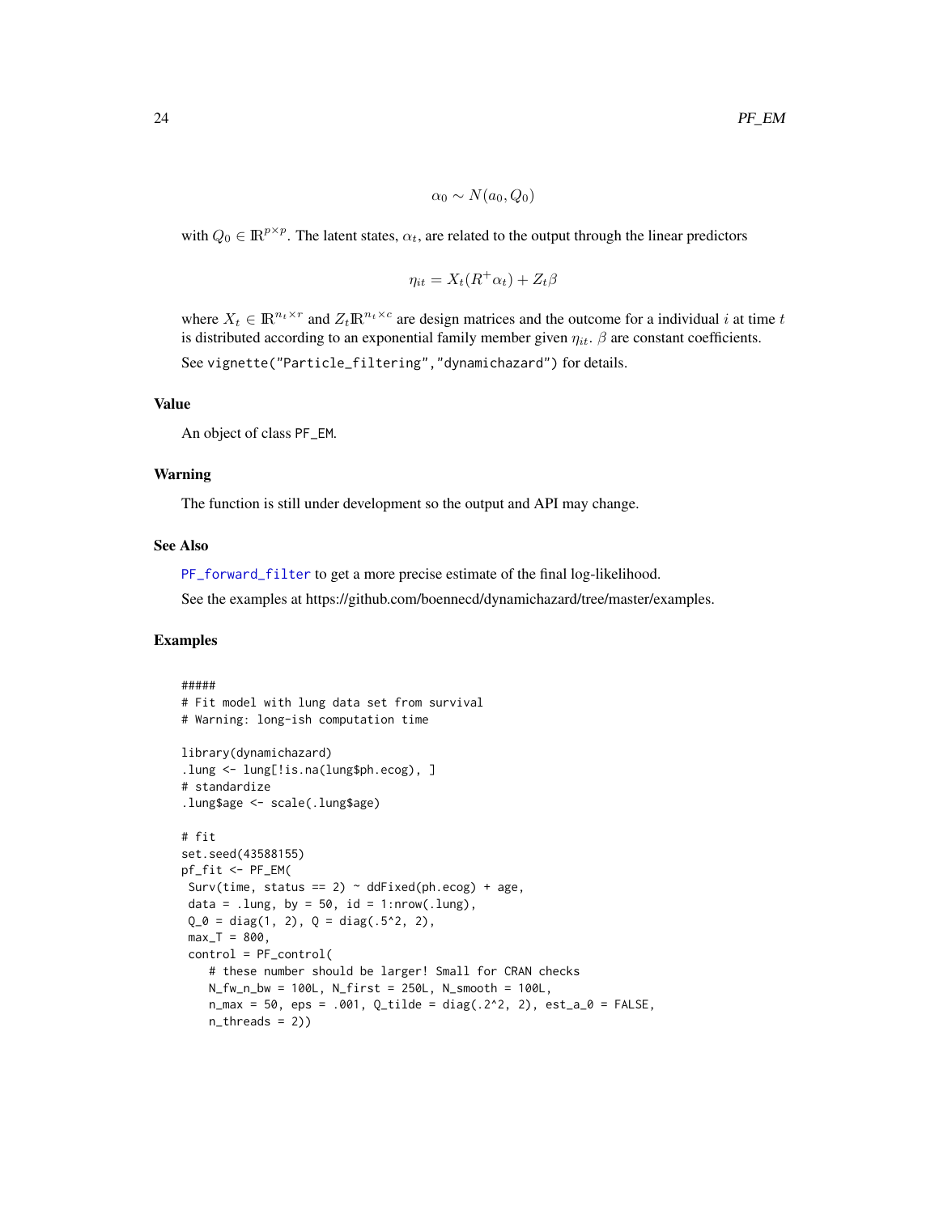$$\alpha_0 \sim N(a_0, Q_0)$$

with $Q_0 \in \mathbb{R}^{p \times p}$. The latent states, $\alpha_t$, are related to the output through the linear predictors

$$\eta_{it} = X_t(R^+\alpha_t) + Z_t\beta$$

where $X_t \in \mathbb{R}^{n_t \times r}$ and $Z_t\mathbb{R}^{n_t \times c}$ are design matrices and the outcome for a individual $i$ at time $t$ is distributed according to an exponential family member given $\eta_{it}$. $\beta$ are constant coefficients.

See `vignette("Particle_filtering","dynamichazard")` for details.

### Value

An object of class `PF_EM`.

### Warning

The function is still under development so the output and API may change.

### See Also

`PF_forward_filter` to get a more precise estimate of the final log-likelihood.

See the examples at https://github.com/boennecd/dynamichazard/tree/master/examples.

### Examples

```
#####
# Fit model with lung data set from survival
# Warning: long-ish computation time

library(dynamichazard)
.lung <- lung[!is.na(lung$ph.ecog), ]
# standardize
.lung$age <- scale(.lung$age)

# fit
set.seed(43588155)
pf_fit <- PF_EM(
 Surv(time, status == 2) ~ ddFixed(ph.ecog) + age,
 data = .lung, by = 50, id = 1:nrow(.lung),
 Q_0 = diag(1, 2), Q = diag(.5^2, 2),
 max_T = 800,
 control = PF_control(
    # these number should be larger! Small for CRAN checks
    N_fw_n_bw = 100L, N_first = 250L, N_smooth = 100L,
    n_max = 50, eps = .001, Q_tilde = diag(.2^2, 2), est_a_0 = FALSE,
    n_threads = 2))
```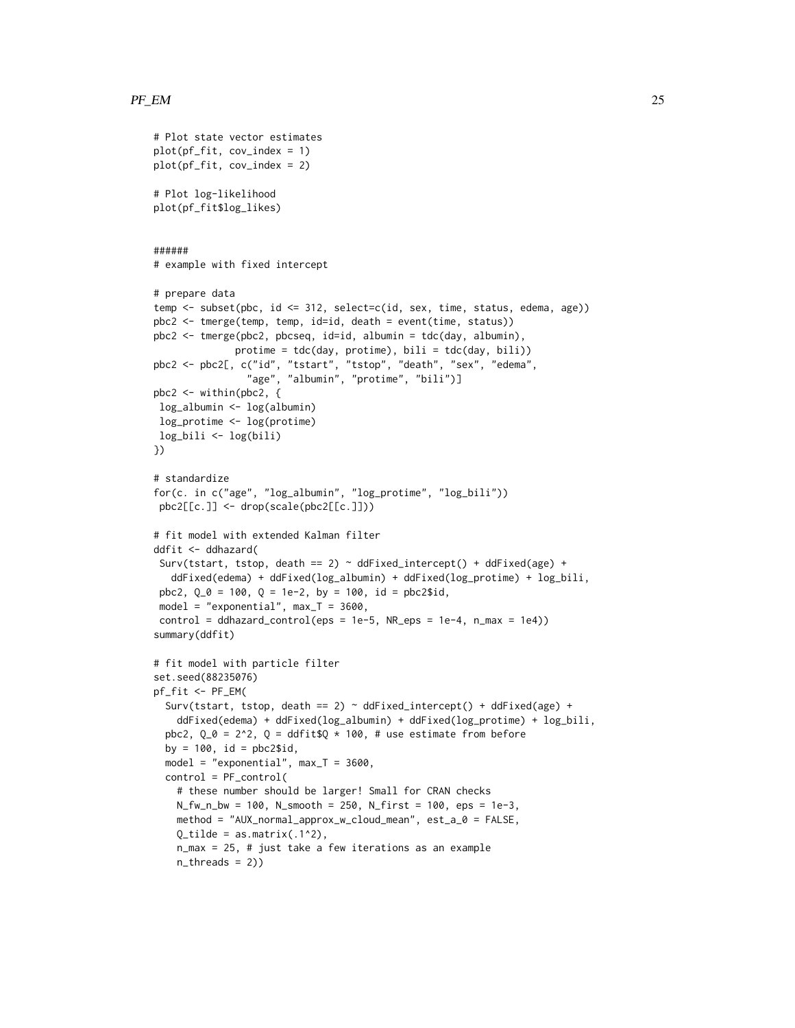```
# Plot state vector estimates
plot(pf_fit, cov_index = 1)
plot(pf_fit, cov_index = 2)

# Plot log-likelihood
plot(pf_fit$log_likes)


######
# example with fixed intercept

# prepare data
temp <- subset(pbc, id <= 312, select=c(id, sex, time, status, edema, age))
pbc2 <- tmerge(temp, temp, id=id, death = event(time, status))
pbc2 <- tmerge(pbc2, pbcseq, id=id, albumin = tdc(day, albumin),
              protime = tdc(day, protime), bili = tdc(day, bili))
pbc2 <- pbc2[, c("id", "tstart", "tstop", "death", "sex", "edema",
                 "age", "albumin", "protime", "bili")]
pbc2 <- within(pbc2, {
 log_albumin <- log(albumin)
 log_protime <- log(protime)
 log_bili <- log(bili)
})

# standardize
for(c. in c("age", "log_albumin", "log_protime", "log_bili"))
 pbc2[[c.]] <- drop(scale(pbc2[[c.]]))

# fit model with extended Kalman filter
ddfit <- ddhazard(
 Surv(tstart, tstop, death == 2) ~ ddFixed_intercept() + ddFixed(age) +
   ddFixed(edema) + ddFixed(log_albumin) + ddFixed(log_protime) + log_bili,
 pbc2, Q_0 = 100, Q = 1e-2, by = 100, id = pbc2$id,
 model = "exponential", max_T = 3600,
 control = ddhazard_control(eps = 1e-5, NR_eps = 1e-4, n_max = 1e4))
summary(ddfit)

# fit model with particle filter
set.seed(88235076)
pf_fit <- PF_EM(
  Surv(tstart, tstop, death == 2) ~ ddFixed_intercept() + ddFixed(age) +
    ddFixed(edema) + ddFixed(log_albumin) + ddFixed(log_protime) + log_bili,
  pbc2, Q_0 = 2^2, Q = ddfit$Q * 100, # use estimate from before
  by = 100, id = pbc2$id,
  model = "exponential", max_T = 3600,
  control = PF_control(
    # these number should be larger! Small for CRAN checks
    N_fw_n_bw = 100, N_smooth = 250, N_first = 100, eps = 1e-3,
    method = "AUX_normal_approx_w_cloud_mean", est_a_0 = FALSE,
    Q_tilde = as.matrix(.1^2),
    n_max = 25, # just take a few iterations as an example
    n_threads = 2))
```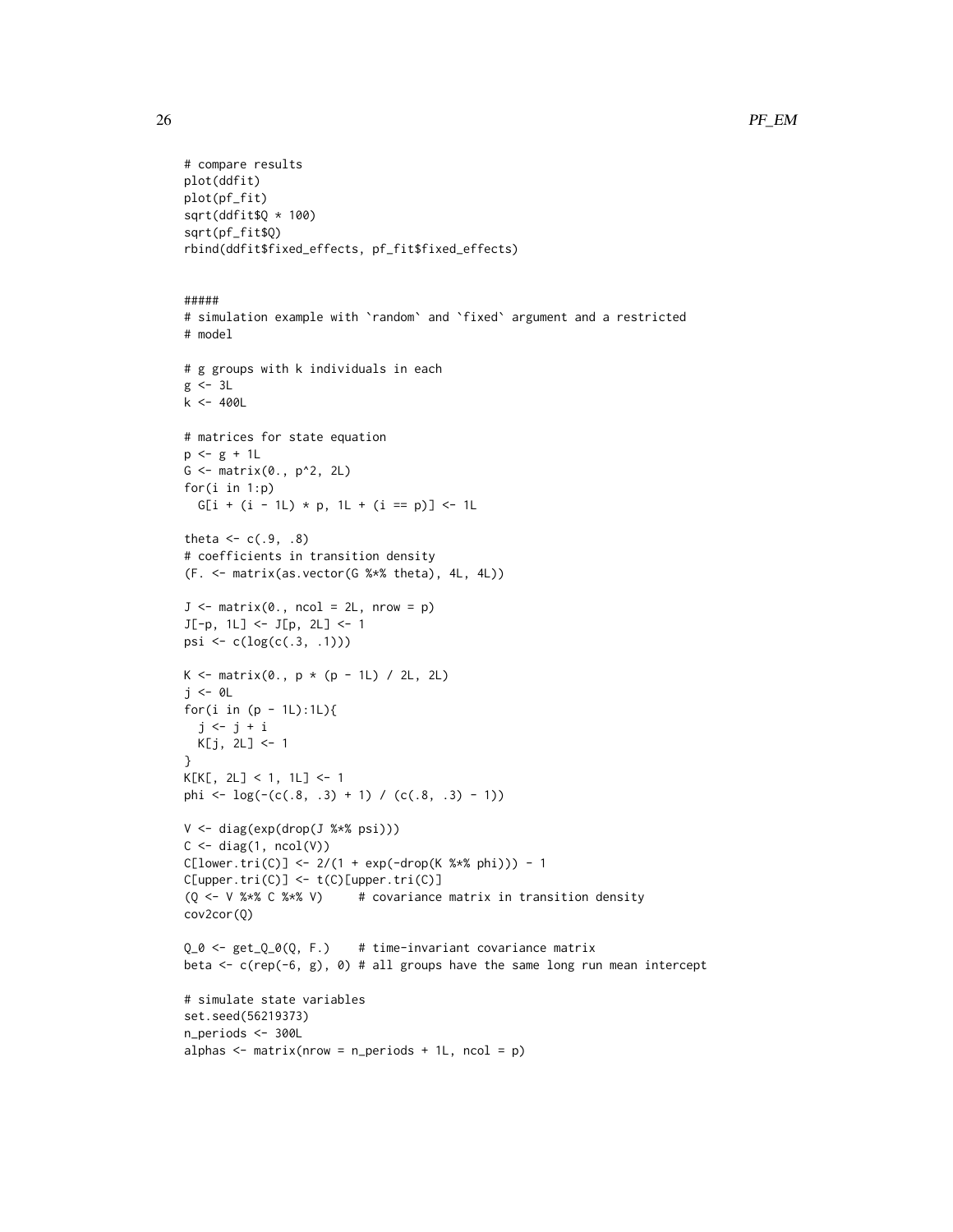```
# compare results
plot(ddfit)
plot(pf_fit)
sqrt(ddfit$Q * 100)
sqrt(pf_fit$Q)
rbind(ddfit$fixed_effects, pf_fit$fixed_effects)


#####
# simulation example with `random` and `fixed` argument and a restricted
# model

# g groups with k individuals in each
g <- 3L
k <- 400L

# matrices for state equation
p <- g + 1L
G <- matrix(0., p^2, 2L)
for(i in 1:p)
  G[i + (i - 1L) * p, 1L + (i == p)] <- 1L

theta <- c(.9, .8)
# coefficients in transition density
(F. <- matrix(as.vector(G %*% theta), 4L, 4L))

J <- matrix(0., ncol = 2L, nrow = p)
J[-p, 1L] <- J[p, 2L] <- 1
psi <- c(log(c(.3, .1)))

K <- matrix(0., p * (p - 1L) / 2L, 2L)
j <- 0L
for(i in (p - 1L):1L){
  j <- j + i
  K[j, 2L] <- 1
}
K[K[, 2L] < 1, 1L] <- 1
phi <- log(-(c(.8, .3) + 1) / (c(.8, .3) - 1))

V <- diag(exp(drop(J %*% psi)))
C <- diag(1, ncol(V))
C[lower.tri(C)] <- 2/(1 + exp(-drop(K %*% phi))) - 1
C[upper.tri(C)] <- t(C)[upper.tri(C)]
(Q <- V %*% C %*% V)     # covariance matrix in transition density
cov2cor(Q)

Q_0 <- get_Q_0(Q, F.)    # time-invariant covariance matrix
beta <- c(rep(-6, g), 0) # all groups have the same long run mean intercept

# simulate state variables
set.seed(56219373)
n_periods <- 300L
alphas <- matrix(nrow = n_periods + 1L, ncol = p)
```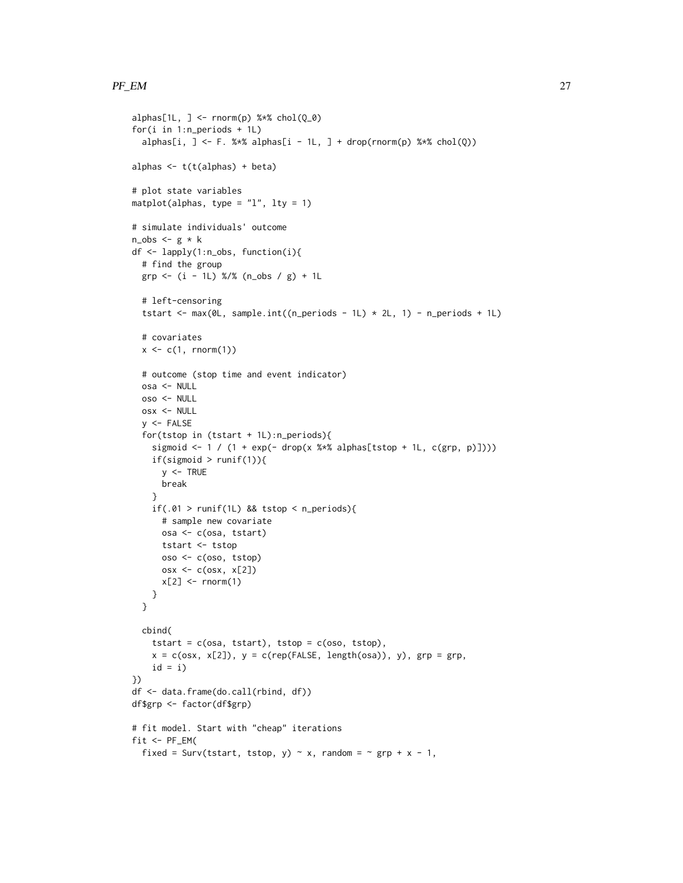```
alphas[1L, ] <- rnorm(p) %*% chol(Q_0)
for(i in 1:n_periods + 1L)
  alphas[i, ] <- F. %*% alphas[i - 1L, ] + drop(rnorm(p) %*% chol(Q))

alphas <- t(t(alphas) + beta)

# plot state variables
matplot(alphas, type = "l", lty = 1)

# simulate individuals' outcome
n_obs <- g * k
df <- lapply(1:n_obs, function(i){
  # find the group
  grp <- (i - 1L) %/% (n_obs / g) + 1L

  # left-censoring
  tstart <- max(0L, sample.int((n_periods - 1L) * 2L, 1) - n_periods + 1L)

  # covariates
  x <- c(1, rnorm(1))

  # outcome (stop time and event indicator)
  osa <- NULL
  oso <- NULL
  osx <- NULL
  y <- FALSE
  for(tstop in (tstart + 1L):n_periods){
    sigmoid <- 1 / (1 + exp(- drop(x %*% alphas[tstop + 1L, c(grp, p)])))
    if(sigmoid > runif(1)){
      y <- TRUE
      break
    }
    if(.01 > runif(1L) && tstop < n_periods){
      # sample new covariate
      osa <- c(osa, tstart)
      tstart <- tstop
      oso <- c(oso, tstop)
      osx <- c(osx, x[2])
      x[2] <- rnorm(1)
    }
  }

  cbind(
    tstart = c(osa, tstart), tstop = c(oso, tstop),
    x = c(osx, x[2]), y = c(rep(FALSE, length(osa)), y), grp = grp,
    id = i)
})
df <- data.frame(do.call(rbind, df))
df$grp <- factor(df$grp)

# fit model. Start with "cheap" iterations
fit <- PF_EM(
  fixed = Surv(tstart, tstop, y) ~ x, random = ~ grp + x - 1,
```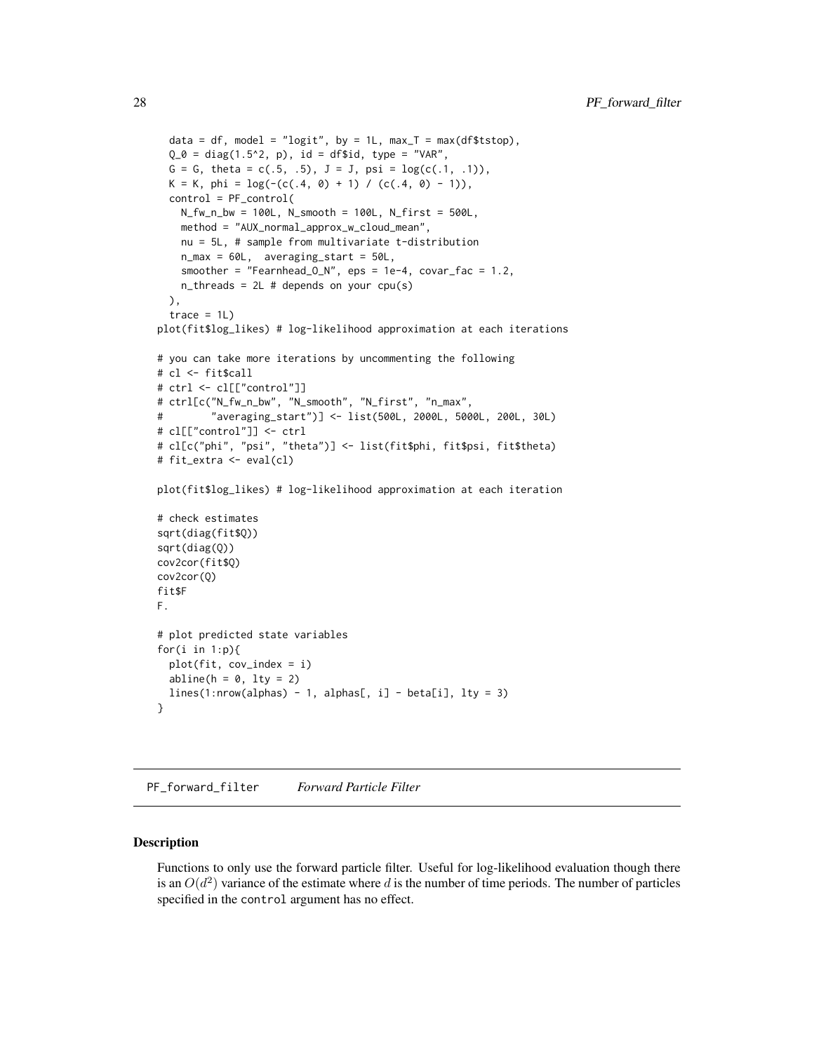```
  data = df, model = "logit", by = 1L, max_T = max(df$tstop),
  Q_0 = diag(1.5^2, p), id = df$id, type = "VAR",
  G = G, theta = c(.5, .5), J = J, psi = log(c(.1, .1)),
  K = K, phi = log(-(c(.4, 0) + 1) / (c(.4, 0) - 1)),
  control = PF_control(
    N_fw_n_bw = 100L, N_smooth = 100L, N_first = 500L,
    method = "AUX_normal_approx_w_cloud_mean",
    nu = 5L, # sample from multivariate t-distribution
    n_max = 60L,  averaging_start = 50L,
    smoother = "Fearnhead_O_N", eps = 1e-4, covar_fac = 1.2,
    n_threads = 2L # depends on your cpu(s)
  ),
  trace = 1L)
plot(fit$log_likes) # log-likelihood approximation at each iterations

# you can take more iterations by uncommenting the following
# cl <- fit$call
# ctrl <- cl[["control"]]
# ctrl[c("N_fw_n_bw", "N_smooth", "N_first", "n_max",
#        "averaging_start")] <- list(500L, 2000L, 5000L, 200L, 30L)
# cl[["control"]] <- ctrl
# cl[c("phi", "psi", "theta")] <- list(fit$phi, fit$psi, fit$theta)
# fit_extra <- eval(cl)

plot(fit$log_likes) # log-likelihood approximation at each iteration

# check estimates
sqrt(diag(fit$Q))
sqrt(diag(Q))
cov2cor(fit$Q)
cov2cor(Q)
fit$F
F.

# plot predicted state variables
for(i in 1:p){
  plot(fit, cov_index = i)
  abline(h = 0, lty = 2)
  lines(1:nrow(alphas) - 1, alphas[, i] - beta[i], lty = 3)
}
```

## PF_forward_filter    *Forward Particle Filter*

### Description

Functions to only use the forward particle filter. Useful for log-likelihood evaluation though there is an $O(d^2)$ variance of the estimate where $d$ is the number of time periods. The number of particles specified in the control argument has no effect.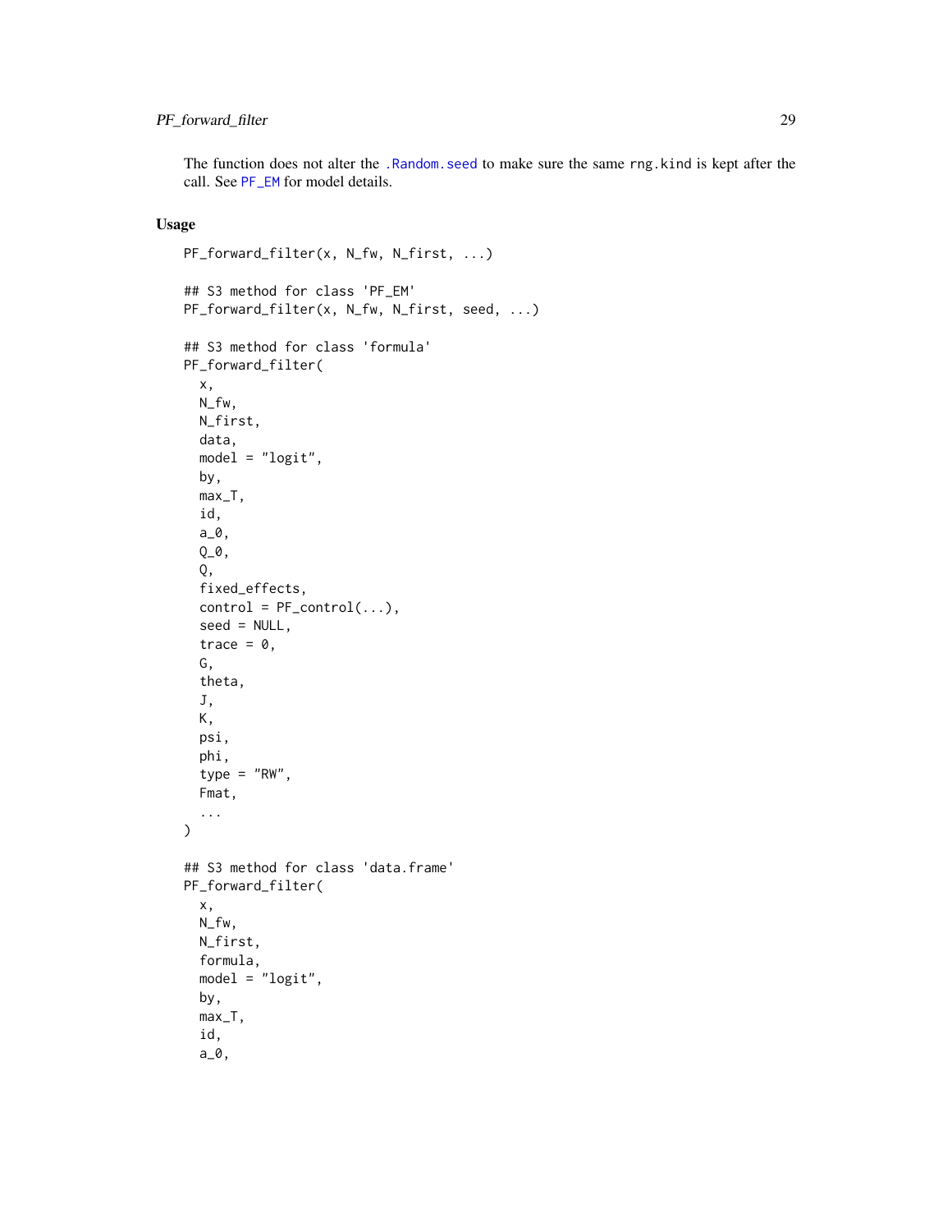The function does not alter the `.Random.seed` to make sure the same `rng.kind` is kept after the call. See `PF_EM` for model details.

## Usage

```
PF_forward_filter(x, N_fw, N_first, ...)

## S3 method for class 'PF_EM'
PF_forward_filter(x, N_fw, N_first, seed, ...)

## S3 method for class 'formula'
PF_forward_filter(
  x,
  N_fw,
  N_first,
  data,
  model = "logit",
  by,
  max_T,
  id,
  a_0,
  Q_0,
  Q,
  fixed_effects,
  control = PF_control(...),
  seed = NULL,
  trace = 0,
  G,
  theta,
  J,
  K,
  psi,
  phi,
  type = "RW",
  Fmat,
  ...
)

## S3 method for class 'data.frame'
PF_forward_filter(
  x,
  N_fw,
  N_first,
  formula,
  model = "logit",
  by,
  max_T,
  id,
  a_0,
```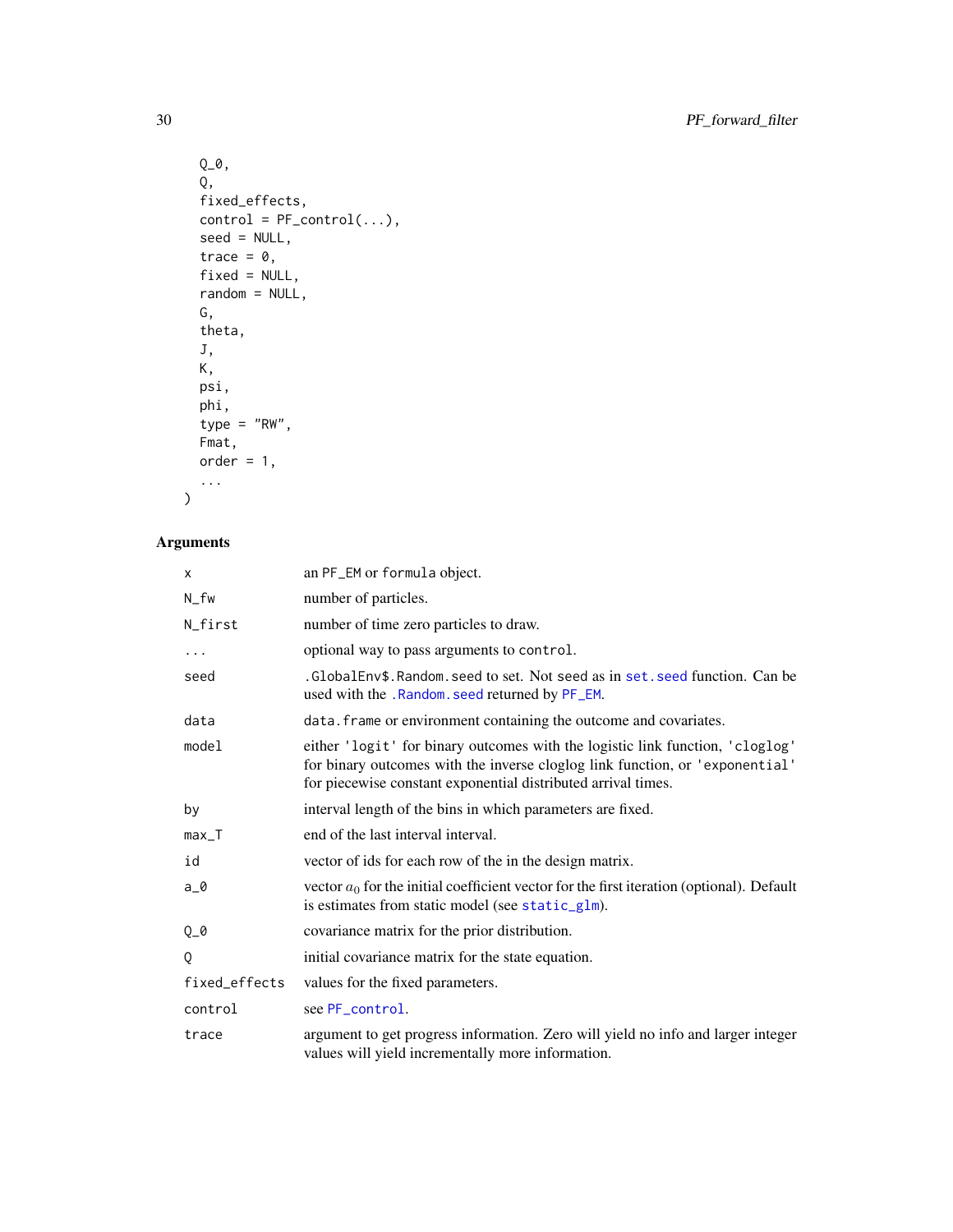```
  Q_0,
  Q,
  fixed_effects,
  control = PF_control(...),
  seed = NULL,
  trace = 0,
  fixed = NULL,
  random = NULL,
  G,
  theta,
  J,
  K,
  psi,
  phi,
  type = "RW",
  Fmat,
  order = 1,
  ...
)
```

## Arguments

| | |
|---|---|
| x | an PF_EM or formula object. |
| N_fw | number of particles. |
| N_first | number of time zero particles to draw. |
| ... | optional way to pass arguments to control. |
| seed | .GlobalEnv$.Random.seed to set. Not seed as in set.seed function. Can be used with the .Random.seed returned by PF_EM. |
| data | data.frame or environment containing the outcome and covariates. |
| model | either 'logit' for binary outcomes with the logistic link function, 'cloglog' for binary outcomes with the inverse cloglog link function, or 'exponential' for piecewise constant exponential distributed arrival times. |
| by | interval length of the bins in which parameters are fixed. |
| max_T | end of the last interval interval. |
| id | vector of ids for each row of the in the design matrix. |
| a_0 | vector $a_0$ for the initial coefficient vector for the first iteration (optional). Default is estimates from static model (see static_glm). |
| Q_0 | covariance matrix for the prior distribution. |
| Q | initial covariance matrix for the state equation. |
| fixed_effects | values for the fixed parameters. |
| control | see PF_control. |
| trace | argument to get progress information. Zero will yield no info and larger integer values will yield incrementally more information. |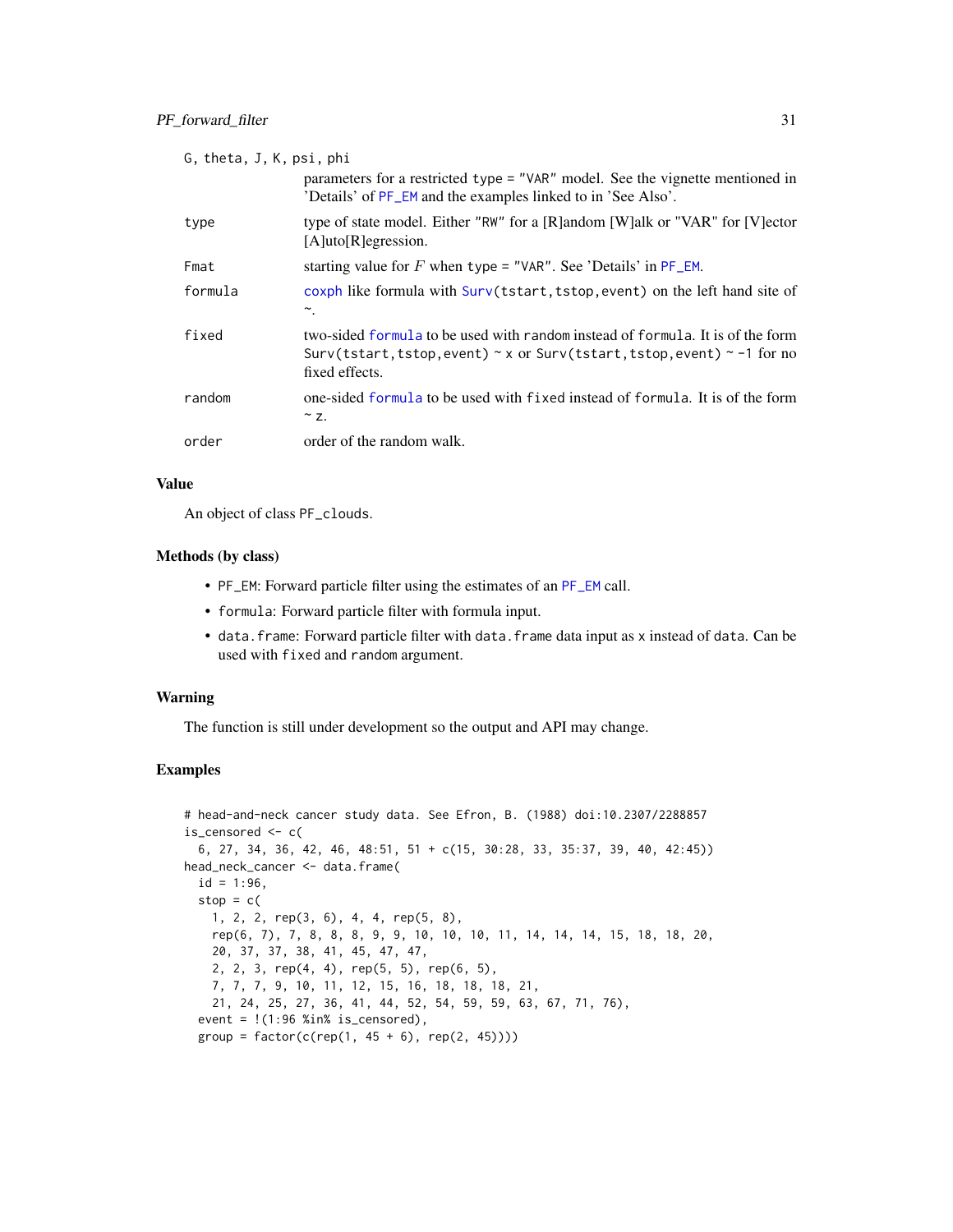| | |
|---|---|
| G, theta, J, K, psi, phi | parameters for a restricted type = "VAR" model. See the vignette mentioned in 'Details' of PF_EM and the examples linked to in 'See Also'. |
| type | type of state model. Either "RW" for a [R]andom [W]alk or "VAR" for [V]ector [A]uto[R]egression. |
| Fmat | starting value for $F$ when type = "VAR". See 'Details' in PF_EM. |
| formula | coxph like formula with Surv(tstart,tstop,event) on the left hand site of ~. |
| fixed | two-sided formula to be used with random instead of formula. It is of the form Surv(tstart,tstop,event) ~ x or Surv(tstart,tstop,event) ~ -1 for no fixed effects. |
| random | one-sided formula to be used with fixed instead of formula. It is of the form ~ z. |
| order | order of the random walk. |

## Value

An object of class PF_clouds.

## Methods (by class)

- PF_EM: Forward particle filter using the estimates of an PF_EM call.
- formula: Forward particle filter with formula input.
- data.frame: Forward particle filter with data.frame data input as x instead of data. Can be used with fixed and random argument.

## Warning

The function is still under development so the output and API may change.

## Examples

```
# head-and-neck cancer study data. See Efron, B. (1988) doi:10.2307/2288857
is_censored <- c(
  6, 27, 34, 36, 42, 46, 48:51, 51 + c(15, 30:28, 33, 35:37, 39, 40, 42:45))
head_neck_cancer <- data.frame(
  id = 1:96,
  stop = c(
    1, 2, 2, rep(3, 6), 4, 4, rep(5, 8),
    rep(6, 7), 7, 8, 8, 8, 9, 9, 10, 10, 10, 11, 14, 14, 14, 15, 18, 18, 20,
    20, 37, 37, 38, 41, 45, 47, 47,
    2, 2, 3, rep(4, 4), rep(5, 5), rep(6, 5),
    7, 7, 7, 9, 10, 11, 12, 15, 16, 18, 18, 18, 21,
    21, 24, 25, 27, 36, 41, 44, 52, 54, 59, 59, 63, 67, 71, 76),
  event = !(1:96 %in% is_censored),
  group = factor(c(rep(1, 45 + 6), rep(2, 45))))
```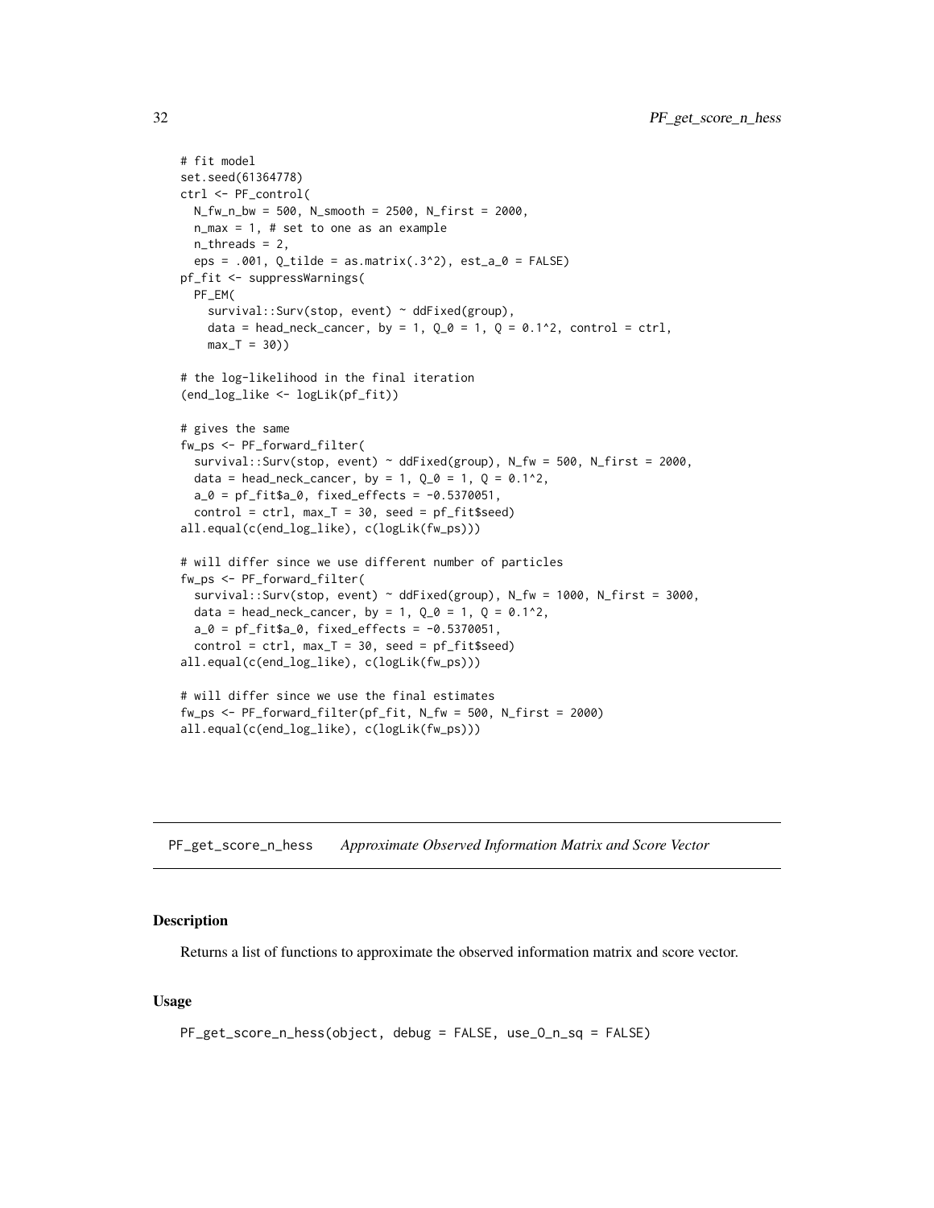```
# fit model
set.seed(61364778)
ctrl <- PF_control(
  N_fw_n_bw = 500, N_smooth = 2500, N_first = 2000,
  n_max = 1, # set to one as an example
  n_threads = 2,
  eps = .001, Q_tilde = as.matrix(.3^2), est_a_0 = FALSE)
pf_fit <- suppressWarnings(
  PF_EM(
    survival::Surv(stop, event) ~ ddFixed(group),
    data = head_neck_cancer, by = 1, Q_0 = 1, Q = 0.1^2, control = ctrl,
    max_T = 30))

# the log-likelihood in the final iteration
(end_log_like <- logLik(pf_fit))

# gives the same
fw_ps <- PF_forward_filter(
  survival::Surv(stop, event) ~ ddFixed(group), N_fw = 500, N_first = 2000,
  data = head_neck_cancer, by = 1, Q_0 = 1, Q = 0.1^2,
  a_0 = pf_fit$a_0, fixed_effects = -0.5370051,
  control = ctrl, max_T = 30, seed = pf_fit$seed)
all.equal(c(end_log_like), c(logLik(fw_ps)))

# will differ since we use different number of particles
fw_ps <- PF_forward_filter(
  survival::Surv(stop, event) ~ ddFixed(group), N_fw = 1000, N_first = 3000,
  data = head_neck_cancer, by = 1, Q_0 = 1, Q = 0.1^2,
  a_0 = pf_fit$a_0, fixed_effects = -0.5370051,
  control = ctrl, max_T = 30, seed = pf_fit$seed)
all.equal(c(end_log_like), c(logLik(fw_ps)))

# will differ since we use the final estimates
fw_ps <- PF_forward_filter(pf_fit, N_fw = 500, N_first = 2000)
all.equal(c(end_log_like), c(logLik(fw_ps)))
```

## PF_get_score_n_hess *Approximate Observed Information Matrix and Score Vector*

### Description

Returns a list of functions to approximate the observed information matrix and score vector.

### Usage

```
PF_get_score_n_hess(object, debug = FALSE, use_O_n_sq = FALSE)
```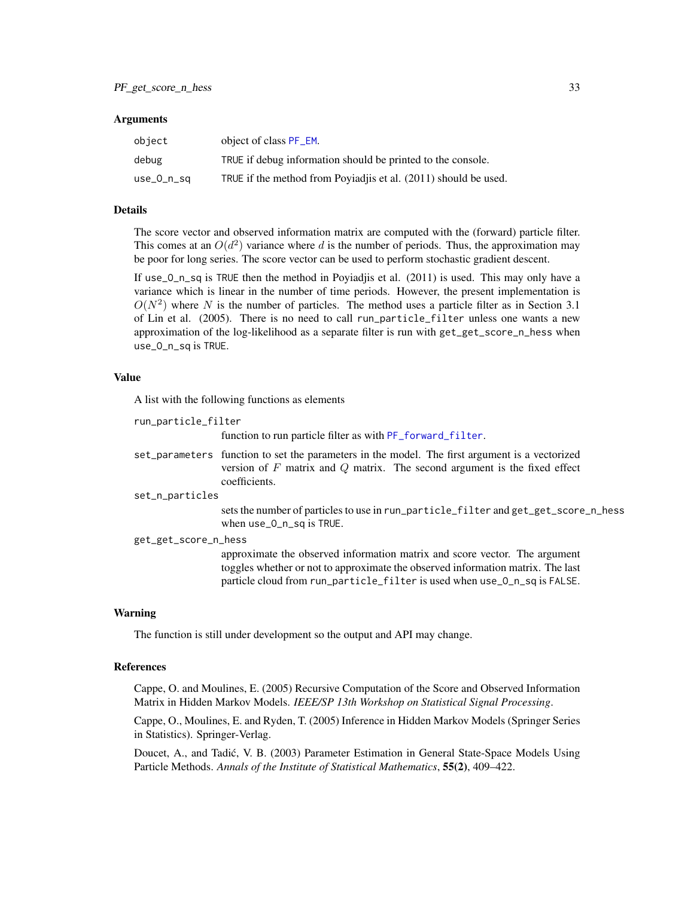### Arguments

| | |
|---|---|
| `object` | object of class PF_EM. |
| `debug` | TRUE if debug information should be printed to the console. |
| `use_O_n_sq` | TRUE if the method from Poyiadjis et al. (2011) should be used. |

### Details

The score vector and observed information matrix are computed with the (forward) particle filter. This comes at an $O(d^2)$ variance where $d$ is the number of periods. Thus, the approximation may be poor for long series. The score vector can be used to perform stochastic gradient descent.

If `use_O_n_sq` is TRUE then the method in Poyiadjis et al. (2011) is used. This may only have a variance which is linear in the number of time periods. However, the present implementation is $O(N^2)$ where $N$ is the number of particles. The method uses a particle filter as in Section 3.1 of Lin et al. (2005). There is no need to call `run_particle_filter` unless one wants a new approximation of the log-likelihood as a separate filter is run with `get_get_score_n_hess` when `use_O_n_sq` is TRUE.

### Value

A list with the following functions as elements

`run_particle_filter`
: function to run particle filter as with PF_forward_filter.

`set_parameters`
: function to set the parameters in the model. The first argument is a vectorized version of $F$ matrix and $Q$ matrix. The second argument is the fixed effect coefficients.

`set_n_particles`
: sets the number of particles to use in `run_particle_filter` and `get_get_score_n_hess` when `use_O_n_sq` is TRUE.

`get_get_score_n_hess`
: approximate the observed information matrix and score vector. The argument toggles whether or not to approximate the observed information matrix. The last particle cloud from `run_particle_filter` is used when `use_O_n_sq` is FALSE.

### Warning

The function is still under development so the output and API may change.

### References

Cappe, O. and Moulines, E. (2005) Recursive Computation of the Score and Observed Information Matrix in Hidden Markov Models. *IEEE/SP 13th Workshop on Statistical Signal Processing*.

Cappe, O., Moulines, E. and Ryden, T. (2005) Inference in Hidden Markov Models (Springer Series in Statistics). Springer-Verlag.

Doucet, A., and Tadić, V. B. (2003) Parameter Estimation in General State-Space Models Using Particle Methods. *Annals of the Institute of Statistical Mathematics*, **55(2)**, 409–422.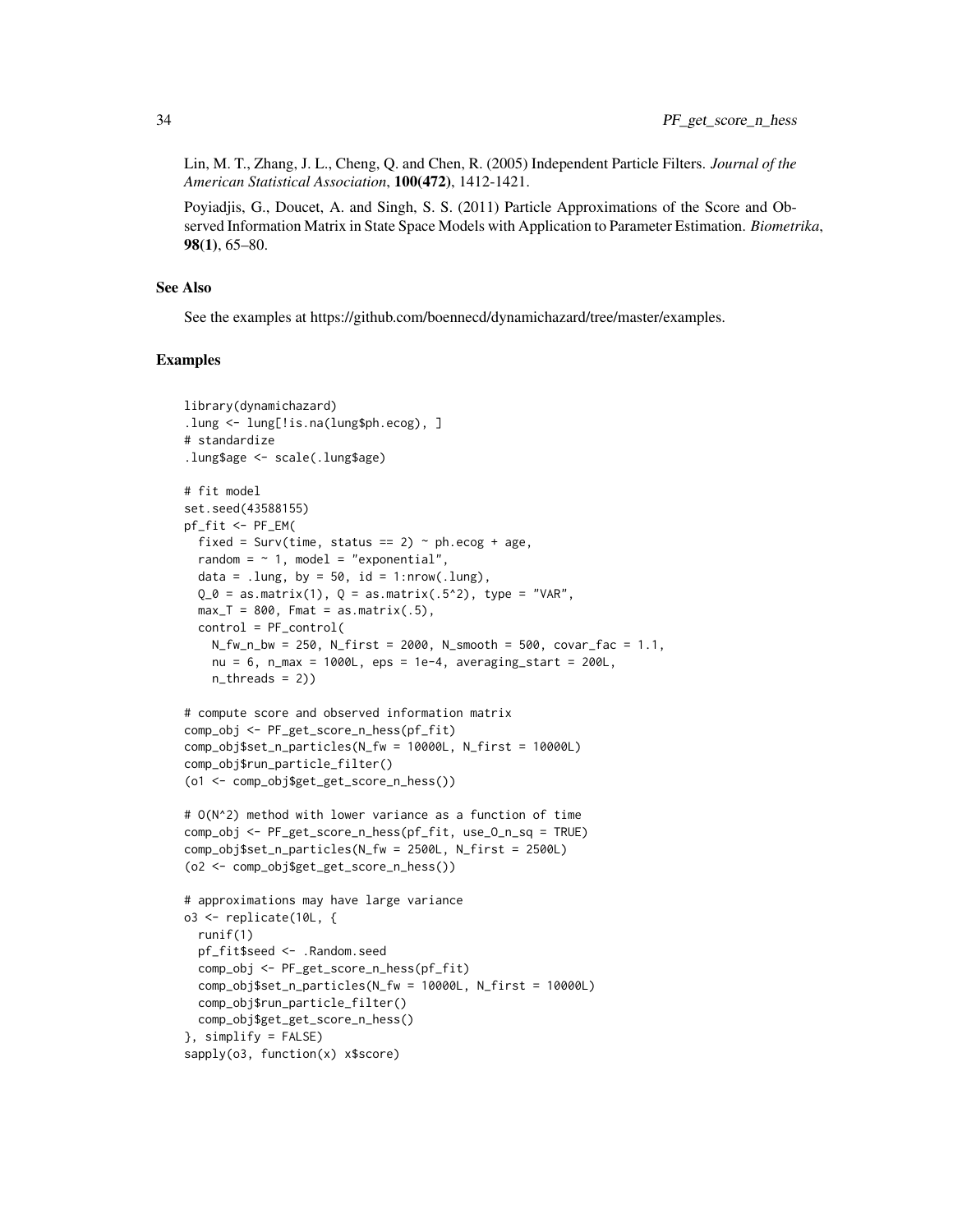Lin, M. T., Zhang, J. L., Cheng, Q. and Chen, R. (2005) Independent Particle Filters. *Journal of the American Statistical Association*, **100(472)**, 1412-1421.

Poyiadjis, G., Doucet, A. and Singh, S. S. (2011) Particle Approximations of the Score and Observed Information Matrix in State Space Models with Application to Parameter Estimation. *Biometrika*, **98(1)**, 65–80.

## See Also

See the examples at https://github.com/boennecd/dynamichazard/tree/master/examples.

## Examples

```
library(dynamichazard)
.lung <- lung[!is.na(lung$ph.ecog), ]
# standardize
.lung$age <- scale(.lung$age)

# fit model
set.seed(43588155)
pf_fit <- PF_EM(
  fixed = Surv(time, status == 2) ~ ph.ecog + age,
  random = ~ 1, model = "exponential",
  data = .lung, by = 50, id = 1:nrow(.lung),
  Q_0 = as.matrix(1), Q = as.matrix(.5^2), type = "VAR",
  max_T = 800, Fmat = as.matrix(.5),
  control = PF_control(
    N_fw_n_bw = 250, N_first = 2000, N_smooth = 500, covar_fac = 1.1,
    nu = 6, n_max = 1000L, eps = 1e-4, averaging_start = 200L,
    n_threads = 2))

# compute score and observed information matrix
comp_obj <- PF_get_score_n_hess(pf_fit)
comp_obj$set_n_particles(N_fw = 10000L, N_first = 10000L)
comp_obj$run_particle_filter()
(o1 <- comp_obj$get_get_score_n_hess())

# O(N^2) method with lower variance as a function of time
comp_obj <- PF_get_score_n_hess(pf_fit, use_O_n_sq = TRUE)
comp_obj$set_n_particles(N_fw = 2500L, N_first = 2500L)
(o2 <- comp_obj$get_get_score_n_hess())

# approximations may have large variance
o3 <- replicate(10L, {
  runif(1)
  pf_fit$seed <- .Random.seed
  comp_obj <- PF_get_score_n_hess(pf_fit)
  comp_obj$set_n_particles(N_fw = 10000L, N_first = 10000L)
  comp_obj$run_particle_filter()
  comp_obj$get_get_score_n_hess()
}, simplify = FALSE)
sapply(o3, function(x) x$score)
```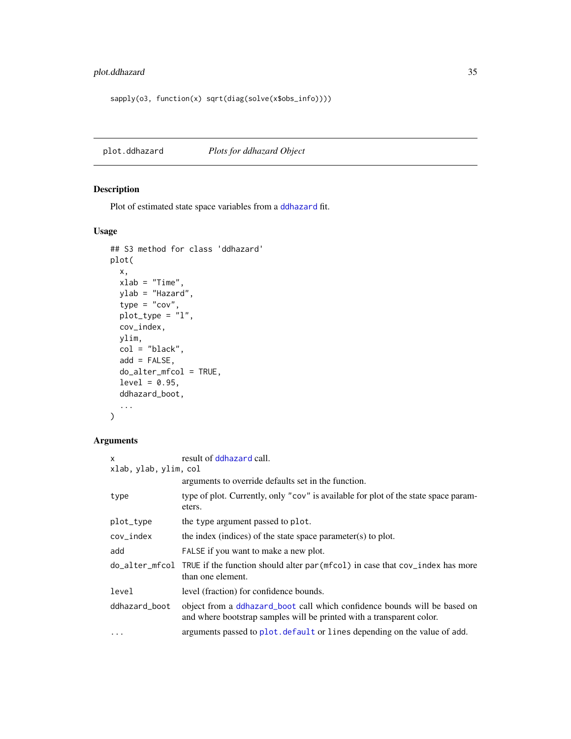```
sapply(o3, function(x) sqrt(diag(solve(x$obs_info))))
```

## plot.ddhazard *Plots for ddhazard Object*

### Description

Plot of estimated state space variables from a ddhazard fit.

### Usage

```
## S3 method for class 'ddhazard'
plot(
  x,
  xlab = "Time",
  ylab = "Hazard",
  type = "cov",
  plot_type = "l",
  cov_index,
  ylim,
  col = "black",
  add = FALSE,
  do_alter_mfcol = TRUE,
  level = 0.95,
  ddhazard_boot,
  ...
)
```

### Arguments

| | |
|---|---|
| `x` | result of ddhazard call. |
| `xlab, ylab, ylim, col` | arguments to override defaults set in the function. |
| `type` | type of plot. Currently, only "cov" is available for plot of the state space parameters. |
| `plot_type` | the type argument passed to plot. |
| `cov_index` | the index (indices) of the state space parameter(s) to plot. |
| `add` | FALSE if you want to make a new plot. |
| `do_alter_mfcol` | TRUE if the function should alter par(mfcol) in case that cov_index has more than one element. |
| `level` | level (fraction) for confidence bounds. |
| `ddhazard_boot` | object from a ddhazard_boot call which confidence bounds will be based on and where bootstrap samples will be printed with a transparent color. |
| `...` | arguments passed to plot.default or lines depending on the value of add. |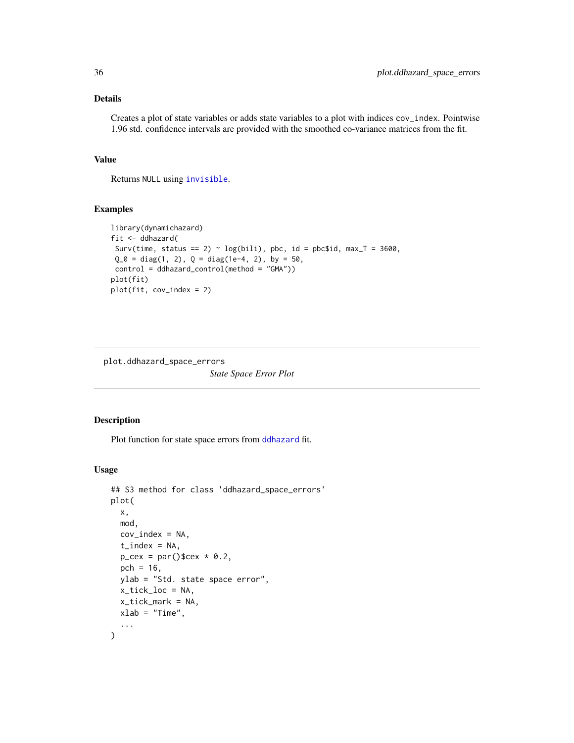## Details

Creates a plot of state variables or adds state variables to a plot with indices `cov_index`. Pointwise 1.96 std. confidence intervals are provided with the smoothed co-variance matrices from the fit.

## Value

Returns `NULL` using `invisible`.

## Examples

```
library(dynamichazard)
fit <- ddhazard(
 Surv(time, status == 2) ~ log(bili), pbc, id = pbc$id, max_T = 3600,
 Q_0 = diag(1, 2), Q = diag(1e-4, 2), by = 50,
 control = ddhazard_control(method = "GMA"))
plot(fit)
plot(fit, cov_index = 2)
```

---

# plot.ddhazard_space_errors

*State Space Error Plot*

---

## Description

Plot function for state space errors from `ddhazard` fit.

## Usage

```
## S3 method for class 'ddhazard_space_errors'
plot(
  x,
  mod,
  cov_index = NA,
  t_index = NA,
  p_cex = par()$cex * 0.2,
  pch = 16,
  ylab = "Std. state space error",
  x_tick_loc = NA,
  x_tick_mark = NA,
  xlab = "Time",
  ...
)
```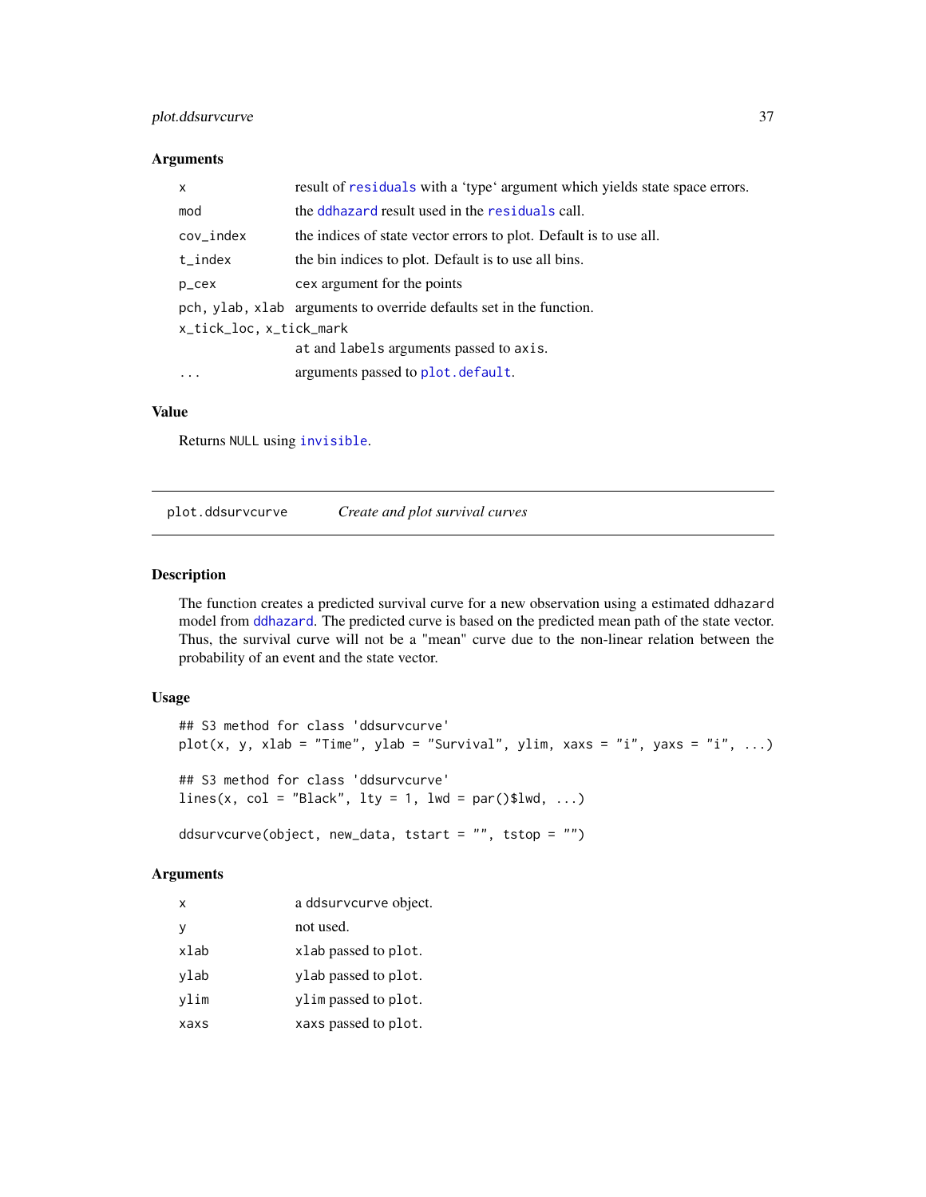### Arguments

| | |
|---|---|
| `x` | result of `residuals` with a 'type' argument which yields state space errors. |
| `mod` | the `ddhazard` result used in the `residuals` call. |
| `cov_index` | the indices of state vector errors to plot. Default is to use all. |
| `t_index` | the bin indices to plot. Default is to use all bins. |
| `p_cex` | cex argument for the points |
| `pch, ylab, xlab` | arguments to override defaults set in the function. |
| `x_tick_loc, x_tick_mark` | `at` and `labels` arguments passed to `axis`. |
| `...` | arguments passed to `plot.default`. |

### Value

Returns `NULL` using `invisible`.

---

## plot.ddsurvcurve — *Create and plot survival curves*

### Description

The function creates a predicted survival curve for a new observation using a estimated `ddhazard` model from `ddhazard`. The predicted curve is based on the predicted mean path of the state vector. Thus, the survival curve will not be a "mean" curve due to the non-linear relation between the probability of an event and the state vector.

### Usage

```
## S3 method for class 'ddsurvcurve'
plot(x, y, xlab = "Time", ylab = "Survival", ylim, xaxs = "i", yaxs = "i", ...)

## S3 method for class 'ddsurvcurve'
lines(x, col = "Black", lty = 1, lwd = par()$lwd, ...)

ddsurvcurve(object, new_data, tstart = "", tstop = "")
```

### Arguments

| | |
|---|---|
| `x` | a `ddsurvcurve` object. |
| `y` | not used. |
| `xlab` | `xlab` passed to `plot`. |
| `ylab` | `ylab` passed to `plot`. |
| `ylim` | `ylim` passed to `plot`. |
| `xaxs` | `xaxs` passed to `plot`. |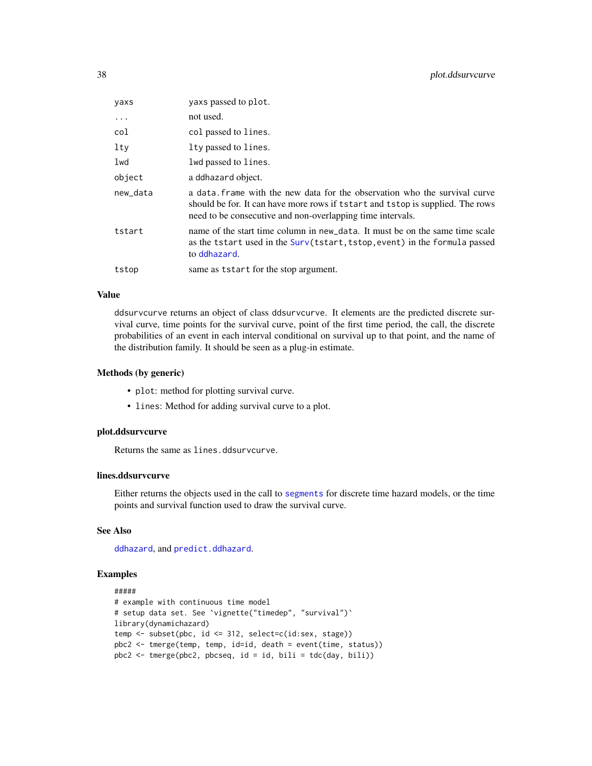| | |
|---|---|
| yaxs | yaxs passed to plot. |
| ... | not used. |
| col | col passed to lines. |
| lty | lty passed to lines. |
| lwd | lwd passed to lines. |
| object | a ddhazard object. |
| new_data | a data.frame with the new data for the observation who the survival curve should be for. It can have more rows if tstart and tstop is supplied. The rows need to be consecutive and non-overlapping time intervals. |
| tstart | name of the start time column in new_data. It must be on the same time scale as the tstart used in the Surv(tstart,tstop,event) in the formula passed to ddhazard. |
| tstop | same as tstart for the stop argument. |

### Value

ddsurvcurve returns an object of class ddsurvcurve. It elements are the predicted discrete survival curve, time points for the survival curve, point of the first time period, the call, the discrete probabilities of an event in each interval conditional on survival up to that point, and the name of the distribution family. It should be seen as a plug-in estimate.

### Methods (by generic)

- plot: method for plotting survival curve.
- lines: Method for adding survival curve to a plot.

### plot.ddsurvcurve

Returns the same as lines.ddsurvcurve.

### lines.ddsurvcurve

Either returns the objects used in the call to segments for discrete time hazard models, or the time points and survival function used to draw the survival curve.

### See Also

ddhazard, and predict.ddhazard.

### Examples

```
#####
# example with continuous time model
# setup data set. See `vignette("timedep", "survival")`
library(dynamichazard)
temp <- subset(pbc, id <= 312, select=c(id:sex, stage))
pbc2 <- tmerge(temp, temp, id=id, death = event(time, status))
pbc2 <- tmerge(pbc2, pbcseq, id = id, bili = tdc(day, bili))
```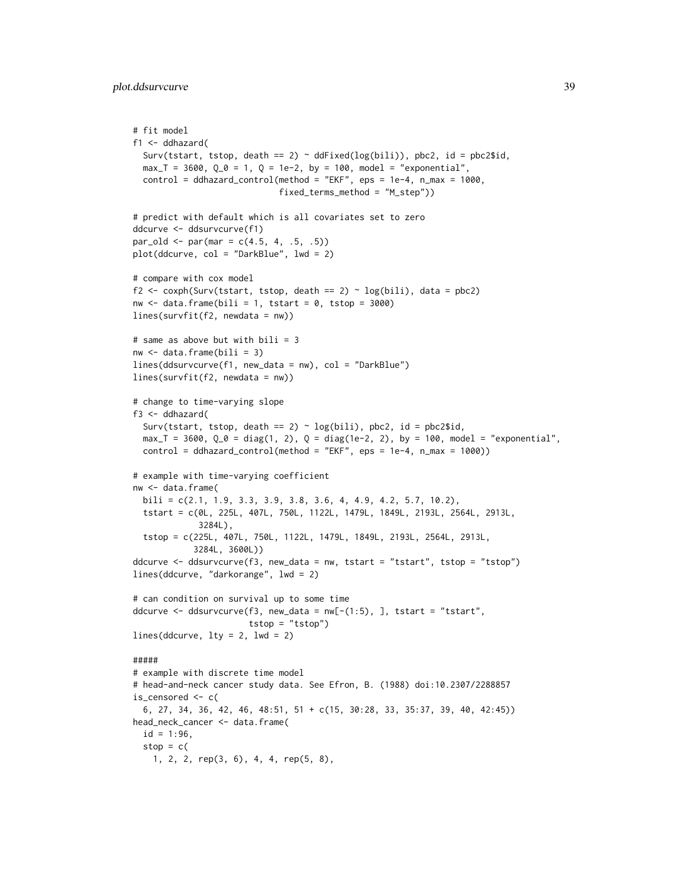```
# fit model
f1 <- ddhazard(
  Surv(tstart, tstop, death == 2) ~ ddFixed(log(bili)), pbc2, id = pbc2$id,
  max_T = 3600, Q_0 = 1, Q = 1e-2, by = 100, model = "exponential",
  control = ddhazard_control(method = "EKF", eps = 1e-4, n_max = 1000,
                             fixed_terms_method = "M_step"))

# predict with default which is all covariates set to zero
ddcurve <- ddsurvcurve(f1)
par_old <- par(mar = c(4.5, 4, .5, .5))
plot(ddcurve, col = "DarkBlue", lwd = 2)

# compare with cox model
f2 <- coxph(Surv(tstart, tstop, death == 2) ~ log(bili), data = pbc2)
nw <- data.frame(bili = 1, tstart = 0, tstop = 3000)
lines(survfit(f2, newdata = nw))

# same as above but with bili = 3
nw <- data.frame(bili = 3)
lines(ddsurvcurve(f1, new_data = nw), col = "DarkBlue")
lines(survfit(f2, newdata = nw))

# change to time-varying slope
f3 <- ddhazard(
  Surv(tstart, tstop, death == 2) ~ log(bili), pbc2, id = pbc2$id,
  max_T = 3600, Q_0 = diag(1, 2), Q = diag(1e-2, 2), by = 100, model = "exponential",
  control = ddhazard_control(method = "EKF", eps = 1e-4, n_max = 1000))

# example with time-varying coefficient
nw <- data.frame(
  bili = c(2.1, 1.9, 3.3, 3.9, 3.8, 3.6, 4, 4.9, 4.2, 5.7, 10.2),
  tstart = c(0L, 225L, 407L, 750L, 1122L, 1479L, 1849L, 2193L, 2564L, 2913L,
             3284L),
  tstop = c(225L, 407L, 750L, 1122L, 1479L, 1849L, 2193L, 2564L, 2913L,
            3284L, 3600L))
ddcurve <- ddsurvcurve(f3, new_data = nw, tstart = "tstart", tstop = "tstop")
lines(ddcurve, "darkorange", lwd = 2)

# can condition on survival up to some time
ddcurve <- ddsurvcurve(f3, new_data = nw[-(1:5), ], tstart = "tstart",
                       tstop = "tstop")
lines(ddcurve, lty = 2, lwd = 2)

#####
# example with discrete time model
# head-and-neck cancer study data. See Efron, B. (1988) doi:10.2307/2288857
is_censored <- c(
  6, 27, 34, 36, 42, 46, 48:51, 51 + c(15, 30:28, 33, 35:37, 39, 40, 42:45))
head_neck_cancer <- data.frame(
  id = 1:96,
  stop = c(
    1, 2, 2, rep(3, 6), 4, 4, rep(5, 8),
```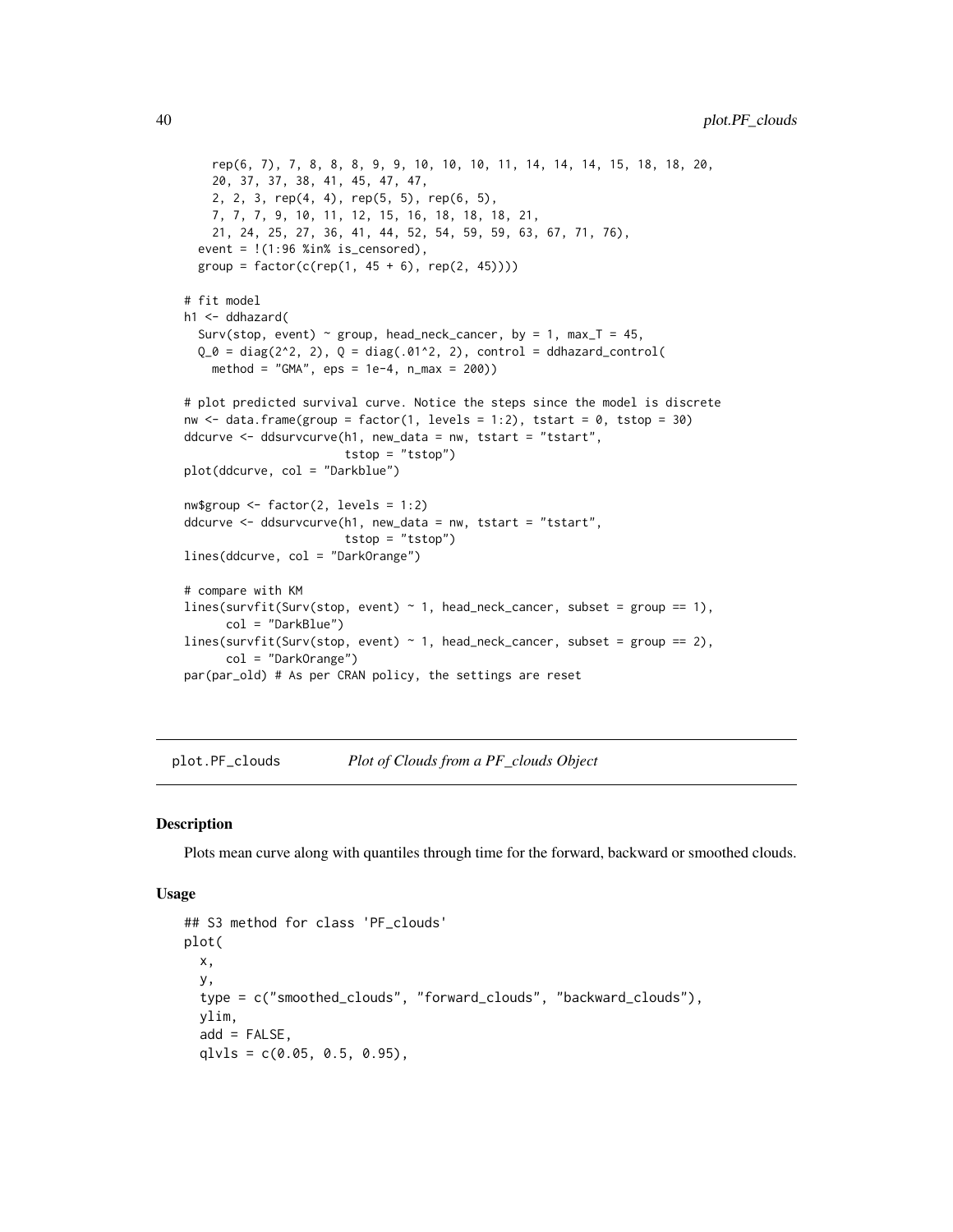```r
    rep(6, 7), 7, 8, 8, 8, 9, 9, 10, 10, 10, 11, 14, 14, 14, 15, 18, 18, 20,
    20, 37, 37, 38, 41, 45, 47, 47,
    2, 2, 3, rep(4, 4), rep(5, 5), rep(6, 5),
    7, 7, 7, 9, 10, 11, 12, 15, 16, 18, 18, 18, 21,
    21, 24, 25, 27, 36, 41, 44, 52, 54, 59, 59, 63, 67, 71, 76),
  event = !(1:96 %in% is_censored),
  group = factor(c(rep(1, 45 + 6), rep(2, 45))))

# fit model
h1 <- ddhazard(
  Surv(stop, event) ~ group, head_neck_cancer, by = 1, max_T = 45,
  Q_0 = diag(2^2, 2), Q = diag(.01^2, 2), control = ddhazard_control(
    method = "GMA", eps = 1e-4, n_max = 200))

# plot predicted survival curve. Notice the steps since the model is discrete
nw <- data.frame(group = factor(1, levels = 1:2), tstart = 0, tstop = 30)
ddcurve <- ddsurvcurve(h1, new_data = nw, tstart = "tstart",
                       tstop = "tstop")
plot(ddcurve, col = "Darkblue")

nw$group <- factor(2, levels = 1:2)
ddcurve <- ddsurvcurve(h1, new_data = nw, tstart = "tstart",
                       tstop = "tstop")
lines(ddcurve, col = "DarkOrange")

# compare with KM
lines(survfit(Surv(stop, event) ~ 1, head_neck_cancer, subset = group == 1),
      col = "DarkBlue")
lines(survfit(Surv(stop, event) ~ 1, head_neck_cancer, subset = group == 2),
      col = "DarkOrange")
par(par_old) # As per CRAN policy, the settings are reset
```

## plot.PF_clouds    *Plot of Clouds from a PF_clouds Object*

### Description

Plots mean curve along with quantiles through time for the forward, backward or smoothed clouds.

### Usage

```r
## S3 method for class 'PF_clouds'
plot(
  x,
  y,
  type = c("smoothed_clouds", "forward_clouds", "backward_clouds"),
  ylim,
  add = FALSE,
  qlvls = c(0.05, 0.5, 0.95),
```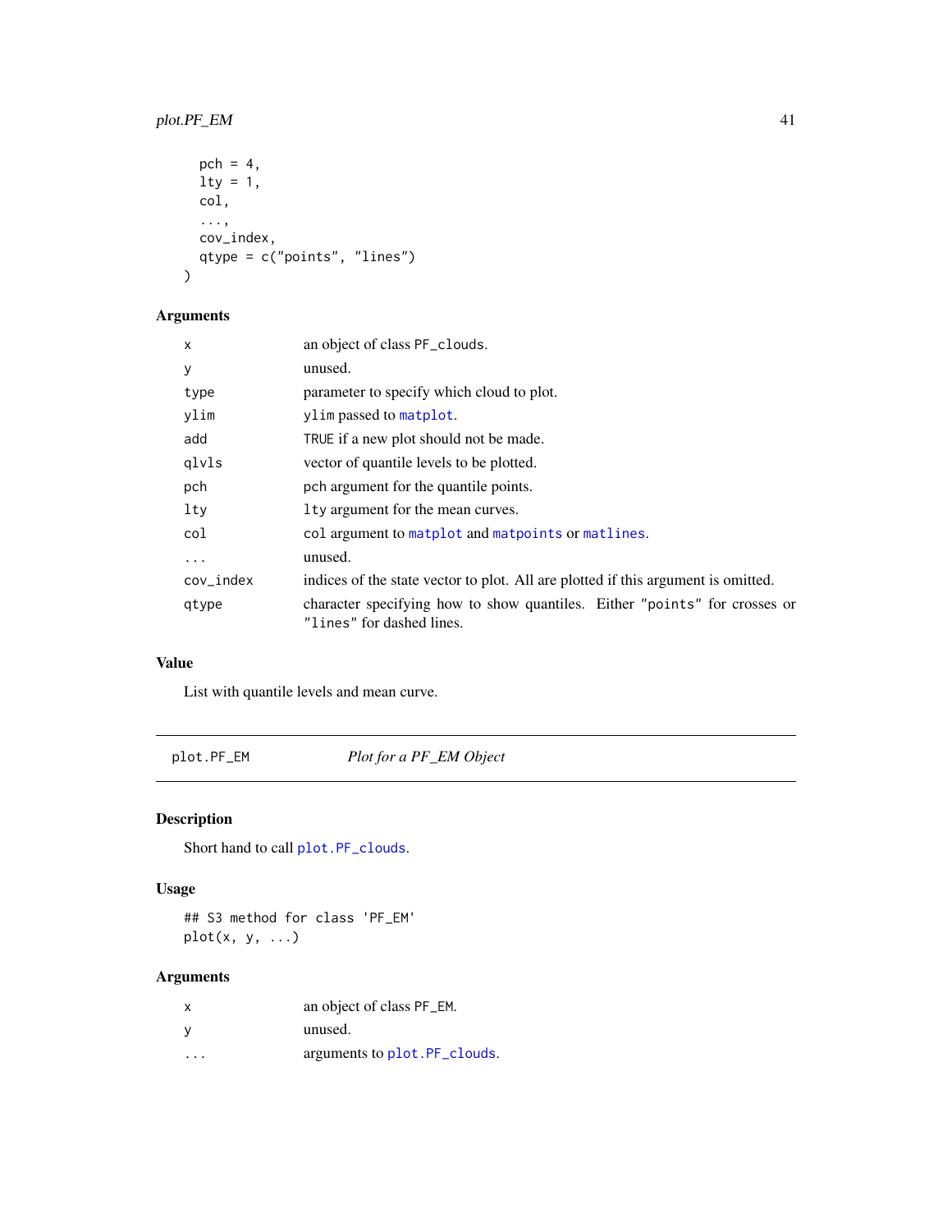```
  pch = 4,
  lty = 1,
  col,
  ...,
  cov_index,
  qtype = c("points", "lines")
)
```

### Arguments

| | |
|---|---|
| x | an object of class PF_clouds. |
| y | unused. |
| type | parameter to specify which cloud to plot. |
| ylim | ylim passed to matplot. |
| add | TRUE if a new plot should not be made. |
| qlvls | vector of quantile levels to be plotted. |
| pch | pch argument for the quantile points. |
| lty | lty argument for the mean curves. |
| col | col argument to matplot and matpoints or matlines. |
| ... | unused. |
| cov_index | indices of the state vector to plot. All are plotted if this argument is omitted. |
| qtype | character specifying how to show quantiles. Either "points" for crosses or "lines" for dashed lines. |

### Value

List with quantile levels and mean curve.

---

## plot.PF_EM — *Plot for a PF_EM Object*

### Description

Short hand to call plot.PF_clouds.

### Usage

```
## S3 method for class 'PF_EM'
plot(x, y, ...)
```

### Arguments

| | |
|---|---|
| x | an object of class PF_EM. |
| y | unused. |
| ... | arguments to plot.PF_clouds. |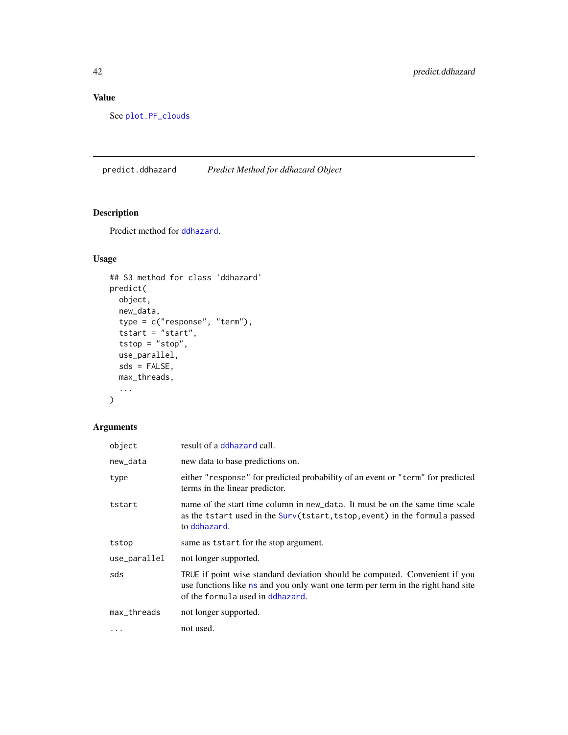## Value

See `plot.PF_clouds`

---

## predict.ddhazard — *Predict Method for ddhazard Object*

### Description

Predict method for `ddhazard`.

### Usage

```
## S3 method for class 'ddhazard'
predict(
  object,
  new_data,
  type = c("response", "term"),
  tstart = "start",
  tstop = "stop",
  use_parallel,
  sds = FALSE,
  max_threads,
  ...
)
```

### Arguments

| Argument | Description |
|---|---|
| `object` | result of a `ddhazard` call. |
| `new_data` | new data to base predictions on. |
| `type` | either `"response"` for predicted probability of an event or `"term"` for predicted terms in the linear predictor. |
| `tstart` | name of the start time column in `new_data`. It must be on the same time scale as the `tstart` used in the `Surv(tstart,tstop,event)` in the `formula` passed to `ddhazard`. |
| `tstop` | same as `tstart` for the stop argument. |
| `use_parallel` | not longer supported. |
| `sds` | `TRUE` if point wise standard deviation should be computed. Convenient if you use functions like `ns` and you only want one term per term in the right hand site of the `formula` used in `ddhazard`. |
| `max_threads` | not longer supported. |
| `...` | not used. |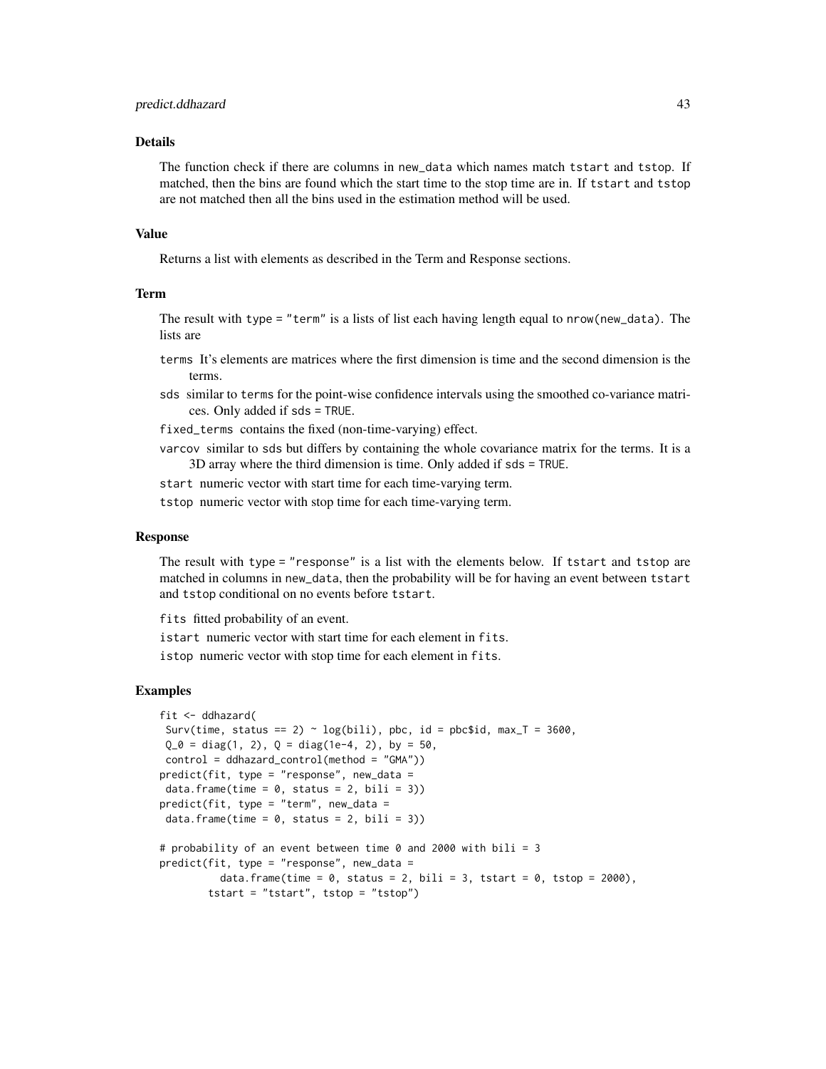## Details

The function check if there are columns in `new_data` which names match `tstart` and `tstop`. If matched, then the bins are found which the start time to the stop time are in. If `tstart` and `tstop` are not matched then all the bins used in the estimation method will be used.

## Value

Returns a list with elements as described in the Term and Response sections.

## Term

The result with `type = "term"` is a lists of list each having length equal to `nrow(new_data)`. The lists are

- `terms` It's elements are matrices where the first dimension is time and the second dimension is the terms.
- `sds` similar to `terms` for the point-wise confidence intervals using the smoothed co-variance matrices. Only added if `sds = TRUE`.
- `fixed_terms` contains the fixed (non-time-varying) effect.
- `varcov` similar to `sds` but differs by containing the whole covariance matrix for the terms. It is a 3D array where the third dimension is time. Only added if `sds = TRUE`.
- `start` numeric vector with start time for each time-varying term.
- `tstop` numeric vector with stop time for each time-varying term.

## Response

The result with `type = "response"` is a list with the elements below. If `tstart` and `tstop` are matched in columns in `new_data`, then the probability will be for having an event between `tstart` and `tstop` conditional on no events before `tstart`.

- `fits` fitted probability of an event.
- `istart` numeric vector with start time for each element in `fits`.
- `istop` numeric vector with stop time for each element in `fits`.

## Examples

```
fit <- ddhazard(
 Surv(time, status == 2) ~ log(bili), pbc, id = pbc$id, max_T = 3600,
 Q_0 = diag(1, 2), Q = diag(1e-4, 2), by = 50,
 control = ddhazard_control(method = "GMA"))
predict(fit, type = "response", new_data =
 data.frame(time = 0, status = 2, bili = 3))
predict(fit, type = "term", new_data =
 data.frame(time = 0, status = 2, bili = 3))

# probability of an event between time 0 and 2000 with bili = 3
predict(fit, type = "response", new_data =
          data.frame(time = 0, status = 2, bili = 3, tstart = 0, tstop = 2000),
        tstart = "tstart", tstop = "tstop")
```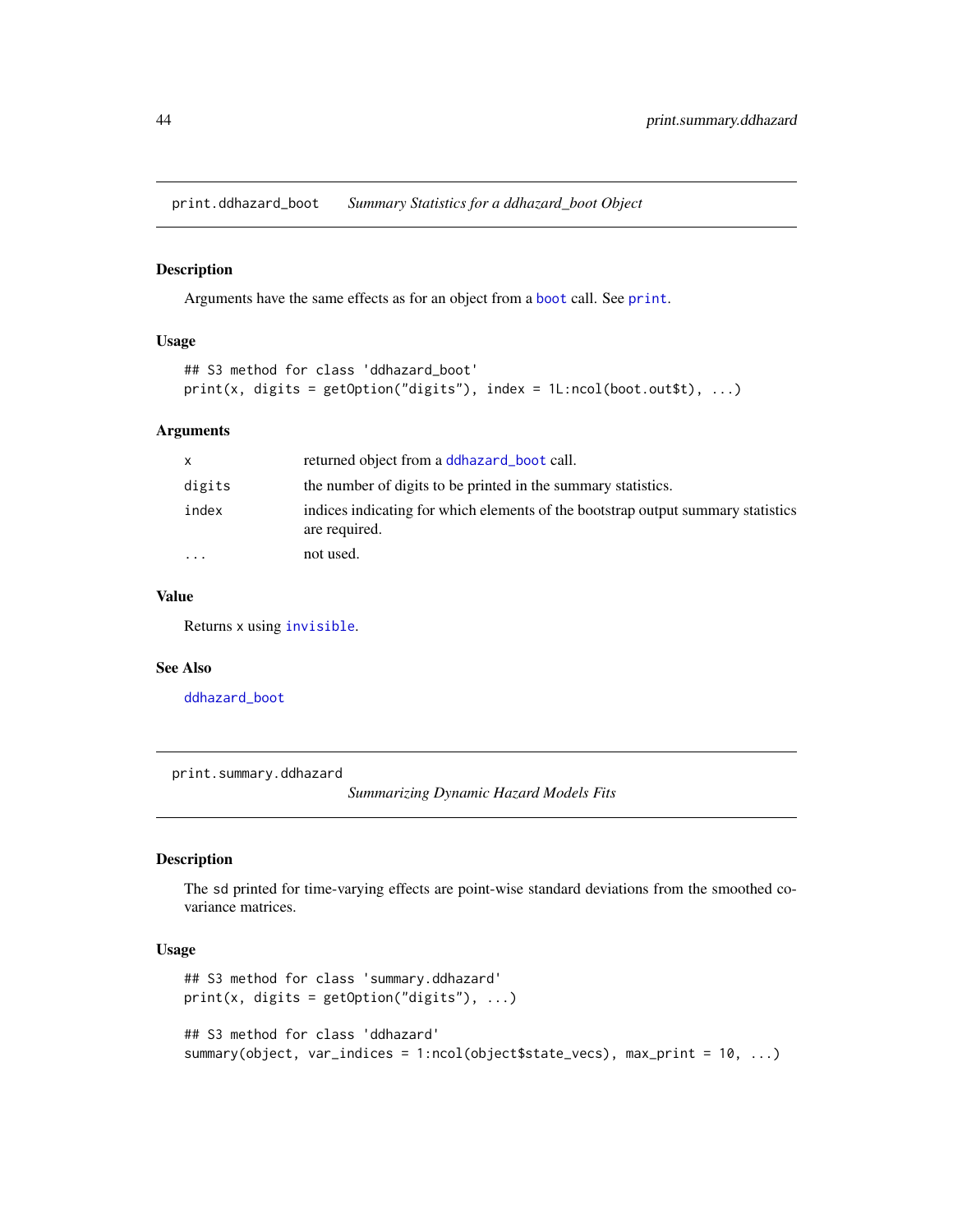## print.ddhazard_boot — *Summary Statistics for a ddhazard_boot Object*

### Description

Arguments have the same effects as for an object from a `boot` call. See `print`.

### Usage

```
## S3 method for class 'ddhazard_boot'
print(x, digits = getOption("digits"), index = 1L:ncol(boot.out$t), ...)
```

### Arguments

| | |
|---|---|
| `x` | returned object from a `ddhazard_boot` call. |
| `digits` | the number of digits to be printed in the summary statistics. |
| `index` | indices indicating for which elements of the bootstrap output summary statistics are required. |
| `...` | not used. |

### Value

Returns `x` using `invisible`.

### See Also

`ddhazard_boot`

## print.summary.ddhazard — *Summarizing Dynamic Hazard Models Fits*

### Description

The sd printed for time-varying effects are point-wise standard deviations from the smoothed covariance matrices.

### Usage

```
## S3 method for class 'summary.ddhazard'
print(x, digits = getOption("digits"), ...)

## S3 method for class 'ddhazard'
summary(object, var_indices = 1:ncol(object$state_vecs), max_print = 10, ...)
```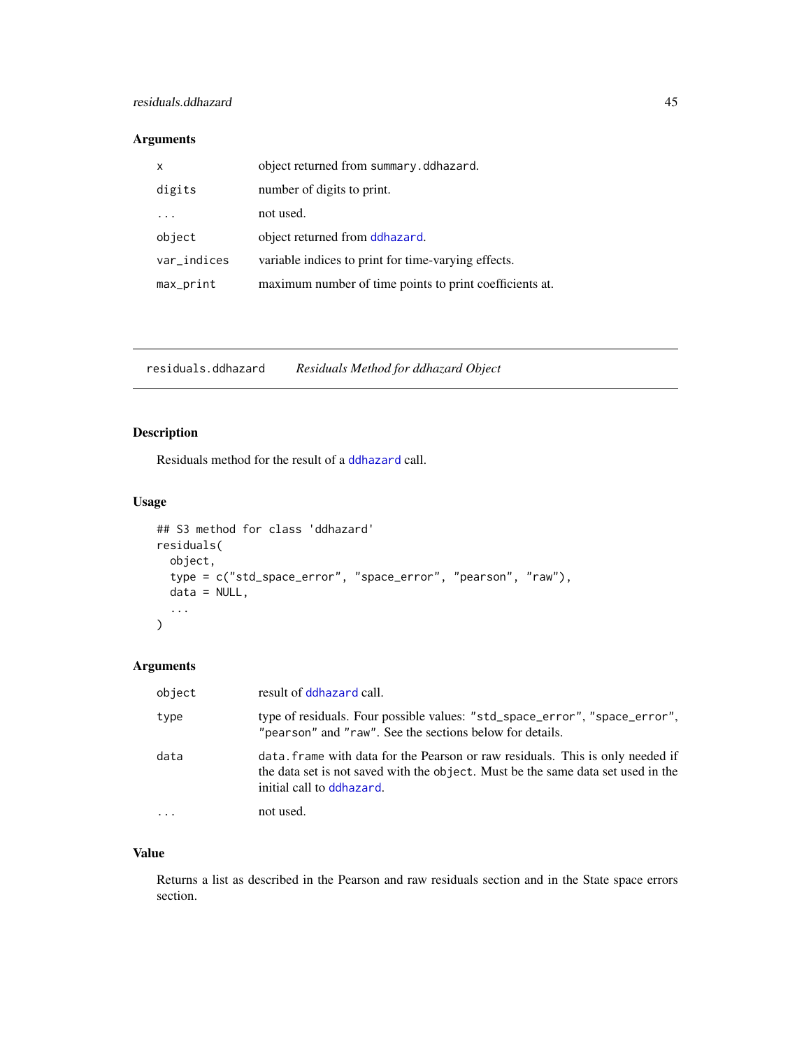## Arguments

| | |
|---|---|
| `x` | object returned from `summary.ddhazard`. |
| `digits` | number of digits to print. |
| `...` | not used. |
| `object` | object returned from `ddhazard`. |
| `var_indices` | variable indices to print for time-varying effects. |
| `max_print` | maximum number of time points to print coefficients at. |

---

`residuals.ddhazard` *Residuals Method for ddhazard Object*

---

## Description

Residuals method for the result of a `ddhazard` call.

## Usage

```
## S3 method for class 'ddhazard'
residuals(
  object,
  type = c("std_space_error", "space_error", "pearson", "raw"),
  data = NULL,
  ...
)
```

## Arguments

| | |
|---|---|
| `object` | result of `ddhazard` call. |
| `type` | type of residuals. Four possible values: `"std_space_error"`, `"space_error"`, `"pearson"` and `"raw"`. See the sections below for details. |
| `data` | `data.frame` with data for the Pearson or raw residuals. This is only needed if the data set is not saved with the `object`. Must be the same data set used in the initial call to `ddhazard`. |
| `...` | not used. |

## Value

Returns a list as described in the Pearson and raw residuals section and in the State space errors section.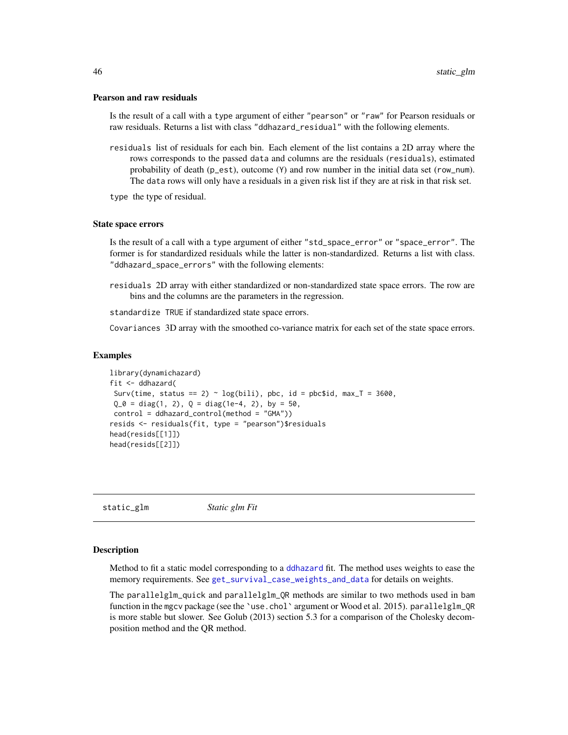### Pearson and raw residuals

Is the result of a call with a `type` argument of either `"pearson"` or `"raw"` for Pearson residuals or raw residuals. Returns a list with class `"ddhazard_residual"` with the following elements.

`residuals` list of residuals for each bin. Each element of the list contains a 2D array where the rows corresponds to the passed `data` and columns are the residuals (`residuals`), estimated probability of death (`p_est`), outcome (`Y`) and row number in the initial data set (`row_num`). The `data` rows will only have a residuals in a given risk list if they are at risk in that risk set.

`type` the type of residual.

### State space errors

Is the result of a call with a `type` argument of either `"std_space_error"` or `"space_error"`. The former is for standardized residuals while the latter is non-standardized. Returns a list with class. `"ddhazard_space_errors"` with the following elements:

`residuals` 2D array with either standardized or non-standardized state space errors. The row are bins and the columns are the parameters in the regression.

`standardize` `TRUE` if standardized state space errors.

`Covariances` 3D array with the smoothed co-variance matrix for each set of the state space errors.

### Examples

```
library(dynamichazard)
fit <- ddhazard(
 Surv(time, status == 2) ~ log(bili), pbc, id = pbc$id, max_T = 3600,
 Q_0 = diag(1, 2), Q = diag(1e-4, 2), by = 50,
 control = ddhazard_control(method = "GMA"))
resids <- residuals(fit, type = "pearson")$residuals
head(resids[[1]])
head(resids[[2]])
```

---

## static_glm *Static glm Fit*

### Description

Method to fit a static model corresponding to a `ddhazard` fit. The method uses weights to ease the memory requirements. See `get_survival_case_weights_and_data` for details on weights.

The `parallelglm_quick` and `parallelglm_QR` methods are similar to two methods used in `bam` function in the `mgcv` package (see the ``use.chol`` argument or Wood et al. 2015). `parallelglm_QR` is more stable but slower. See Golub (2013) section 5.3 for a comparison of the Cholesky decomposition method and the QR method.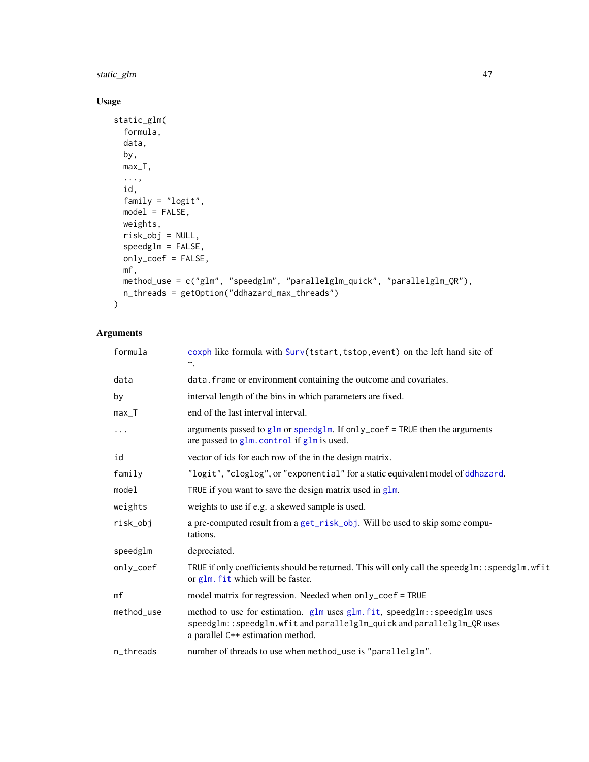## Usage

```
static_glm(
  formula,
  data,
  by,
  max_T,
  ...,
  id,
  family = "logit",
  model = FALSE,
  weights,
  risk_obj = NULL,
  speedglm = FALSE,
  only_coef = FALSE,
  mf,
  method_use = c("glm", "speedglm", "parallelglm_quick", "parallelglm_QR"),
  n_threads = getOption("ddhazard_max_threads")
)
```

## Arguments

| | |
|---|---|
| `formula` | `coxph` like formula with `Surv(tstart,tstop,event)` on the left hand site of `~`. |
| `data` | `data.frame` or environment containing the outcome and covariates. |
| `by` | interval length of the bins in which parameters are fixed. |
| `max_T` | end of the last interval interval. |
| `...` | arguments passed to `glm` or `speedglm`. If `only_coef = TRUE` then the arguments are passed to `glm.control` if `glm` is used. |
| `id` | vector of ids for each row of the in the design matrix. |
| `family` | `"logit"`, `"cloglog"`, or `"exponential"` for a static equivalent model of `ddhazard`. |
| `model` | `TRUE` if you want to save the design matrix used in `glm`. |
| `weights` | weights to use if e.g. a skewed sample is used. |
| `risk_obj` | a pre-computed result from a `get_risk_obj`. Will be used to skip some computations. |
| `speedglm` | depreciated. |
| `only_coef` | `TRUE` if only coefficients should be returned. This will only call the `speedglm::speedglm.wfit` or `glm.fit` which will be faster. |
| `mf` | model matrix for regression. Needed when `only_coef = TRUE` |
| `method_use` | method to use for estimation. `glm` uses `glm.fit`, `speedglm::speedglm` uses `speedglm::speedglm.wfit` and `parallelglm_quick` and `parallelglm_QR` uses a parallel C++ estimation method. |
| `n_threads` | number of threads to use when `method_use` is `"parallelglm"`. |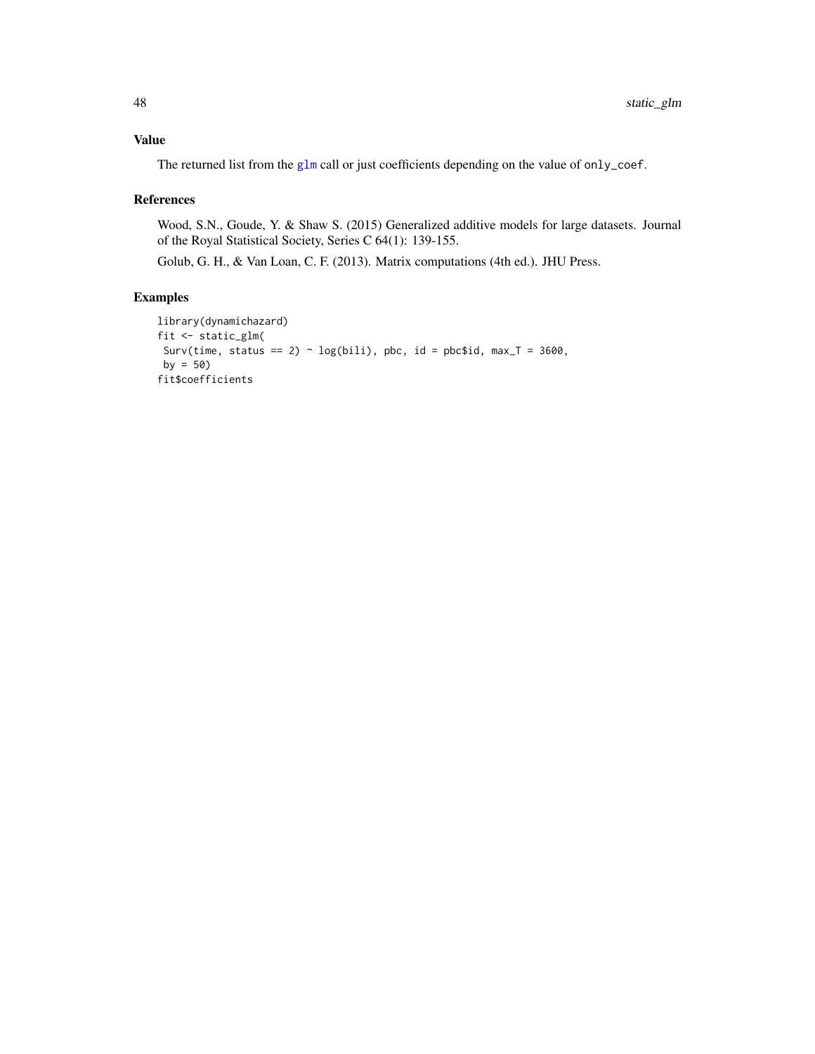## Value

The returned list from the glm call or just coefficients depending on the value of `only_coef`.

## References

Wood, S.N., Goude, Y. & Shaw S. (2015) Generalized additive models for large datasets. Journal of the Royal Statistical Society, Series C 64(1): 139-155.

Golub, G. H., & Van Loan, C. F. (2013). Matrix computations (4th ed.). JHU Press.

## Examples

```
library(dynamichazard)
fit <- static_glm(
 Surv(time, status == 2) ~ log(bili), pbc, id = pbc$id, max_T = 3600,
 by = 50)
fit$coefficients
```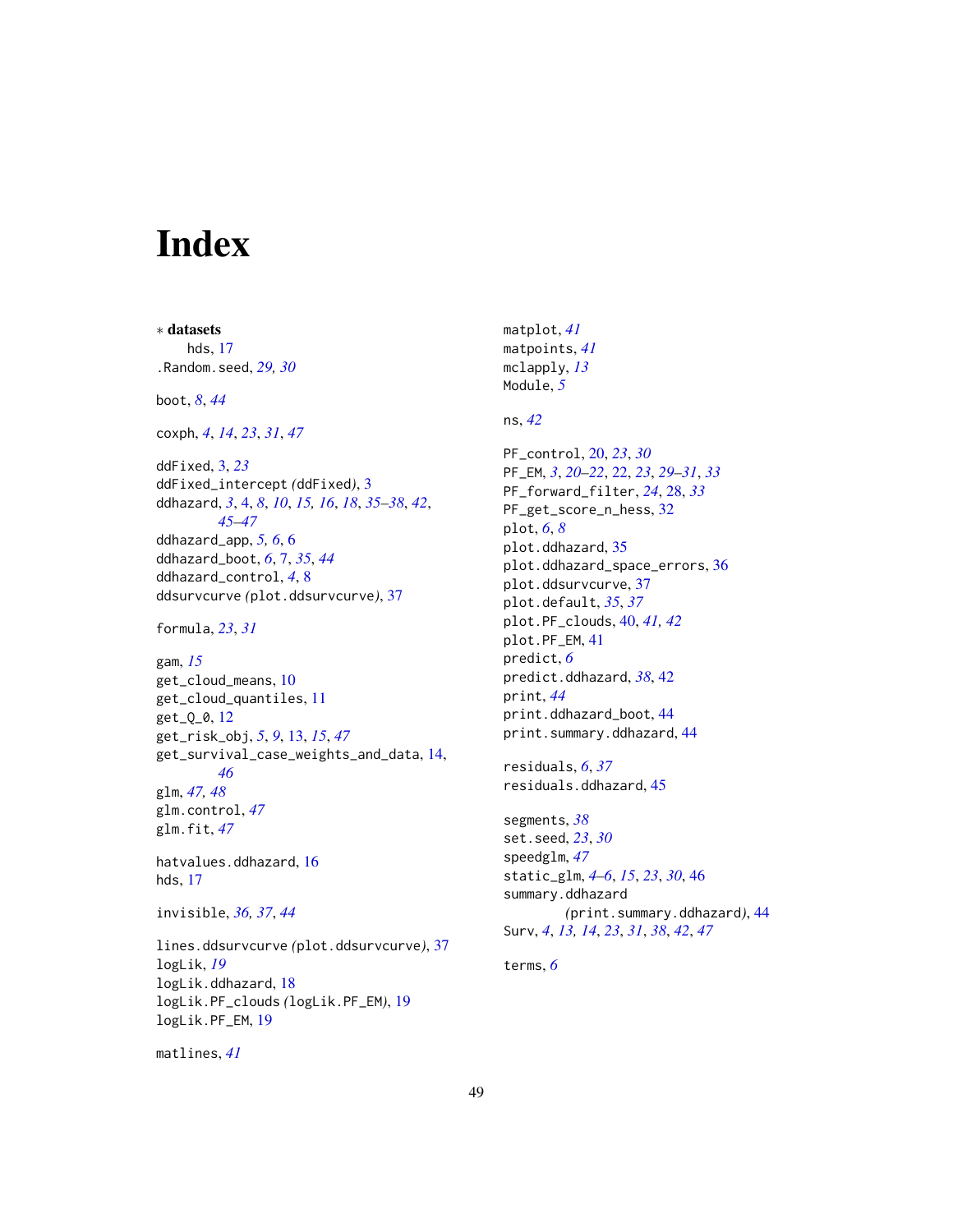# Index

∗ **datasets**
hds, 17

.Random.seed, *29, 30*

boot, *8*, *44*

coxph, *4*, *14*, *23*, *31*, *47*

ddFixed, 3, *23*
ddFixed_intercept *(*ddFixed*)*, 3
ddhazard, *3*, 4, *8*, *10*, *15, 16*, *18*, *35–38*, *42*, *45–47*
ddhazard_app, *5, 6*, 6
ddhazard_boot, *6*, 7, *35*, *44*
ddhazard_control, *4*, 8
ddsurvcurve *(*plot.ddsurvcurve*)*, 37

formula, *23*, *31*

gam, *15*
get_cloud_means, 10
get_cloud_quantiles, 11
get_Q_0, 12
get_risk_obj, *5*, *9*, 13, *15*, *47*
get_survival_case_weights_and_data, 14, *46*
glm, *47, 48*
glm.control, *47*
glm.fit, *47*

hatvalues.ddhazard, 16
hds, 17

invisible, *36, 37*, *44*

lines.ddsurvcurve *(*plot.ddsurvcurve*)*, 37
logLik, *19*
logLik.ddhazard, 18
logLik.PF_clouds *(*logLik.PF_EM*)*, 19
logLik.PF_EM, 19

matlines, *41*
matplot, *41*
matpoints, *41*
mclapply, *13*
Module, *5*

ns, *42*

PF_control, 20, *23*, *30*
PF_EM, *3*, *20–22*, 22, *23*, *29–31*, *33*
PF_forward_filter, *24*, 28, *33*
PF_get_score_n_hess, 32
plot, *6*, *8*
plot.ddhazard, 35
plot.ddhazard_space_errors, 36
plot.ddsurvcurve, 37
plot.default, *35*, *37*
plot.PF_clouds, 40, *41, 42*
plot.PF_EM, 41
predict, *6*
predict.ddhazard, *38*, 42
print, *44*
print.ddhazard_boot, 44
print.summary.ddhazard, 44

residuals, *6*, *37*
residuals.ddhazard, 45

segments, *38*
set.seed, *23*, *30*
speedglm, *47*
static_glm, *4–6*, *15*, *23*, *30*, 46
summary.ddhazard *(*print.summary.ddhazard*)*, 44
Surv, *4*, *13, 14*, *23*, *31*, *38*, *42*, *47*

terms, *6*